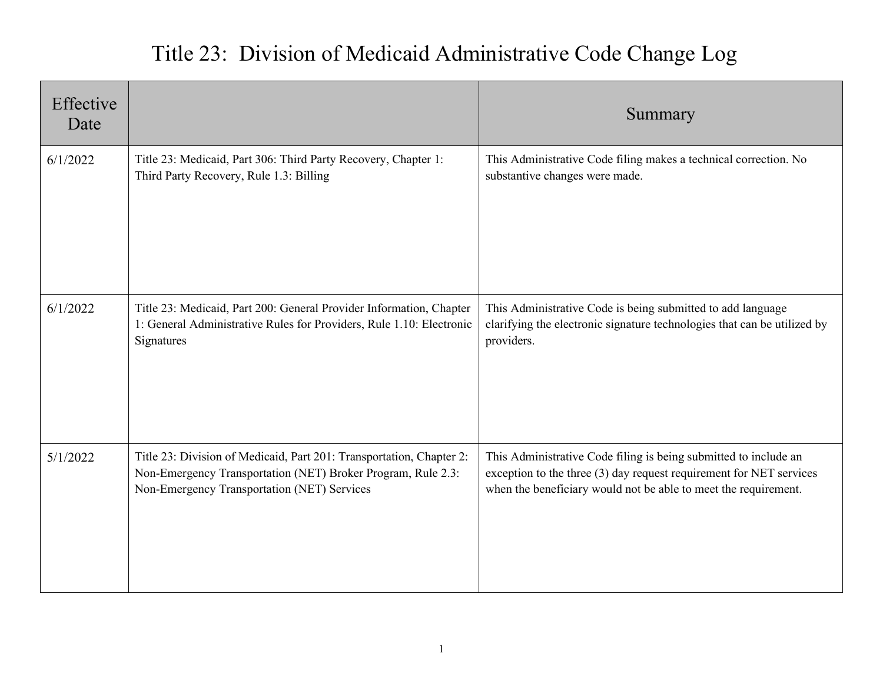# Title 23: Division of Medicaid Administrative Code Change Log

| Effective Date | | Summary |
|---|---|---|
| 6/1/2022 | Title 23: Medicaid, Part 306: Third Party Recovery, Chapter 1: Third Party Recovery, Rule 1.3: Billing | This Administrative Code filing makes a technical correction. No substantive changes were made. |
| 6/1/2022 | Title 23: Medicaid, Part 200: General Provider Information, Chapter 1: General Administrative Rules for Providers, Rule 1.10: Electronic Signatures | This Administrative Code is being submitted to add language clarifying the electronic signature technologies that can be utilized by providers. |
| 5/1/2022 | Title 23: Division of Medicaid, Part 201: Transportation, Chapter 2: Non-Emergency Transportation (NET) Broker Program, Rule 2.3: Non-Emergency Transportation (NET) Services | This Administrative Code filing is being submitted to include an exception to the three (3) day request requirement for NET services when the beneficiary would not be able to meet the requirement. |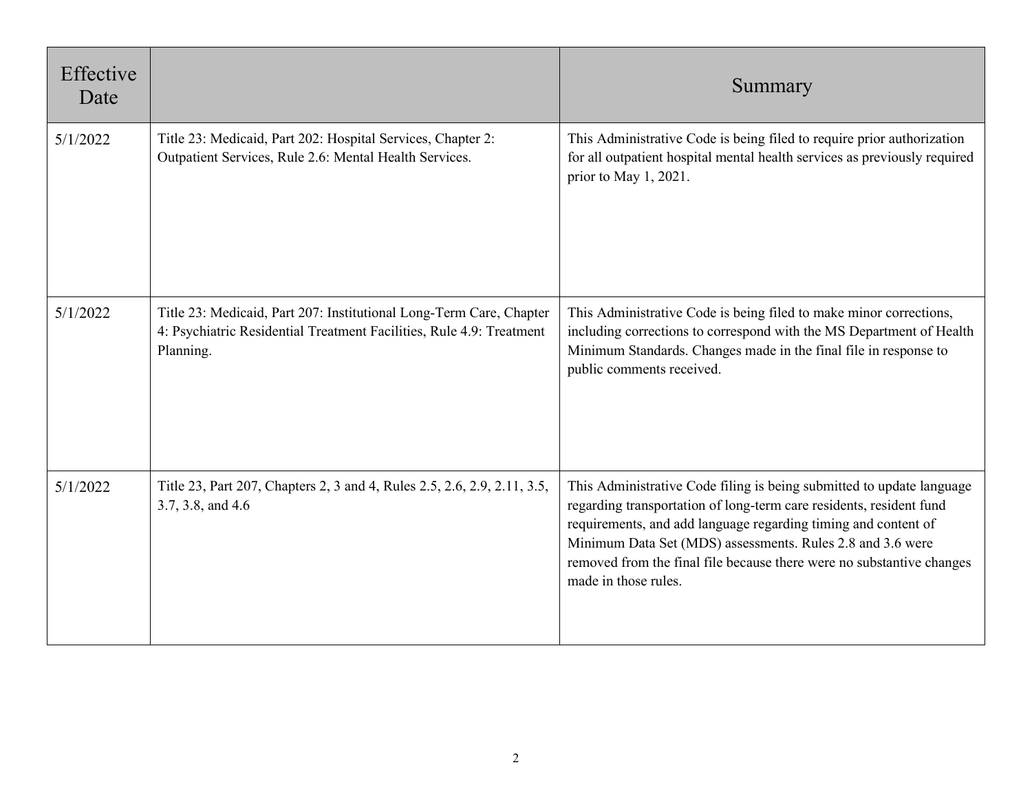| Effective Date | | Summary |
|---|---|---|
| 5/1/2022 | Title 23: Medicaid, Part 202: Hospital Services, Chapter 2: Outpatient Services, Rule 2.6: Mental Health Services. | This Administrative Code is being filed to require prior authorization for all outpatient hospital mental health services as previously required prior to May 1, 2021. |
| 5/1/2022 | Title 23: Medicaid, Part 207: Institutional Long-Term Care, Chapter 4: Psychiatric Residential Treatment Facilities, Rule 4.9: Treatment Planning. | This Administrative Code is being filed to make minor corrections, including corrections to correspond with the MS Department of Health Minimum Standards. Changes made in the final file in response to public comments received. |
| 5/1/2022 | Title 23, Part 207, Chapters 2, 3 and 4, Rules 2.5, 2.6, 2.9, 2.11, 3.5, 3.7, 3.8, and 4.6 | This Administrative Code filing is being submitted to update language regarding transportation of long-term care residents, resident fund requirements, and add language regarding timing and content of Minimum Data Set (MDS) assessments. Rules 2.8 and 3.6 were removed from the final file because there were no substantive changes made in those rules. |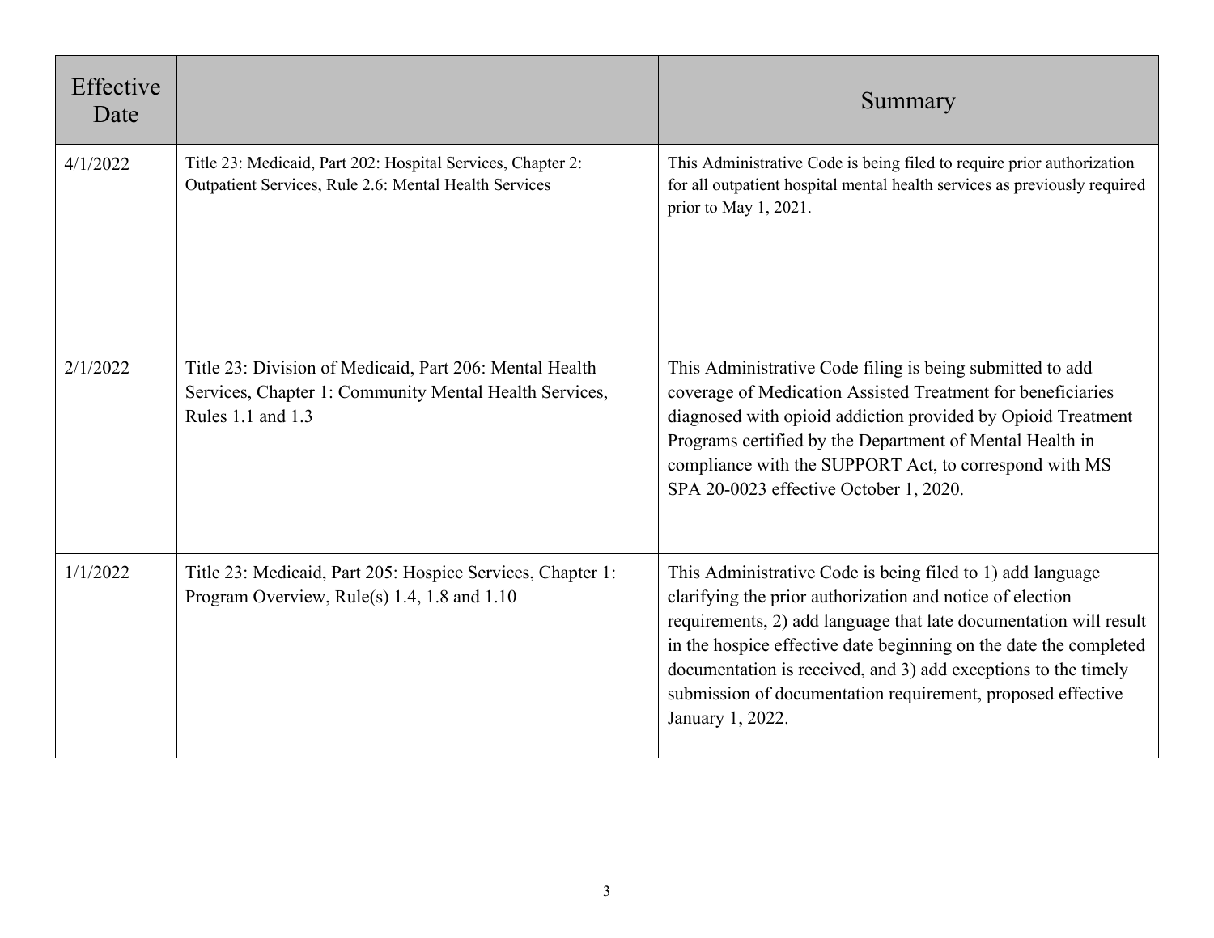| Effective Date | | Summary |
|---|---|---|
| 4/1/2022 | Title 23: Medicaid, Part 202: Hospital Services, Chapter 2: Outpatient Services, Rule 2.6: Mental Health Services | This Administrative Code is being filed to require prior authorization for all outpatient hospital mental health services as previously required prior to May 1, 2021. |
| 2/1/2022 | Title 23: Division of Medicaid, Part 206: Mental Health Services, Chapter 1: Community Mental Health Services, Rules 1.1 and 1.3 | This Administrative Code filing is being submitted to add coverage of Medication Assisted Treatment for beneficiaries diagnosed with opioid addiction provided by Opioid Treatment Programs certified by the Department of Mental Health in compliance with the SUPPORT Act, to correspond with MS SPA 20-0023 effective October 1, 2020. |
| 1/1/2022 | Title 23: Medicaid, Part 205: Hospice Services, Chapter 1: Program Overview, Rule(s) 1.4, 1.8 and 1.10 | This Administrative Code is being filed to 1) add language clarifying the prior authorization and notice of election requirements, 2) add language that late documentation will result in the hospice effective date beginning on the date the completed documentation is received, and 3) add exceptions to the timely submission of documentation requirement, proposed effective January 1, 2022. |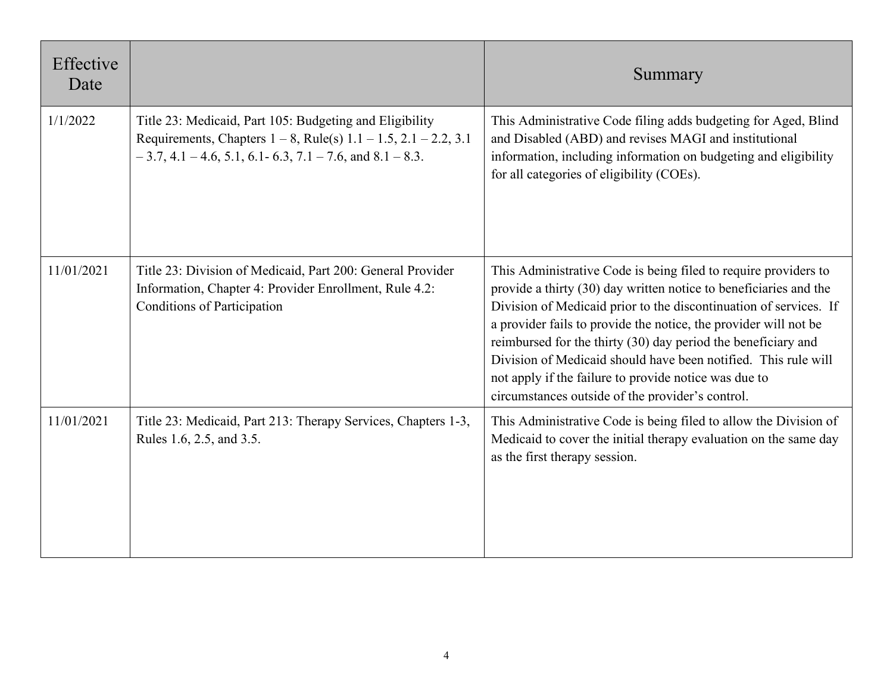| Effective Date | | Summary |
|---|---|---|
| 1/1/2022 | Title 23: Medicaid, Part 105: Budgeting and Eligibility Requirements, Chapters 1 – 8, Rule(s) 1.1 – 1.5, 2.1 – 2.2, 3.1 – 3.7, 4.1 – 4.6, 5.1, 6.1- 6.3, 7.1 – 7.6, and 8.1 – 8.3. | This Administrative Code filing adds budgeting for Aged, Blind and Disabled (ABD) and revises MAGI and institutional information, including information on budgeting and eligibility for all categories of eligibility (COEs). |
| 11/01/2021 | Title 23: Division of Medicaid, Part 200: General Provider Information, Chapter 4: Provider Enrollment, Rule 4.2: Conditions of Participation | This Administrative Code is being filed to require providers to provide a thirty (30) day written notice to beneficiaries and the Division of Medicaid prior to the discontinuation of services. If a provider fails to provide the notice, the provider will not be reimbursed for the thirty (30) day period the beneficiary and Division of Medicaid should have been notified. This rule will not apply if the failure to provide notice was due to circumstances outside of the provider's control. |
| 11/01/2021 | Title 23: Medicaid, Part 213: Therapy Services, Chapters 1-3, Rules 1.6, 2.5, and 3.5. | This Administrative Code is being filed to allow the Division of Medicaid to cover the initial therapy evaluation on the same day as the first therapy session. |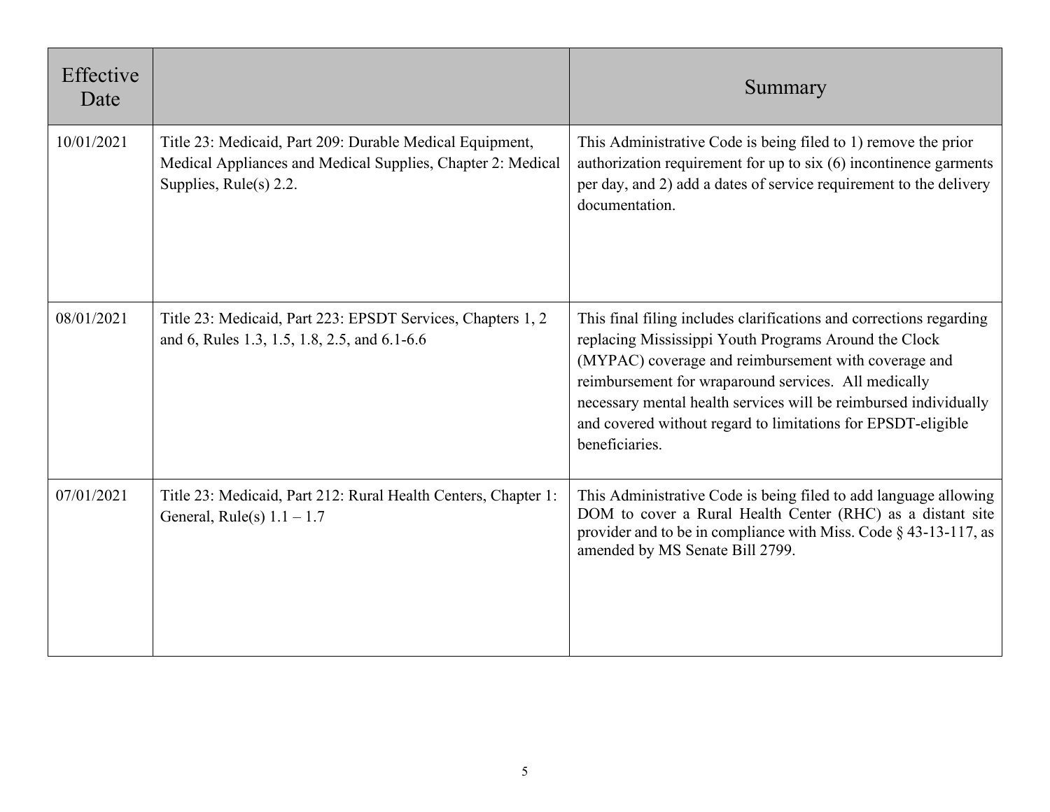| Effective Date | | Summary |
| --- | --- | --- |
| 10/01/2021 | Title 23: Medicaid, Part 209: Durable Medical Equipment, Medical Appliances and Medical Supplies, Chapter 2: Medical Supplies, Rule(s) 2.2. | This Administrative Code is being filed to 1) remove the prior authorization requirement for up to six (6) incontinence garments per day, and 2) add a dates of service requirement to the delivery documentation. |
| 08/01/2021 | Title 23: Medicaid, Part 223: EPSDT Services, Chapters 1, 2 and 6, Rules 1.3, 1.5, 1.8, 2.5, and 6.1-6.6 | This final filing includes clarifications and corrections regarding replacing Mississippi Youth Programs Around the Clock (MYPAC) coverage and reimbursement with coverage and reimbursement for wraparound services. All medically necessary mental health services will be reimbursed individually and covered without regard to limitations for EPSDT-eligible beneficiaries. |
| 07/01/2021 | Title 23: Medicaid, Part 212: Rural Health Centers, Chapter 1: General, Rule(s) 1.1 – 1.7 | This Administrative Code is being filed to add language allowing DOM to cover a Rural Health Center (RHC) as a distant site provider and to be in compliance with Miss. Code § 43-13-117, as amended by MS Senate Bill 2799. |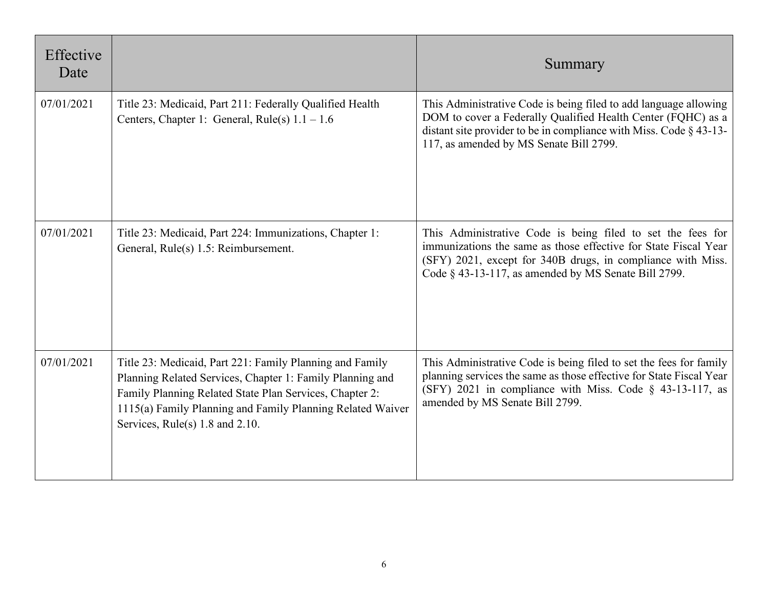| Effective Date | | Summary |
|---|---|---|
| 07/01/2021 | Title 23: Medicaid, Part 211: Federally Qualified Health Centers, Chapter 1: General, Rule(s) 1.1 – 1.6 | This Administrative Code is being filed to add language allowing DOM to cover a Federally Qualified Health Center (FQHC) as a distant site provider to be in compliance with Miss. Code § 43-13-117, as amended by MS Senate Bill 2799. |
| 07/01/2021 | Title 23: Medicaid, Part 224: Immunizations, Chapter 1: General, Rule(s) 1.5: Reimbursement. | This Administrative Code is being filed to set the fees for immunizations the same as those effective for State Fiscal Year (SFY) 2021, except for 340B drugs, in compliance with Miss. Code § 43-13-117, as amended by MS Senate Bill 2799. |
| 07/01/2021 | Title 23: Medicaid, Part 221: Family Planning and Family Planning Related Services, Chapter 1: Family Planning and Family Planning Related State Plan Services, Chapter 2: 1115(a) Family Planning and Family Planning Related Waiver Services, Rule(s) 1.8 and 2.10. | This Administrative Code is being filed to set the fees for family planning services the same as those effective for State Fiscal Year (SFY) 2021 in compliance with Miss. Code § 43-13-117, as amended by MS Senate Bill 2799. |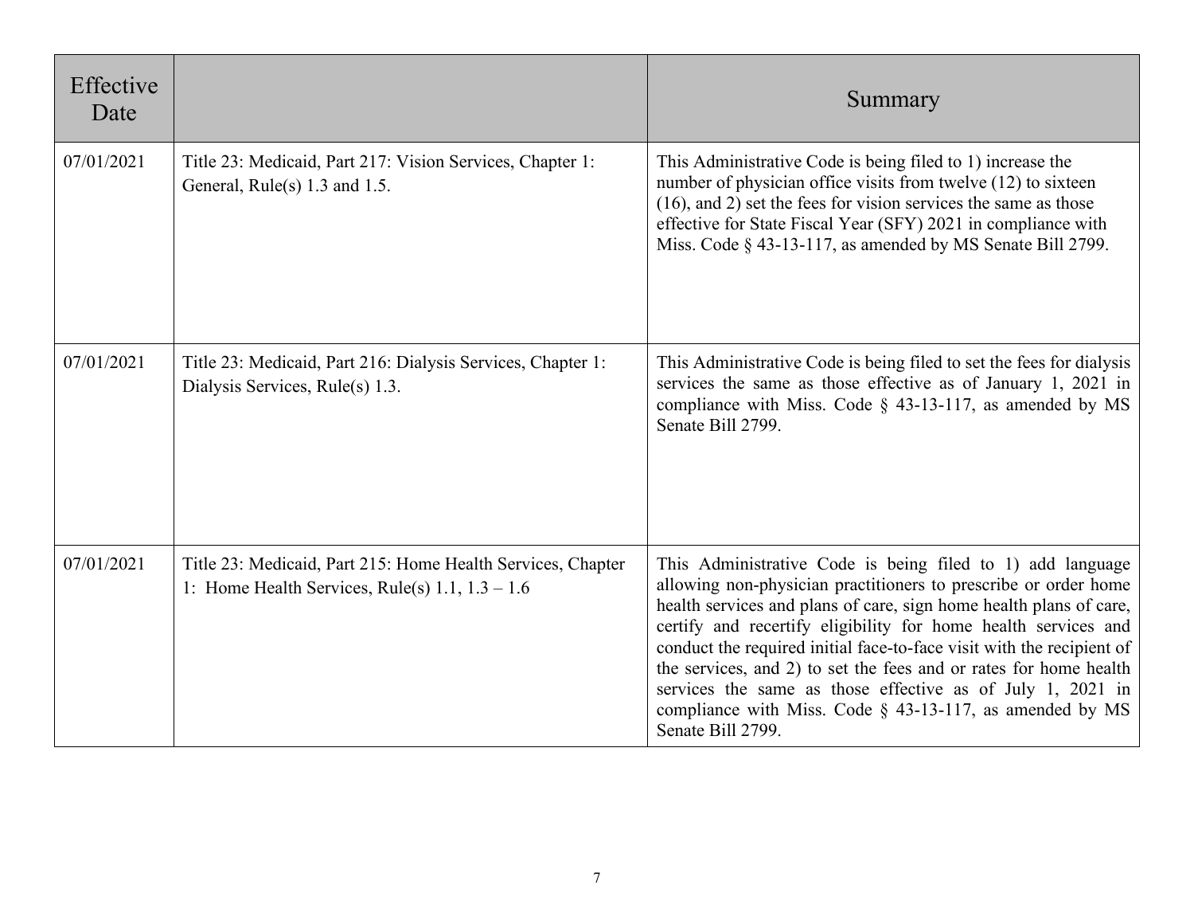| Effective Date | | Summary |
|---|---|---|
| 07/01/2021 | Title 23: Medicaid, Part 217: Vision Services, Chapter 1: General, Rule(s) 1.3 and 1.5. | This Administrative Code is being filed to 1) increase the number of physician office visits from twelve (12) to sixteen (16), and 2) set the fees for vision services the same as those effective for State Fiscal Year (SFY) 2021 in compliance with Miss. Code § 43-13-117, as amended by MS Senate Bill 2799. |
| 07/01/2021 | Title 23: Medicaid, Part 216: Dialysis Services, Chapter 1: Dialysis Services, Rule(s) 1.3. | This Administrative Code is being filed to set the fees for dialysis services the same as those effective as of January 1, 2021 in compliance with Miss. Code § 43-13-117, as amended by MS Senate Bill 2799. |
| 07/01/2021 | Title 23: Medicaid, Part 215: Home Health Services, Chapter 1: Home Health Services, Rule(s) 1.1, 1.3 – 1.6 | This Administrative Code is being filed to 1) add language allowing non-physician practitioners to prescribe or order home health services and plans of care, sign home health plans of care, certify and recertify eligibility for home health services and conduct the required initial face-to-face visit with the recipient of the services, and 2) to set the fees and or rates for home health services the same as those effective as of July 1, 2021 in compliance with Miss. Code § 43-13-117, as amended by MS Senate Bill 2799. |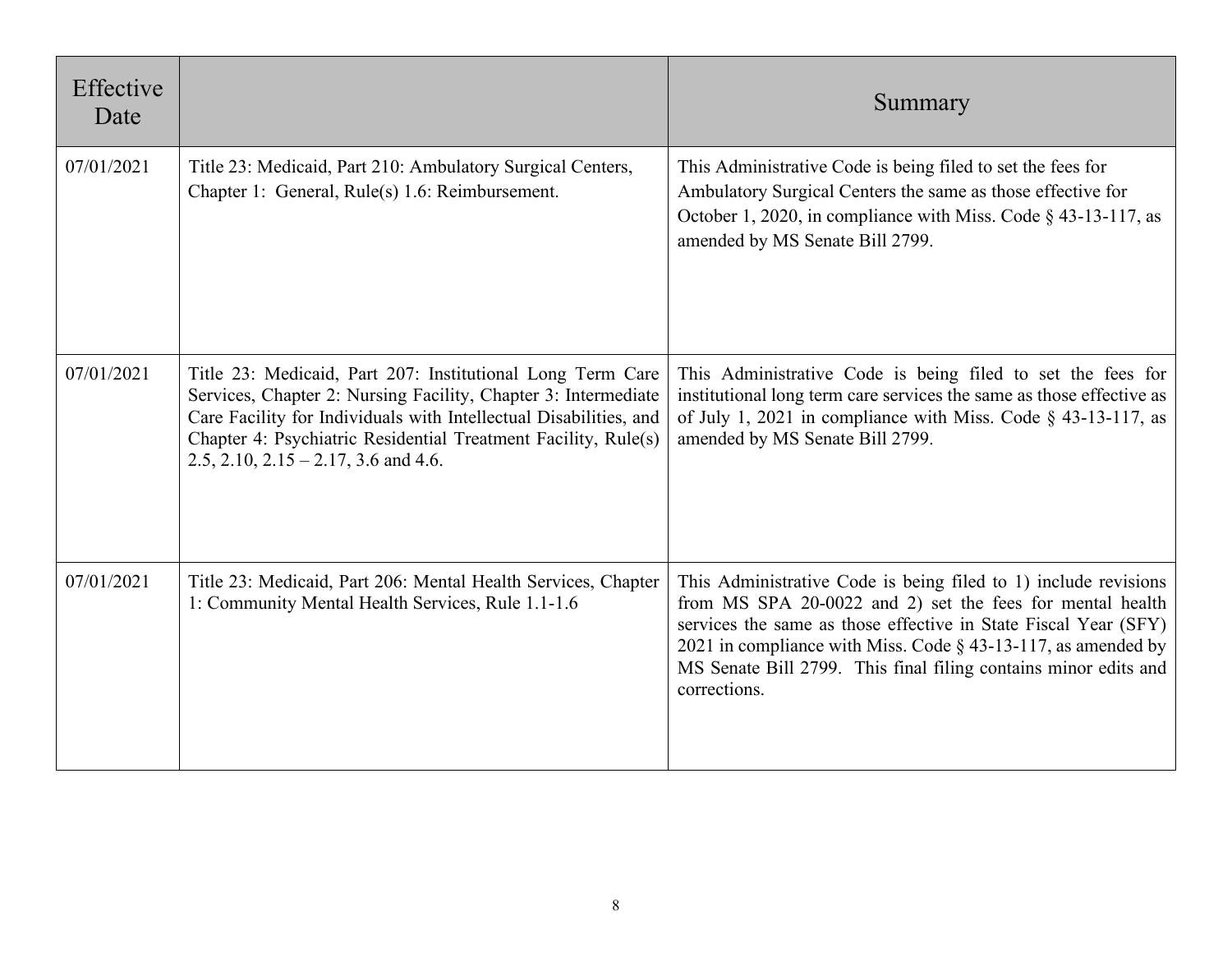| Effective Date | | Summary |
|---|---|---|
| 07/01/2021 | Title 23: Medicaid, Part 210: Ambulatory Surgical Centers, Chapter 1: General, Rule(s) 1.6: Reimbursement. | This Administrative Code is being filed to set the fees for Ambulatory Surgical Centers the same as those effective for October 1, 2020, in compliance with Miss. Code § 43-13-117, as amended by MS Senate Bill 2799. |
| 07/01/2021 | Title 23: Medicaid, Part 207: Institutional Long Term Care Services, Chapter 2: Nursing Facility, Chapter 3: Intermediate Care Facility for Individuals with Intellectual Disabilities, and Chapter 4: Psychiatric Residential Treatment Facility, Rule(s) 2.5, 2.10, 2.15 – 2.17, 3.6 and 4.6. | This Administrative Code is being filed to set the fees for institutional long term care services the same as those effective as of July 1, 2021 in compliance with Miss. Code § 43-13-117, as amended by MS Senate Bill 2799. |
| 07/01/2021 | Title 23: Medicaid, Part 206: Mental Health Services, Chapter 1: Community Mental Health Services, Rule 1.1-1.6 | This Administrative Code is being filed to 1) include revisions from MS SPA 20-0022 and 2) set the fees for mental health services the same as those effective in State Fiscal Year (SFY) 2021 in compliance with Miss. Code § 43-13-117, as amended by MS Senate Bill 2799. This final filing contains minor edits and corrections. |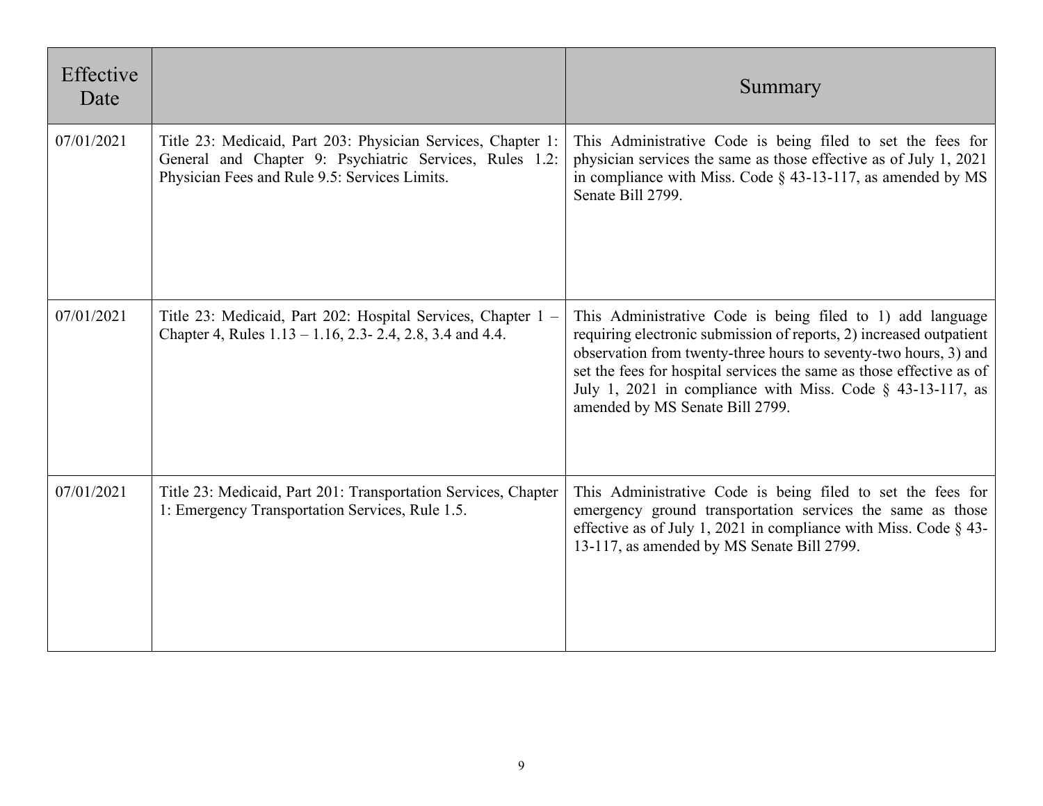| Effective Date | | Summary |
|---|---|---|
| 07/01/2021 | Title 23: Medicaid, Part 203: Physician Services, Chapter 1: General and Chapter 9: Psychiatric Services, Rules 1.2: Physician Fees and Rule 9.5: Services Limits. | This Administrative Code is being filed to set the fees for physician services the same as those effective as of July 1, 2021 in compliance with Miss. Code § 43-13-117, as amended by MS Senate Bill 2799. |
| 07/01/2021 | Title 23: Medicaid, Part 202: Hospital Services, Chapter 1 – Chapter 4, Rules 1.13 – 1.16, 2.3- 2.4, 2.8, 3.4 and 4.4. | This Administrative Code is being filed to 1) add language requiring electronic submission of reports, 2) increased outpatient observation from twenty-three hours to seventy-two hours, 3) and set the fees for hospital services the same as those effective as of July 1, 2021 in compliance with Miss. Code § 43-13-117, as amended by MS Senate Bill 2799. |
| 07/01/2021 | Title 23: Medicaid, Part 201: Transportation Services, Chapter 1: Emergency Transportation Services, Rule 1.5. | This Administrative Code is being filed to set the fees for emergency ground transportation services the same as those effective as of July 1, 2021 in compliance with Miss. Code § 43-13-117, as amended by MS Senate Bill 2799. |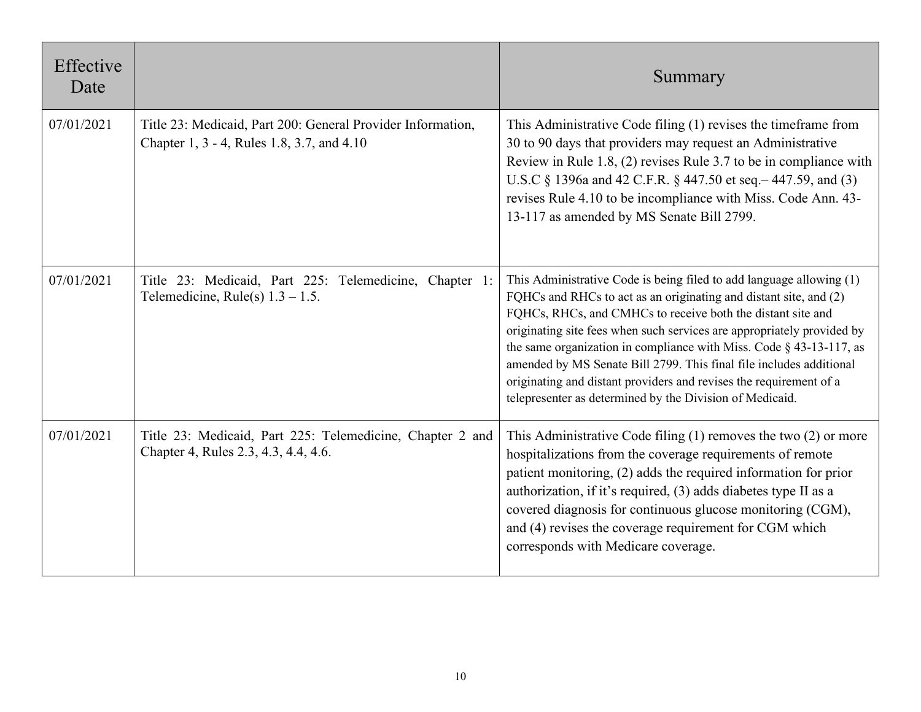| Effective Date | | Summary |
| --- | --- | --- |
| 07/01/2021 | Title 23: Medicaid, Part 200: General Provider Information, Chapter 1, 3 - 4, Rules 1.8, 3.7, and 4.10 | This Administrative Code filing (1) revises the timeframe from 30 to 90 days that providers may request an Administrative Review in Rule 1.8, (2) revises Rule 3.7 to be in compliance with U.S.C § 1396a and 42 C.F.R. § 447.50 et seq.– 447.59, and (3) revises Rule 4.10 to be incompliance with Miss. Code Ann. 43-13-117 as amended by MS Senate Bill 2799. |
| 07/01/2021 | Title 23: Medicaid, Part 225: Telemedicine, Chapter 1: Telemedicine, Rule(s) 1.3 – 1.5. | This Administrative Code is being filed to add language allowing (1) FQHCs and RHCs to act as an originating and distant site, and (2) FQHCs, RHCs, and CMHCs to receive both the distant site and originating site fees when such services are appropriately provided by the same organization in compliance with Miss. Code § 43-13-117, as amended by MS Senate Bill 2799. This final file includes additional originating and distant providers and revises the requirement of a telepresenter as determined by the Division of Medicaid. |
| 07/01/2021 | Title 23: Medicaid, Part 225: Telemedicine, Chapter 2 and Chapter 4, Rules 2.3, 4.3, 4.4, 4.6. | This Administrative Code filing (1) removes the two (2) or more hospitalizations from the coverage requirements of remote patient monitoring, (2) adds the required information for prior authorization, if it's required, (3) adds diabetes type II as a covered diagnosis for continuous glucose monitoring (CGM), and (4) revises the coverage requirement for CGM which corresponds with Medicare coverage. |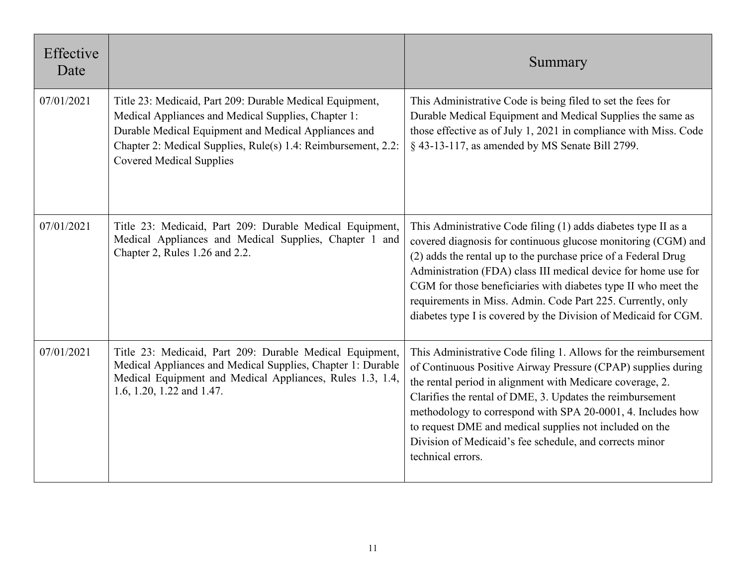| Effective Date | | Summary |
|---|---|---|
| 07/01/2021 | Title 23: Medicaid, Part 209: Durable Medical Equipment, Medical Appliances and Medical Supplies, Chapter 1: Durable Medical Equipment and Medical Appliances and Chapter 2: Medical Supplies, Rule(s) 1.4: Reimbursement, 2.2: Covered Medical Supplies | This Administrative Code is being filed to set the fees for Durable Medical Equipment and Medical Supplies the same as those effective as of July 1, 2021 in compliance with Miss. Code § 43-13-117, as amended by MS Senate Bill 2799. |
| 07/01/2021 | Title 23: Medicaid, Part 209: Durable Medical Equipment, Medical Appliances and Medical Supplies, Chapter 1 and Chapter 2, Rules 1.26 and 2.2. | This Administrative Code filing (1) adds diabetes type II as a covered diagnosis for continuous glucose monitoring (CGM) and (2) adds the rental up to the purchase price of a Federal Drug Administration (FDA) class III medical device for home use for CGM for those beneficiaries with diabetes type II who meet the requirements in Miss. Admin. Code Part 225. Currently, only diabetes type I is covered by the Division of Medicaid for CGM. |
| 07/01/2021 | Title 23: Medicaid, Part 209: Durable Medical Equipment, Medical Appliances and Medical Supplies, Chapter 1: Durable Medical Equipment and Medical Appliances, Rules 1.3, 1.4, 1.6, 1.20, 1.22 and 1.47. | This Administrative Code filing 1. Allows for the reimbursement of Continuous Positive Airway Pressure (CPAP) supplies during the rental period in alignment with Medicare coverage, 2. Clarifies the rental of DME, 3. Updates the reimbursement methodology to correspond with SPA 20-0001, 4. Includes how to request DME and medical supplies not included on the Division of Medicaid's fee schedule, and corrects minor technical errors. |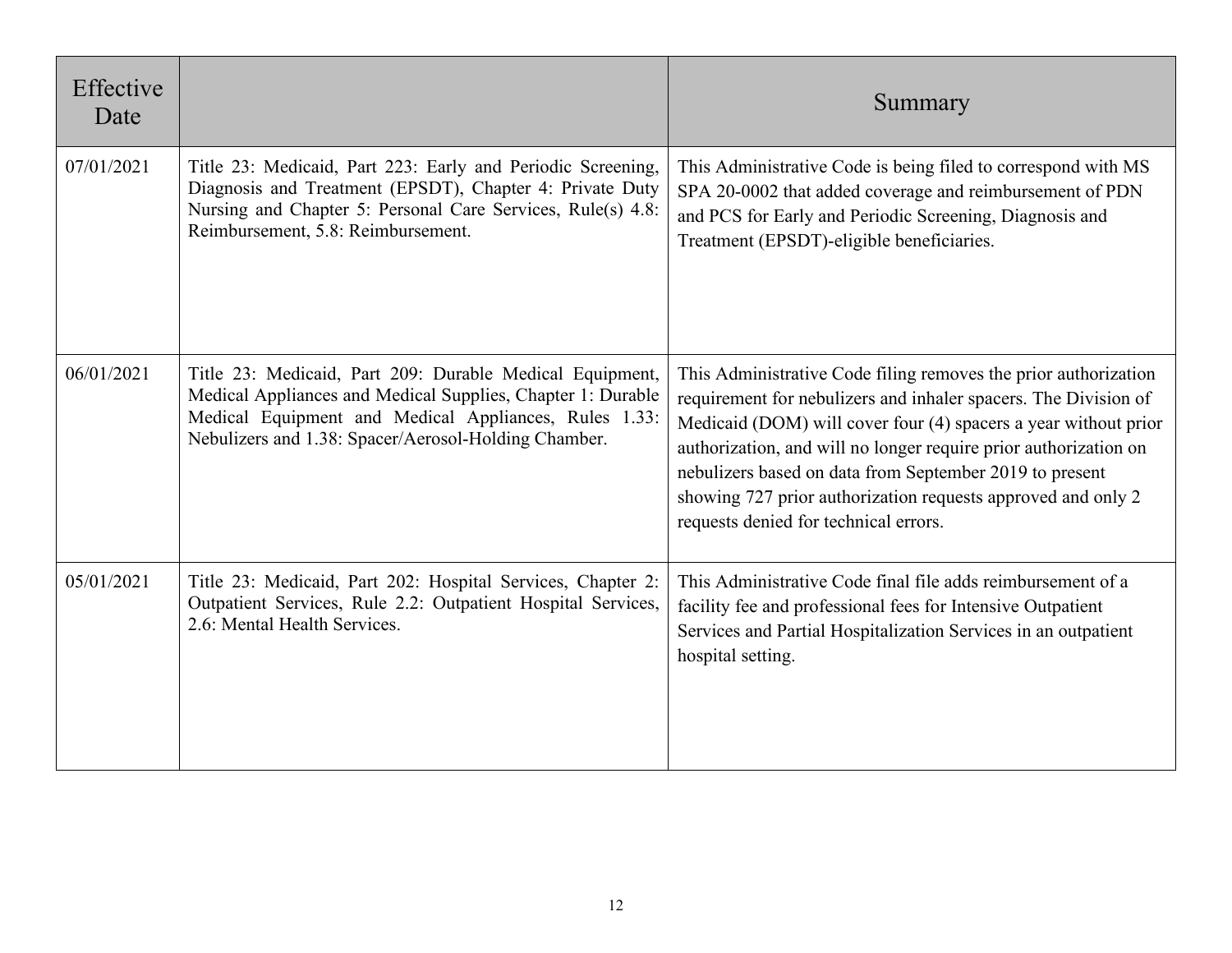| Effective Date | | Summary |
|---|---|---|
| 07/01/2021 | Title 23: Medicaid, Part 223: Early and Periodic Screening, Diagnosis and Treatment (EPSDT), Chapter 4: Private Duty Nursing and Chapter 5: Personal Care Services, Rule(s) 4.8: Reimbursement, 5.8: Reimbursement. | This Administrative Code is being filed to correspond with MS SPA 20-0002 that added coverage and reimbursement of PDN and PCS for Early and Periodic Screening, Diagnosis and Treatment (EPSDT)-eligible beneficiaries. |
| 06/01/2021 | Title 23: Medicaid, Part 209: Durable Medical Equipment, Medical Appliances and Medical Supplies, Chapter 1: Durable Medical Equipment and Medical Appliances, Rules 1.33: Nebulizers and 1.38: Spacer/Aerosol-Holding Chamber. | This Administrative Code filing removes the prior authorization requirement for nebulizers and inhaler spacers. The Division of Medicaid (DOM) will cover four (4) spacers a year without prior authorization, and will no longer require prior authorization on nebulizers based on data from September 2019 to present showing 727 prior authorization requests approved and only 2 requests denied for technical errors. |
| 05/01/2021 | Title 23: Medicaid, Part 202: Hospital Services, Chapter 2: Outpatient Services, Rule 2.2: Outpatient Hospital Services, 2.6: Mental Health Services. | This Administrative Code final file adds reimbursement of a facility fee and professional fees for Intensive Outpatient Services and Partial Hospitalization Services in an outpatient hospital setting. |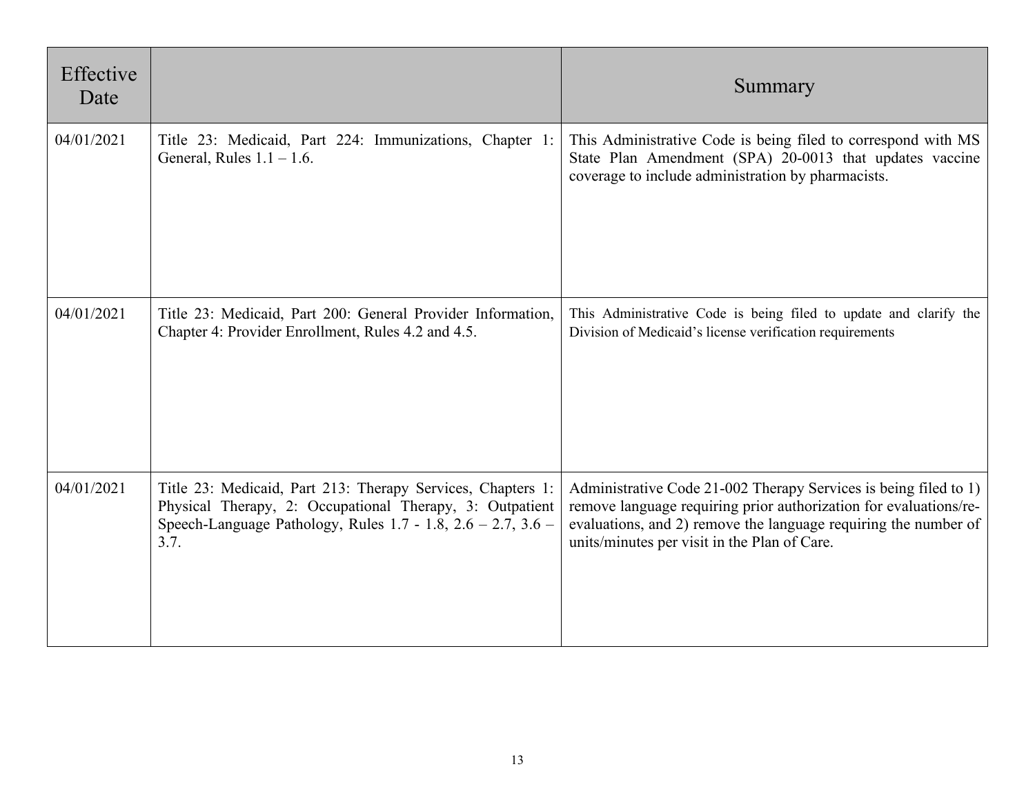| Effective Date | | Summary |
|---|---|---|
| 04/01/2021 | Title 23: Medicaid, Part 224: Immunizations, Chapter 1: General, Rules 1.1 – 1.6. | This Administrative Code is being filed to correspond with MS State Plan Amendment (SPA) 20-0013 that updates vaccine coverage to include administration by pharmacists. |
| 04/01/2021 | Title 23: Medicaid, Part 200: General Provider Information, Chapter 4: Provider Enrollment, Rules 4.2 and 4.5. | This Administrative Code is being filed to update and clarify the Division of Medicaid's license verification requirements |
| 04/01/2021 | Title 23: Medicaid, Part 213: Therapy Services, Chapters 1: Physical Therapy, 2: Occupational Therapy, 3: Outpatient Speech-Language Pathology, Rules 1.7 - 1.8, 2.6 – 2.7, 3.6 – 3.7. | Administrative Code 21-002 Therapy Services is being filed to 1) remove language requiring prior authorization for evaluations/re-evaluations, and 2) remove the language requiring the number of units/minutes per visit in the Plan of Care. |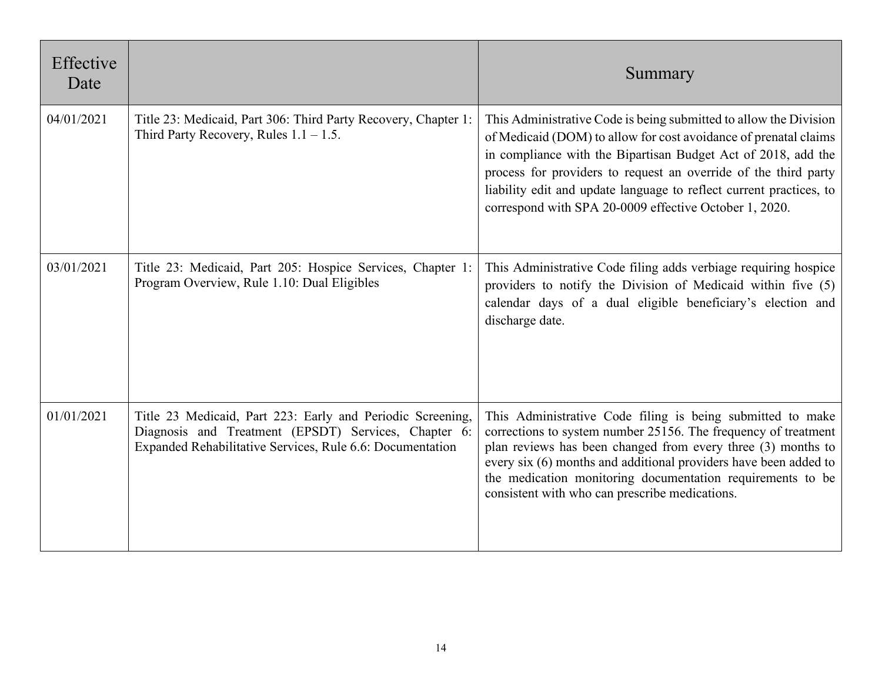| Effective Date | | Summary |
|---|---|---|
| 04/01/2021 | Title 23: Medicaid, Part 306: Third Party Recovery, Chapter 1: Third Party Recovery, Rules 1.1 – 1.5. | This Administrative Code is being submitted to allow the Division of Medicaid (DOM) to allow for cost avoidance of prenatal claims in compliance with the Bipartisan Budget Act of 2018, add the process for providers to request an override of the third party liability edit and update language to reflect current practices, to correspond with SPA 20-0009 effective October 1, 2020. |
| 03/01/2021 | Title 23: Medicaid, Part 205: Hospice Services, Chapter 1: Program Overview, Rule 1.10: Dual Eligibles | This Administrative Code filing adds verbiage requiring hospice providers to notify the Division of Medicaid within five (5) calendar days of a dual eligible beneficiary's election and discharge date. |
| 01/01/2021 | Title 23 Medicaid, Part 223: Early and Periodic Screening, Diagnosis and Treatment (EPSDT) Services, Chapter 6: Expanded Rehabilitative Services, Rule 6.6: Documentation | This Administrative Code filing is being submitted to make corrections to system number 25156. The frequency of treatment plan reviews has been changed from every three (3) months to every six (6) months and additional providers have been added to the medication monitoring documentation requirements to be consistent with who can prescribe medications. |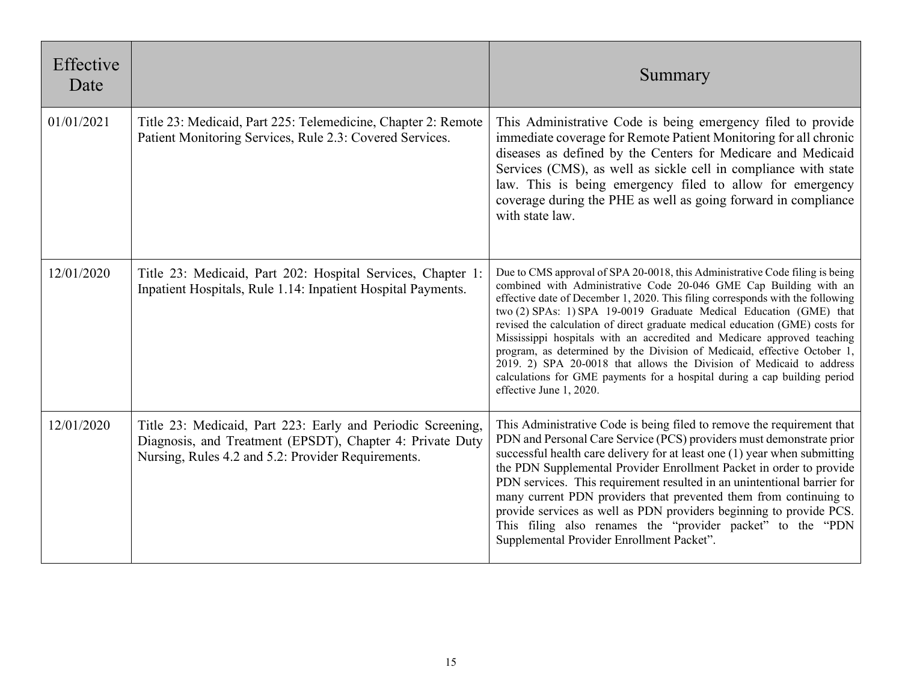| Effective Date | | Summary |
|---|---|---|
| 01/01/2021 | Title 23: Medicaid, Part 225: Telemedicine, Chapter 2: Remote Patient Monitoring Services, Rule 2.3: Covered Services. | This Administrative Code is being emergency filed to provide immediate coverage for Remote Patient Monitoring for all chronic diseases as defined by the Centers for Medicare and Medicaid Services (CMS), as well as sickle cell in compliance with state law. This is being emergency filed to allow for emergency coverage during the PHE as well as going forward in compliance with state law. |
| 12/01/2020 | Title 23: Medicaid, Part 202: Hospital Services, Chapter 1: Inpatient Hospitals, Rule 1.14: Inpatient Hospital Payments. | Due to CMS approval of SPA 20-0018, this Administrative Code filing is being combined with Administrative Code 20-046 GME Cap Building with an effective date of December 1, 2020. This filing corresponds with the following two (2) SPAs: 1) SPA 19-0019 Graduate Medical Education (GME) that revised the calculation of direct graduate medical education (GME) costs for Mississippi hospitals with an accredited and Medicare approved teaching program, as determined by the Division of Medicaid, effective October 1, 2019. 2) SPA 20-0018 that allows the Division of Medicaid to address calculations for GME payments for a hospital during a cap building period effective June 1, 2020. |
| 12/01/2020 | Title 23: Medicaid, Part 223: Early and Periodic Screening, Diagnosis, and Treatment (EPSDT), Chapter 4: Private Duty Nursing, Rules 4.2 and 5.2: Provider Requirements. | This Administrative Code is being filed to remove the requirement that PDN and Personal Care Service (PCS) providers must demonstrate prior successful health care delivery for at least one (1) year when submitting the PDN Supplemental Provider Enrollment Packet in order to provide PDN services. This requirement resulted in an unintentional barrier for many current PDN providers that prevented them from continuing to provide services as well as PDN providers beginning to provide PCS. This filing also renames the "provider packet" to the "PDN Supplemental Provider Enrollment Packet". |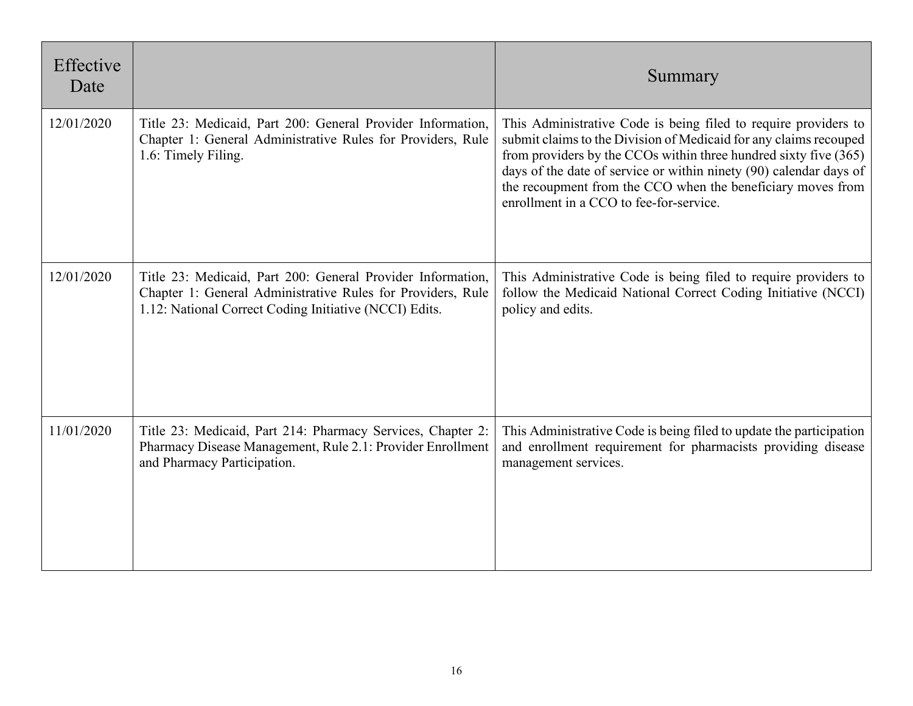| Effective Date | | Summary |
|---|---|---|
| 12/01/2020 | Title 23: Medicaid, Part 200: General Provider Information, Chapter 1: General Administrative Rules for Providers, Rule 1.6: Timely Filing. | This Administrative Code is being filed to require providers to submit claims to the Division of Medicaid for any claims recouped from providers by the CCOs within three hundred sixty five (365) days of the date of service or within ninety (90) calendar days of the recoupment from the CCO when the beneficiary moves from enrollment in a CCO to fee-for-service. |
| 12/01/2020 | Title 23: Medicaid, Part 200: General Provider Information, Chapter 1: General Administrative Rules for Providers, Rule 1.12: National Correct Coding Initiative (NCCI) Edits. | This Administrative Code is being filed to require providers to follow the Medicaid National Correct Coding Initiative (NCCI) policy and edits. |
| 11/01/2020 | Title 23: Medicaid, Part 214: Pharmacy Services, Chapter 2: Pharmacy Disease Management, Rule 2.1: Provider Enrollment and Pharmacy Participation. | This Administrative Code is being filed to update the participation and enrollment requirement for pharmacists providing disease management services. |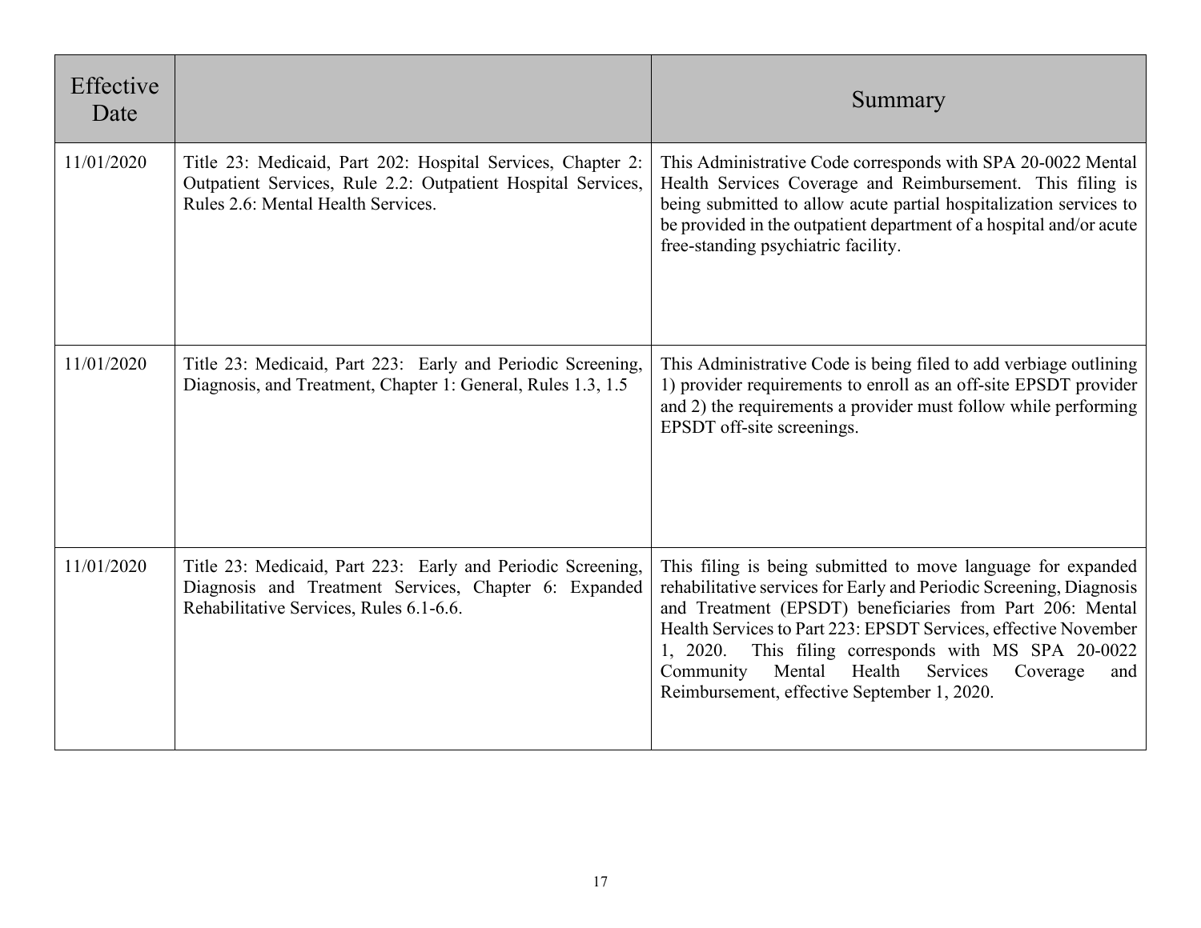| Effective Date | | Summary |
|---|---|---|
| 11/01/2020 | Title 23: Medicaid, Part 202: Hospital Services, Chapter 2: Outpatient Services, Rule 2.2: Outpatient Hospital Services, Rules 2.6: Mental Health Services. | This Administrative Code corresponds with SPA 20-0022 Mental Health Services Coverage and Reimbursement. This filing is being submitted to allow acute partial hospitalization services to be provided in the outpatient department of a hospital and/or acute free-standing psychiatric facility. |
| 11/01/2020 | Title 23: Medicaid, Part 223: Early and Periodic Screening, Diagnosis, and Treatment, Chapter 1: General, Rules 1.3, 1.5 | This Administrative Code is being filed to add verbiage outlining 1) provider requirements to enroll as an off-site EPSDT provider and 2) the requirements a provider must follow while performing EPSDT off-site screenings. |
| 11/01/2020 | Title 23: Medicaid, Part 223: Early and Periodic Screening, Diagnosis and Treatment Services, Chapter 6: Expanded Rehabilitative Services, Rules 6.1-6.6. | This filing is being submitted to move language for expanded rehabilitative services for Early and Periodic Screening, Diagnosis and Treatment (EPSDT) beneficiaries from Part 206: Mental Health Services to Part 223: EPSDT Services, effective November 1, 2020. This filing corresponds with MS SPA 20-0022 Community Mental Health Services Coverage and Reimbursement, effective September 1, 2020. |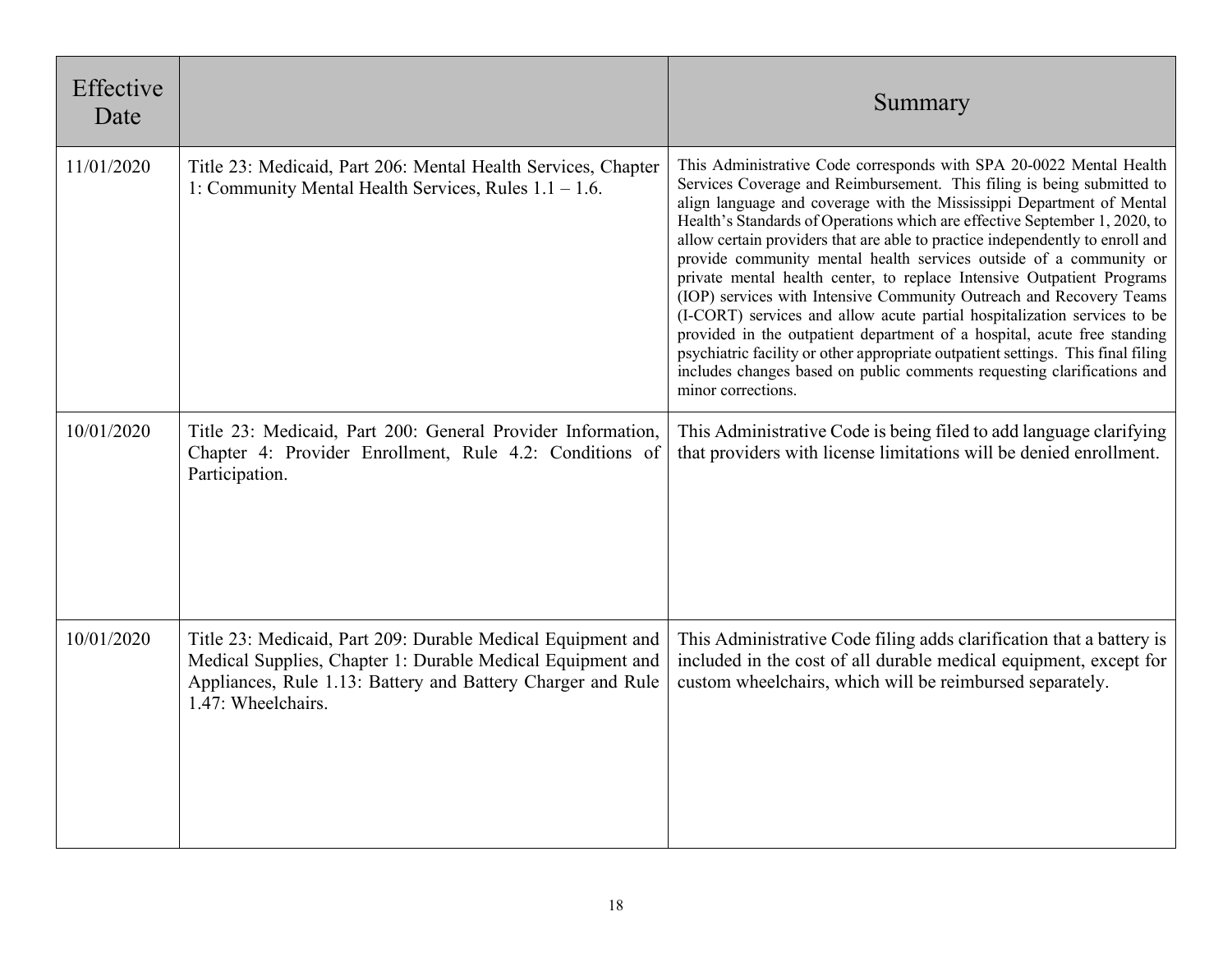| Effective Date | | Summary |
|---|---|---|
| 11/01/2020 | Title 23: Medicaid, Part 206: Mental Health Services, Chapter 1: Community Mental Health Services, Rules 1.1 – 1.6. | This Administrative Code corresponds with SPA 20-0022 Mental Health Services Coverage and Reimbursement. This filing is being submitted to align language and coverage with the Mississippi Department of Mental Health's Standards of Operations which are effective September 1, 2020, to allow certain providers that are able to practice independently to enroll and provide community mental health services outside of a community or private mental health center, to replace Intensive Outpatient Programs (IOP) services with Intensive Community Outreach and Recovery Teams (I-CORT) services and allow acute partial hospitalization services to be provided in the outpatient department of a hospital, acute free standing psychiatric facility or other appropriate outpatient settings. This final filing includes changes based on public comments requesting clarifications and minor corrections. |
| 10/01/2020 | Title 23: Medicaid, Part 200: General Provider Information, Chapter 4: Provider Enrollment, Rule 4.2: Conditions of Participation. | This Administrative Code is being filed to add language clarifying that providers with license limitations will be denied enrollment. |
| 10/01/2020 | Title 23: Medicaid, Part 209: Durable Medical Equipment and Medical Supplies, Chapter 1: Durable Medical Equipment and Appliances, Rule 1.13: Battery and Battery Charger and Rule 1.47: Wheelchairs. | This Administrative Code filing adds clarification that a battery is included in the cost of all durable medical equipment, except for custom wheelchairs, which will be reimbursed separately. |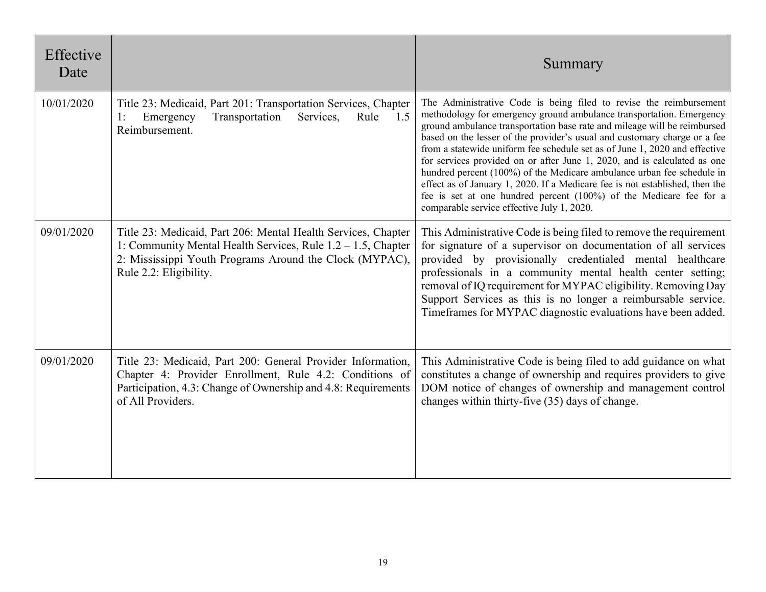| Effective Date | | Summary |
|---|---|---|
| 10/01/2020 | Title 23: Medicaid, Part 201: Transportation Services, Chapter 1: Emergency Transportation Services, Rule 1.5 Reimbursement. | The Administrative Code is being filed to revise the reimbursement methodology for emergency ground ambulance transportation. Emergency ground ambulance transportation base rate and mileage will be reimbursed based on the lesser of the provider's usual and customary charge or a fee from a statewide uniform fee schedule set as of June 1, 2020 and effective for services provided on or after June 1, 2020, and is calculated as one hundred percent (100%) of the Medicare ambulance urban fee schedule in effect as of January 1, 2020. If a Medicare fee is not established, then the fee is set at one hundred percent (100%) of the Medicare fee for a comparable service effective July 1, 2020. |
| 09/01/2020 | Title 23: Medicaid, Part 206: Mental Health Services, Chapter 1: Community Mental Health Services, Rule 1.2 – 1.5, Chapter 2: Mississippi Youth Programs Around the Clock (MYPAC), Rule 2.2: Eligibility. | This Administrative Code is being filed to remove the requirement for signature of a supervisor on documentation of all services provided by provisionally credentialed mental healthcare professionals in a community mental health center setting; removal of IQ requirement for MYPAC eligibility. Removing Day Support Services as this is no longer a reimbursable service. Timeframes for MYPAC diagnostic evaluations have been added. |
| 09/01/2020 | Title 23: Medicaid, Part 200: General Provider Information, Chapter 4: Provider Enrollment, Rule 4.2: Conditions of Participation, 4.3: Change of Ownership and 4.8: Requirements of All Providers. | This Administrative Code is being filed to add guidance on what constitutes a change of ownership and requires providers to give DOM notice of changes of ownership and management control changes within thirty-five (35) days of change. |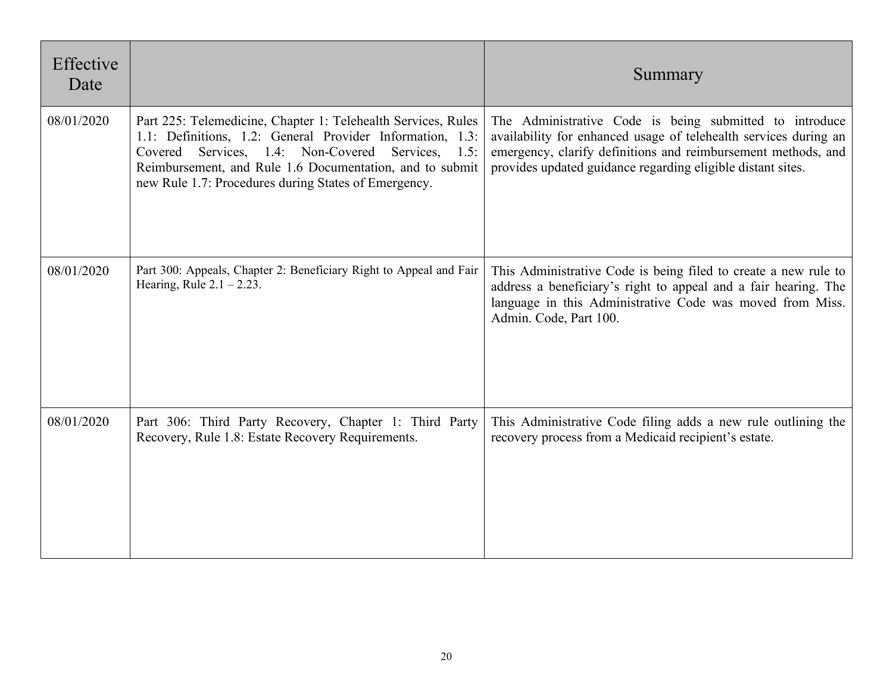| Effective Date | | Summary |
|---|---|---|
| 08/01/2020 | Part 225: Telemedicine, Chapter 1: Telehealth Services, Rules 1.1: Definitions, 1.2: General Provider Information, 1.3: Covered Services, 1.4: Non-Covered Services, 1.5: Reimbursement, and Rule 1.6 Documentation, and to submit new Rule 1.7: Procedures during States of Emergency. | The Administrative Code is being submitted to introduce availability for enhanced usage of telehealth services during an emergency, clarify definitions and reimbursement methods, and provides updated guidance regarding eligible distant sites. |
| 08/01/2020 | Part 300: Appeals, Chapter 2: Beneficiary Right to Appeal and Fair Hearing, Rule 2.1 – 2.23. | This Administrative Code is being filed to create a new rule to address a beneficiary's right to appeal and a fair hearing. The language in this Administrative Code was moved from Miss. Admin. Code, Part 100. |
| 08/01/2020 | Part 306: Third Party Recovery, Chapter 1: Third Party Recovery, Rule 1.8: Estate Recovery Requirements. | This Administrative Code filing adds a new rule outlining the recovery process from a Medicaid recipient's estate. |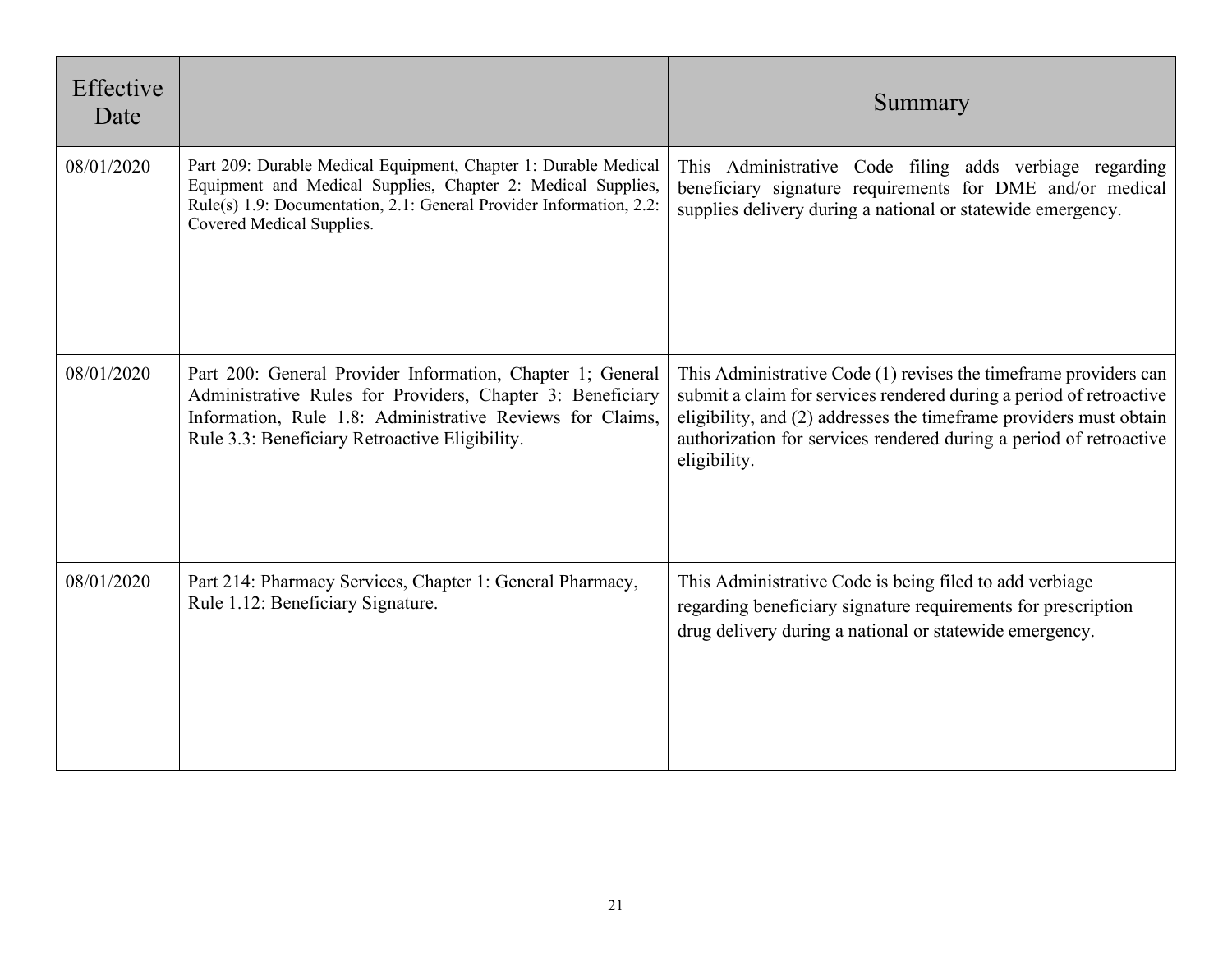| Effective Date | | Summary |
|---|---|---|
| 08/01/2020 | Part 209: Durable Medical Equipment, Chapter 1: Durable Medical Equipment and Medical Supplies, Chapter 2: Medical Supplies, Rule(s) 1.9: Documentation, 2.1: General Provider Information, 2.2: Covered Medical Supplies. | This Administrative Code filing adds verbiage regarding beneficiary signature requirements for DME and/or medical supplies delivery during a national or statewide emergency. |
| 08/01/2020 | Part 200: General Provider Information, Chapter 1; General Administrative Rules for Providers, Chapter 3: Beneficiary Information, Rule 1.8: Administrative Reviews for Claims, Rule 3.3: Beneficiary Retroactive Eligibility. | This Administrative Code (1) revises the timeframe providers can submit a claim for services rendered during a period of retroactive eligibility, and (2) addresses the timeframe providers must obtain authorization for services rendered during a period of retroactive eligibility. |
| 08/01/2020 | Part 214: Pharmacy Services, Chapter 1: General Pharmacy, Rule 1.12: Beneficiary Signature. | This Administrative Code is being filed to add verbiage regarding beneficiary signature requirements for prescription drug delivery during a national or statewide emergency. |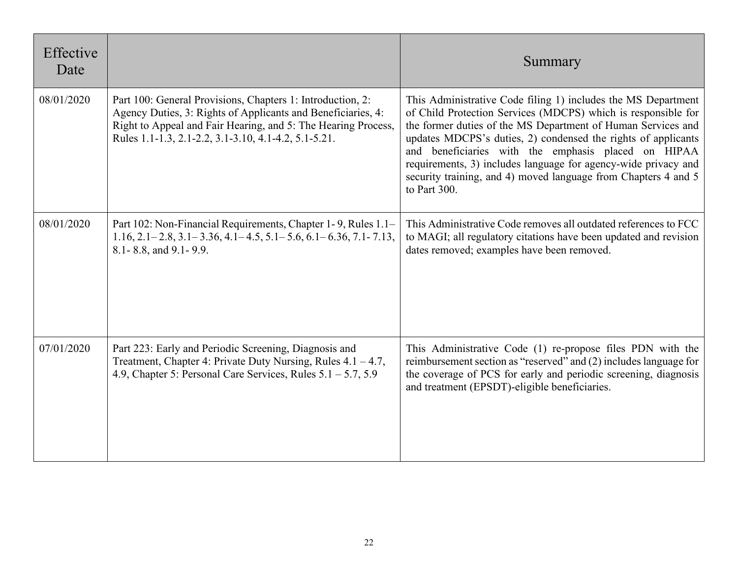| Effective Date | | Summary |
|---|---|---|
| 08/01/2020 | Part 100: General Provisions, Chapters 1: Introduction, 2: Agency Duties, 3: Rights of Applicants and Beneficiaries, 4: Right to Appeal and Fair Hearing, and 5: The Hearing Process, Rules 1.1-1.3, 2.1-2.2, 3.1-3.10, 4.1-4.2, 5.1-5.21. | This Administrative Code filing 1) includes the MS Department of Child Protection Services (MDCPS) which is responsible for the former duties of the MS Department of Human Services and updates MDCPS's duties, 2) condensed the rights of applicants and beneficiaries with the emphasis placed on HIPAA requirements, 3) includes language for agency-wide privacy and security training, and 4) moved language from Chapters 4 and 5 to Part 300. |
| 08/01/2020 | Part 102: Non-Financial Requirements, Chapter 1- 9, Rules 1.1– 1.16, 2.1– 2.8, 3.1– 3.36, 4.1– 4.5, 5.1– 5.6, 6.1– 6.36, 7.1- 7.13, 8.1- 8.8, and 9.1- 9.9. | This Administrative Code removes all outdated references to FCC to MAGI; all regulatory citations have been updated and revision dates removed; examples have been removed. |
| 07/01/2020 | Part 223: Early and Periodic Screening, Diagnosis and Treatment, Chapter 4: Private Duty Nursing, Rules 4.1 – 4.7, 4.9, Chapter 5: Personal Care Services, Rules 5.1 – 5.7, 5.9 | This Administrative Code (1) re-propose files PDN with the reimbursement section as "reserved" and (2) includes language for the coverage of PCS for early and periodic screening, diagnosis and treatment (EPSDT)-eligible beneficiaries. |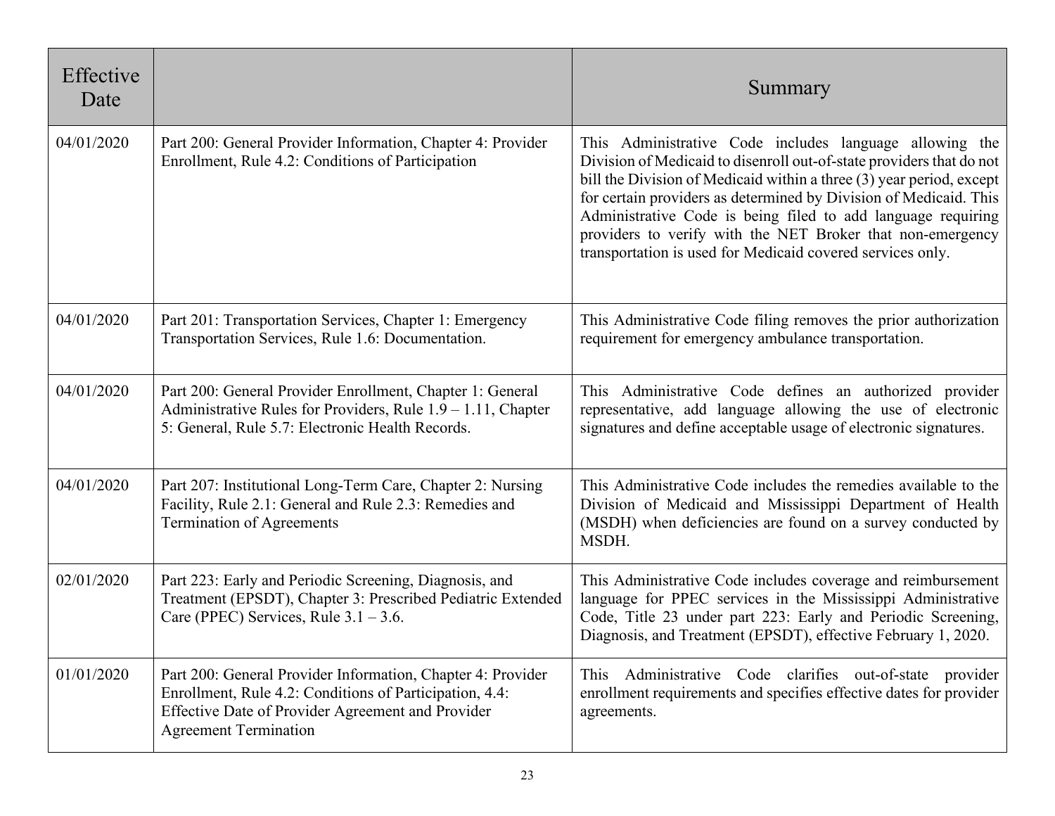| Effective Date | | Summary |
|---|---|---|
| 04/01/2020 | Part 200: General Provider Information, Chapter 4: Provider Enrollment, Rule 4.2: Conditions of Participation | This Administrative Code includes language allowing the Division of Medicaid to disenroll out-of-state providers that do not bill the Division of Medicaid within a three (3) year period, except for certain providers as determined by Division of Medicaid. This Administrative Code is being filed to add language requiring providers to verify with the NET Broker that non-emergency transportation is used for Medicaid covered services only. |
| 04/01/2020 | Part 201: Transportation Services, Chapter 1: Emergency Transportation Services, Rule 1.6: Documentation. | This Administrative Code filing removes the prior authorization requirement for emergency ambulance transportation. |
| 04/01/2020 | Part 200: General Provider Enrollment, Chapter 1: General Administrative Rules for Providers, Rule 1.9 – 1.11, Chapter 5: General, Rule 5.7: Electronic Health Records. | This Administrative Code defines an authorized provider representative, add language allowing the use of electronic signatures and define acceptable usage of electronic signatures. |
| 04/01/2020 | Part 207: Institutional Long-Term Care, Chapter 2: Nursing Facility, Rule 2.1: General and Rule 2.3: Remedies and Termination of Agreements | This Administrative Code includes the remedies available to the Division of Medicaid and Mississippi Department of Health (MSDH) when deficiencies are found on a survey conducted by MSDH. |
| 02/01/2020 | Part 223: Early and Periodic Screening, Diagnosis, and Treatment (EPSDT), Chapter 3: Prescribed Pediatric Extended Care (PPEC) Services, Rule 3.1 – 3.6. | This Administrative Code includes coverage and reimbursement language for PPEC services in the Mississippi Administrative Code, Title 23 under part 223: Early and Periodic Screening, Diagnosis, and Treatment (EPSDT), effective February 1, 2020. |
| 01/01/2020 | Part 200: General Provider Information, Chapter 4: Provider Enrollment, Rule 4.2: Conditions of Participation, 4.4: Effective Date of Provider Agreement and Provider Agreement Termination | This Administrative Code clarifies out-of-state provider enrollment requirements and specifies effective dates for provider agreements. |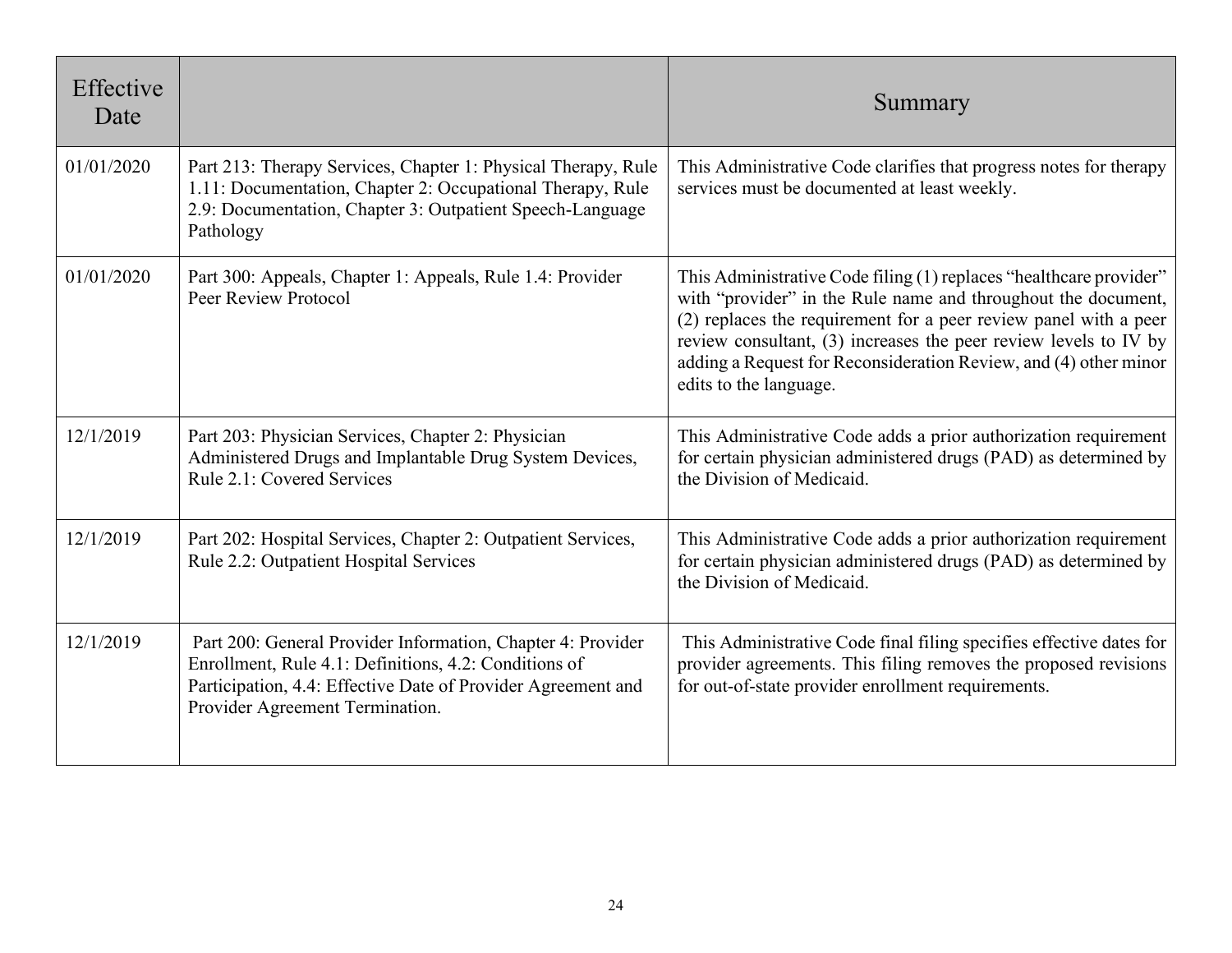| Effective Date | | Summary |
|---|---|---|
| 01/01/2020 | Part 213: Therapy Services, Chapter 1: Physical Therapy, Rule 1.11: Documentation, Chapter 2: Occupational Therapy, Rule 2.9: Documentation, Chapter 3: Outpatient Speech-Language Pathology | This Administrative Code clarifies that progress notes for therapy services must be documented at least weekly. |
| 01/01/2020 | Part 300: Appeals, Chapter 1: Appeals, Rule 1.4: Provider Peer Review Protocol | This Administrative Code filing (1) replaces "healthcare provider" with "provider" in the Rule name and throughout the document, (2) replaces the requirement for a peer review panel with a peer review consultant, (3) increases the peer review levels to IV by adding a Request for Reconsideration Review, and (4) other minor edits to the language. |
| 12/1/2019 | Part 203: Physician Services, Chapter 2: Physician Administered Drugs and Implantable Drug System Devices, Rule 2.1: Covered Services | This Administrative Code adds a prior authorization requirement for certain physician administered drugs (PAD) as determined by the Division of Medicaid. |
| 12/1/2019 | Part 202: Hospital Services, Chapter 2: Outpatient Services, Rule 2.2: Outpatient Hospital Services | This Administrative Code adds a prior authorization requirement for certain physician administered drugs (PAD) as determined by the Division of Medicaid. |
| 12/1/2019 | Part 200: General Provider Information, Chapter 4: Provider Enrollment, Rule 4.1: Definitions, 4.2: Conditions of Participation, 4.4: Effective Date of Provider Agreement and Provider Agreement Termination. | This Administrative Code final filing specifies effective dates for provider agreements. This filing removes the proposed revisions for out-of-state provider enrollment requirements. |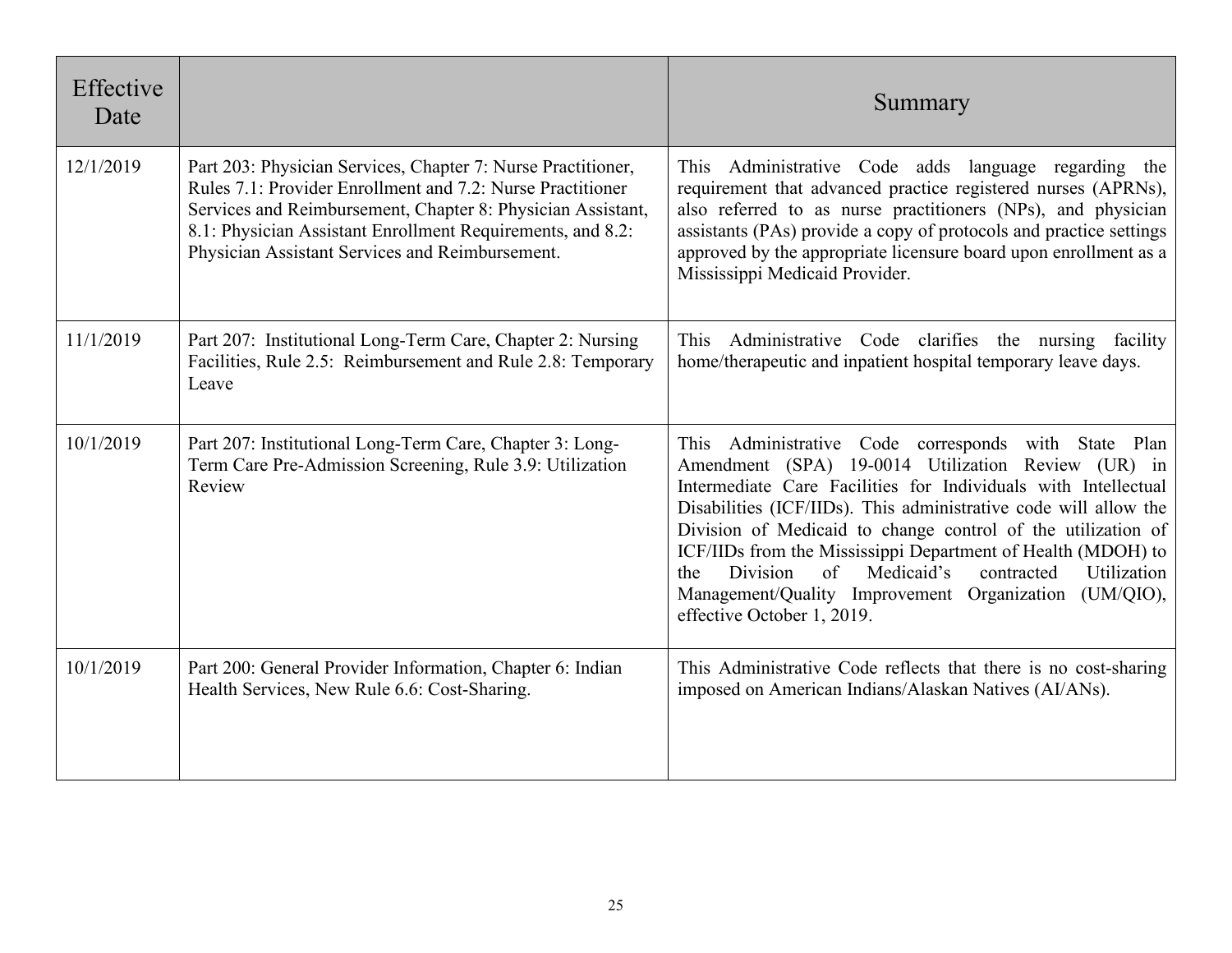| Effective Date | | Summary |
|---|---|---|
| 12/1/2019 | Part 203: Physician Services, Chapter 7: Nurse Practitioner, Rules 7.1: Provider Enrollment and 7.2: Nurse Practitioner Services and Reimbursement, Chapter 8: Physician Assistant, 8.1: Physician Assistant Enrollment Requirements, and 8.2: Physician Assistant Services and Reimbursement. | This Administrative Code adds language regarding the requirement that advanced practice registered nurses (APRNs), also referred to as nurse practitioners (NPs), and physician assistants (PAs) provide a copy of protocols and practice settings approved by the appropriate licensure board upon enrollment as a Mississippi Medicaid Provider. |
| 11/1/2019 | Part 207: Institutional Long-Term Care, Chapter 2: Nursing Facilities, Rule 2.5: Reimbursement and Rule 2.8: Temporary Leave | This Administrative Code clarifies the nursing facility home/therapeutic and inpatient hospital temporary leave days. |
| 10/1/2019 | Part 207: Institutional Long-Term Care, Chapter 3: Long-Term Care Pre-Admission Screening, Rule 3.9: Utilization Review | This Administrative Code corresponds with State Plan Amendment (SPA) 19-0014 Utilization Review (UR) in Intermediate Care Facilities for Individuals with Intellectual Disabilities (ICF/IIDs). This administrative code will allow the Division of Medicaid to change control of the utilization of ICF/IIDs from the Mississippi Department of Health (MDOH) to the Division of Medicaid's contracted Utilization Management/Quality Improvement Organization (UM/QIO), effective October 1, 2019. |
| 10/1/2019 | Part 200: General Provider Information, Chapter 6: Indian Health Services, New Rule 6.6: Cost-Sharing. | This Administrative Code reflects that there is no cost-sharing imposed on American Indians/Alaskan Natives (AI/ANs). |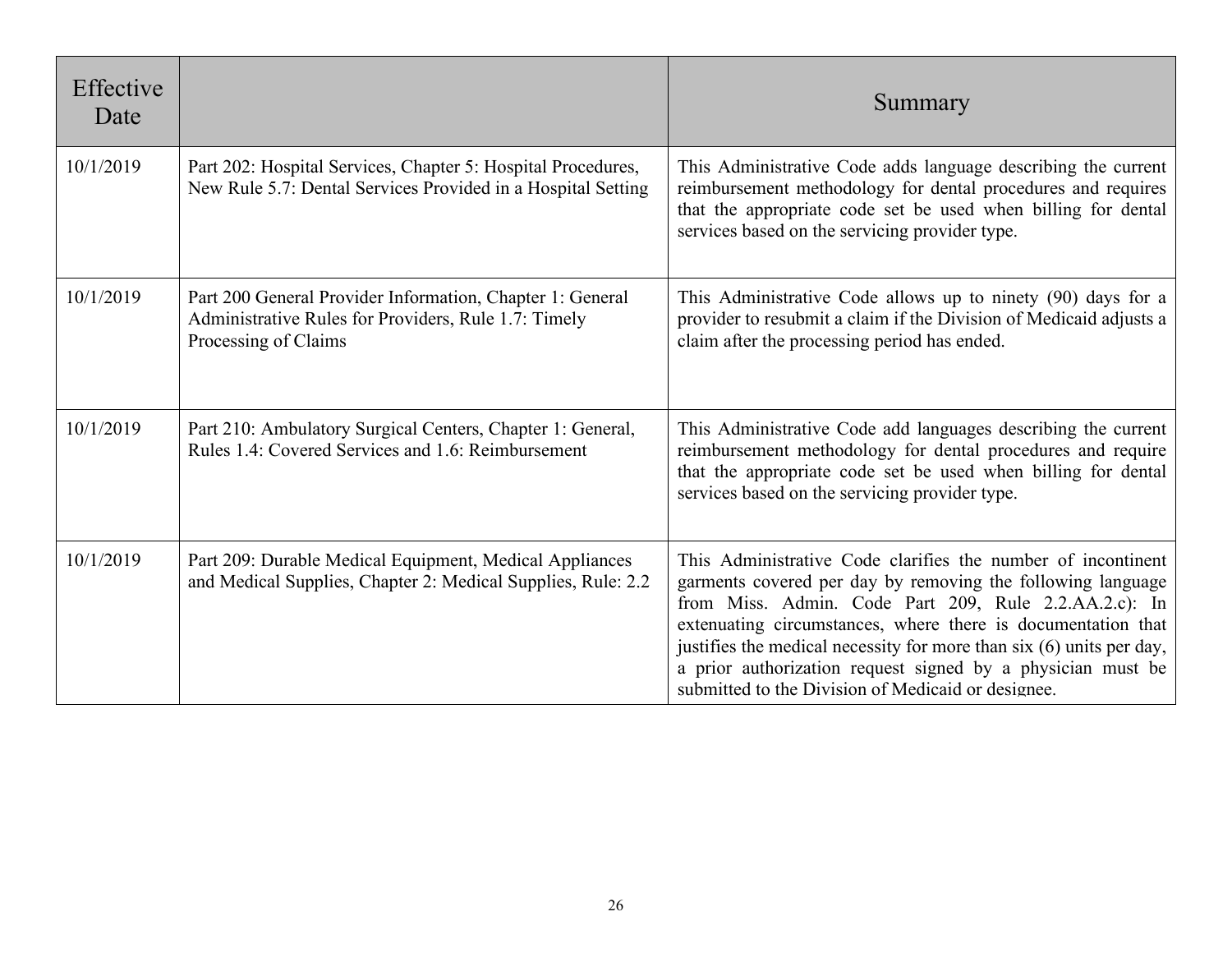| Effective Date | | Summary |
|---|---|---|
| 10/1/2019 | Part 202: Hospital Services, Chapter 5: Hospital Procedures, New Rule 5.7: Dental Services Provided in a Hospital Setting | This Administrative Code adds language describing the current reimbursement methodology for dental procedures and requires that the appropriate code set be used when billing for dental services based on the servicing provider type. |
| 10/1/2019 | Part 200 General Provider Information, Chapter 1: General Administrative Rules for Providers, Rule 1.7: Timely Processing of Claims | This Administrative Code allows up to ninety (90) days for a provider to resubmit a claim if the Division of Medicaid adjusts a claim after the processing period has ended. |
| 10/1/2019 | Part 210: Ambulatory Surgical Centers, Chapter 1: General, Rules 1.4: Covered Services and 1.6: Reimbursement | This Administrative Code add languages describing the current reimbursement methodology for dental procedures and require that the appropriate code set be used when billing for dental services based on the servicing provider type. |
| 10/1/2019 | Part 209: Durable Medical Equipment, Medical Appliances and Medical Supplies, Chapter 2: Medical Supplies, Rule: 2.2 | This Administrative Code clarifies the number of incontinent garments covered per day by removing the following language from Miss. Admin. Code Part 209, Rule 2.2.AA.2.c): In extenuating circumstances, where there is documentation that justifies the medical necessity for more than six (6) units per day, a prior authorization request signed by a physician must be submitted to the Division of Medicaid or designee. |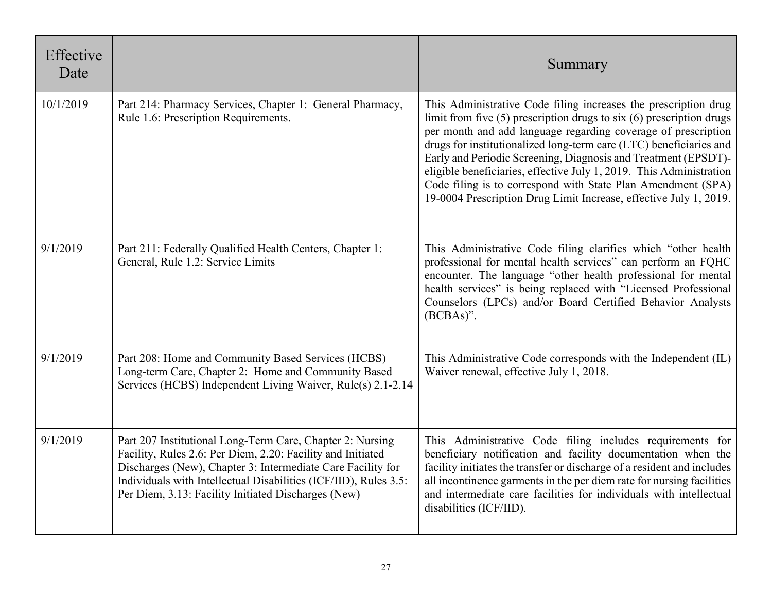| Effective Date | | Summary |
|---|---|---|
| 10/1/2019 | Part 214: Pharmacy Services, Chapter 1: General Pharmacy, Rule 1.6: Prescription Requirements. | This Administrative Code filing increases the prescription drug limit from five (5) prescription drugs to six (6) prescription drugs per month and add language regarding coverage of prescription drugs for institutionalized long-term care (LTC) beneficiaries and Early and Periodic Screening, Diagnosis and Treatment (EPSDT)-eligible beneficiaries, effective July 1, 2019. This Administration Code filing is to correspond with State Plan Amendment (SPA) 19-0004 Prescription Drug Limit Increase, effective July 1, 2019. |
| 9/1/2019 | Part 211: Federally Qualified Health Centers, Chapter 1: General, Rule 1.2: Service Limits | This Administrative Code filing clarifies which "other health professional for mental health services" can perform an FQHC encounter. The language "other health professional for mental health services" is being replaced with "Licensed Professional Counselors (LPCs) and/or Board Certified Behavior Analysts (BCBAs)". |
| 9/1/2019 | Part 208: Home and Community Based Services (HCBS) Long-term Care, Chapter 2: Home and Community Based Services (HCBS) Independent Living Waiver, Rule(s) 2.1-2.14 | This Administrative Code corresponds with the Independent (IL) Waiver renewal, effective July 1, 2018. |
| 9/1/2019 | Part 207 Institutional Long-Term Care, Chapter 2: Nursing Facility, Rules 2.6: Per Diem, 2.20: Facility and Initiated Discharges (New), Chapter 3: Intermediate Care Facility for Individuals with Intellectual Disabilities (ICF/IID), Rules 3.5: Per Diem, 3.13: Facility Initiated Discharges (New) | This Administrative Code filing includes requirements for beneficiary notification and facility documentation when the facility initiates the transfer or discharge of a resident and includes all incontinence garments in the per diem rate for nursing facilities and intermediate care facilities for individuals with intellectual disabilities (ICF/IID). |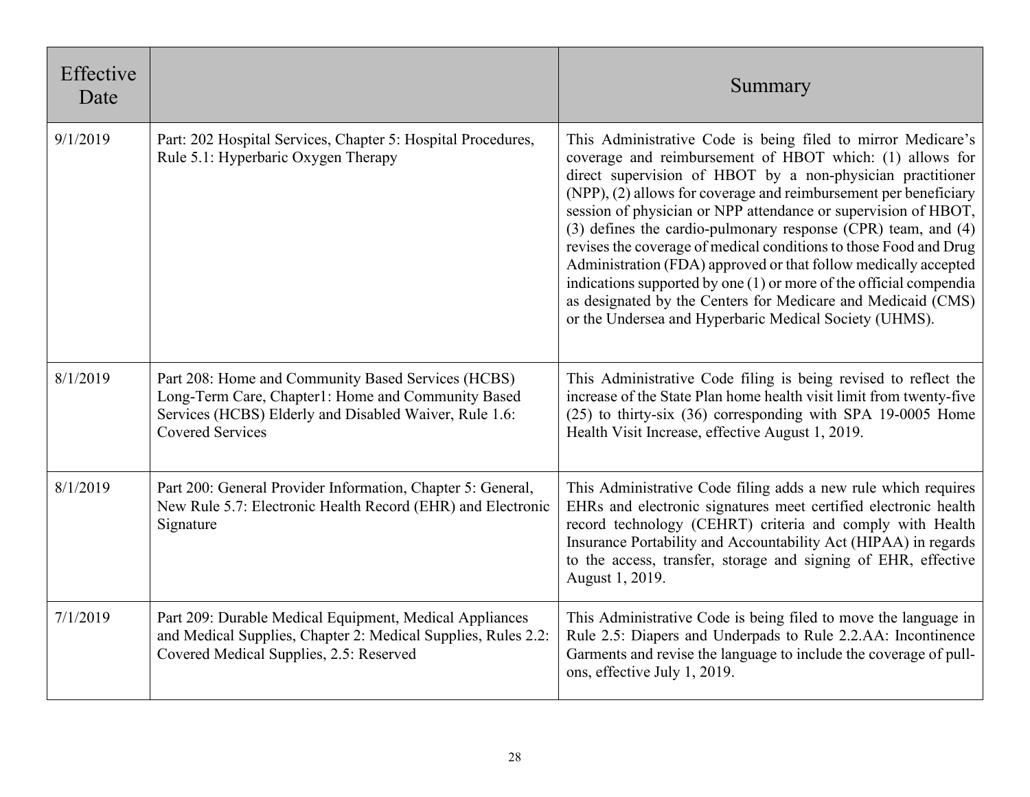| Effective Date | | Summary |
|---|---|---|
| 9/1/2019 | Part: 202 Hospital Services, Chapter 5: Hospital Procedures, Rule 5.1: Hyperbaric Oxygen Therapy | This Administrative Code is being filed to mirror Medicare's coverage and reimbursement of HBOT which: (1) allows for direct supervision of HBOT by a non-physician practitioner (NPP), (2) allows for coverage and reimbursement per beneficiary session of physician or NPP attendance or supervision of HBOT, (3) defines the cardio-pulmonary response (CPR) team, and (4) revises the coverage of medical conditions to those Food and Drug Administration (FDA) approved or that follow medically accepted indications supported by one (1) or more of the official compendia as designated by the Centers for Medicare and Medicaid (CMS) or the Undersea and Hyperbaric Medical Society (UHMS). |
| 8/1/2019 | Part 208: Home and Community Based Services (HCBS) Long-Term Care, Chapter1: Home and Community Based Services (HCBS) Elderly and Disabled Waiver, Rule 1.6: Covered Services | This Administrative Code filing is being revised to reflect the increase of the State Plan home health visit limit from twenty-five (25) to thirty-six (36) corresponding with SPA 19-0005 Home Health Visit Increase, effective August 1, 2019. |
| 8/1/2019 | Part 200: General Provider Information, Chapter 5: General, New Rule 5.7: Electronic Health Record (EHR) and Electronic Signature | This Administrative Code filing adds a new rule which requires EHRs and electronic signatures meet certified electronic health record technology (CEHRT) criteria and comply with Health Insurance Portability and Accountability Act (HIPAA) in regards to the access, transfer, storage and signing of EHR, effective August 1, 2019. |
| 7/1/2019 | Part 209: Durable Medical Equipment, Medical Appliances and Medical Supplies, Chapter 2: Medical Supplies, Rules 2.2: Covered Medical Supplies, 2.5: Reserved | This Administrative Code is being filed to move the language in Rule 2.5: Diapers and Underpads to Rule 2.2.AA: Incontinence Garments and revise the language to include the coverage of pull-ons, effective July 1, 2019. |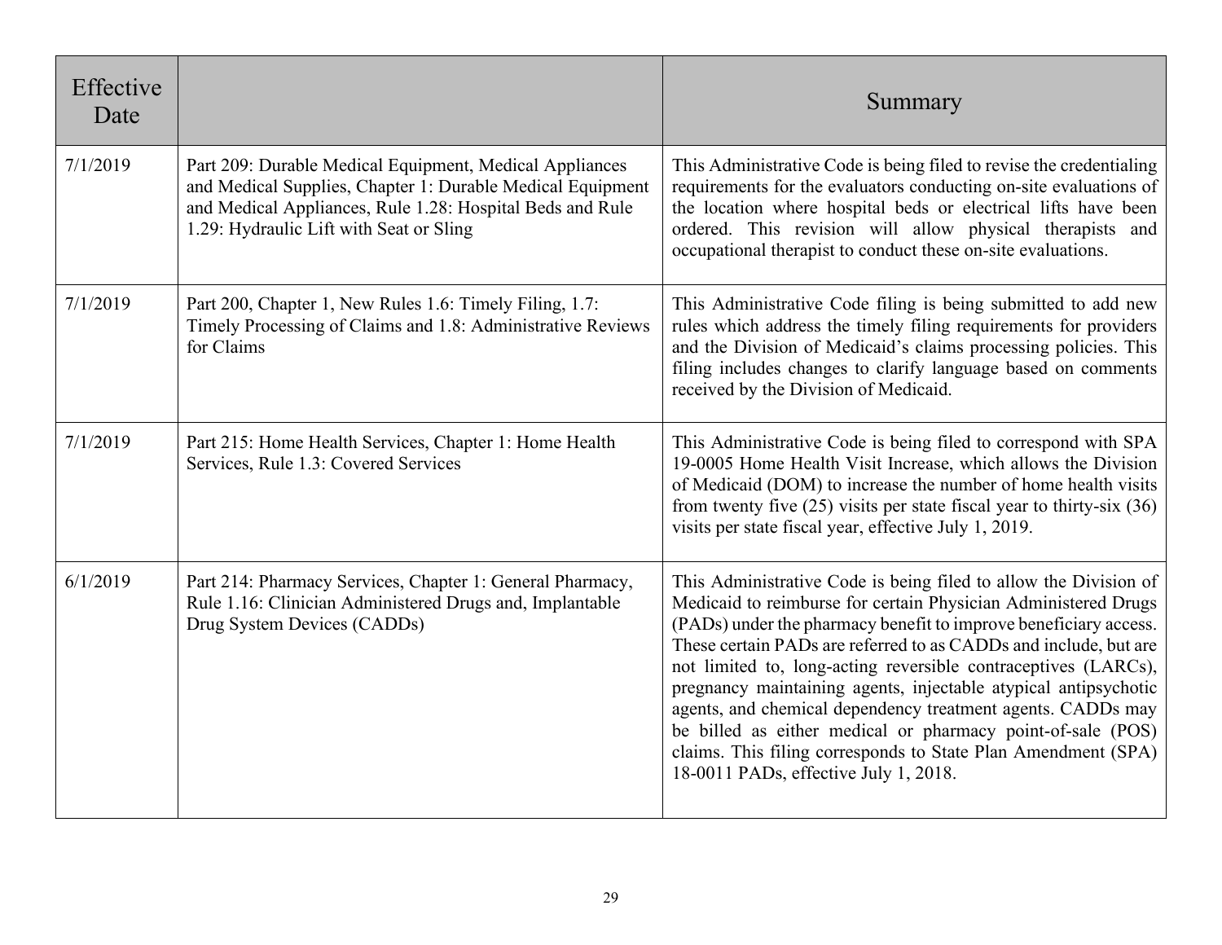| Effective Date | | Summary |
|---|---|---|
| 7/1/2019 | Part 209: Durable Medical Equipment, Medical Appliances and Medical Supplies, Chapter 1: Durable Medical Equipment and Medical Appliances, Rule 1.28: Hospital Beds and Rule 1.29: Hydraulic Lift with Seat or Sling | This Administrative Code is being filed to revise the credentialing requirements for the evaluators conducting on-site evaluations of the location where hospital beds or electrical lifts have been ordered. This revision will allow physical therapists and occupational therapist to conduct these on-site evaluations. |
| 7/1/2019 | Part 200, Chapter 1, New Rules 1.6: Timely Filing, 1.7: Timely Processing of Claims and 1.8: Administrative Reviews for Claims | This Administrative Code filing is being submitted to add new rules which address the timely filing requirements for providers and the Division of Medicaid's claims processing policies. This filing includes changes to clarify language based on comments received by the Division of Medicaid. |
| 7/1/2019 | Part 215: Home Health Services, Chapter 1: Home Health Services, Rule 1.3: Covered Services | This Administrative Code is being filed to correspond with SPA 19-0005 Home Health Visit Increase, which allows the Division of Medicaid (DOM) to increase the number of home health visits from twenty five (25) visits per state fiscal year to thirty-six (36) visits per state fiscal year, effective July 1, 2019. |
| 6/1/2019 | Part 214: Pharmacy Services, Chapter 1: General Pharmacy, Rule 1.16: Clinician Administered Drugs and, Implantable Drug System Devices (CADDs) | This Administrative Code is being filed to allow the Division of Medicaid to reimburse for certain Physician Administered Drugs (PADs) under the pharmacy benefit to improve beneficiary access. These certain PADs are referred to as CADDs and include, but are not limited to, long-acting reversible contraceptives (LARCs), pregnancy maintaining agents, injectable atypical antipsychotic agents, and chemical dependency treatment agents. CADDs may be billed as either medical or pharmacy point-of-sale (POS) claims. This filing corresponds to State Plan Amendment (SPA) 18-0011 PADs, effective July 1, 2018. |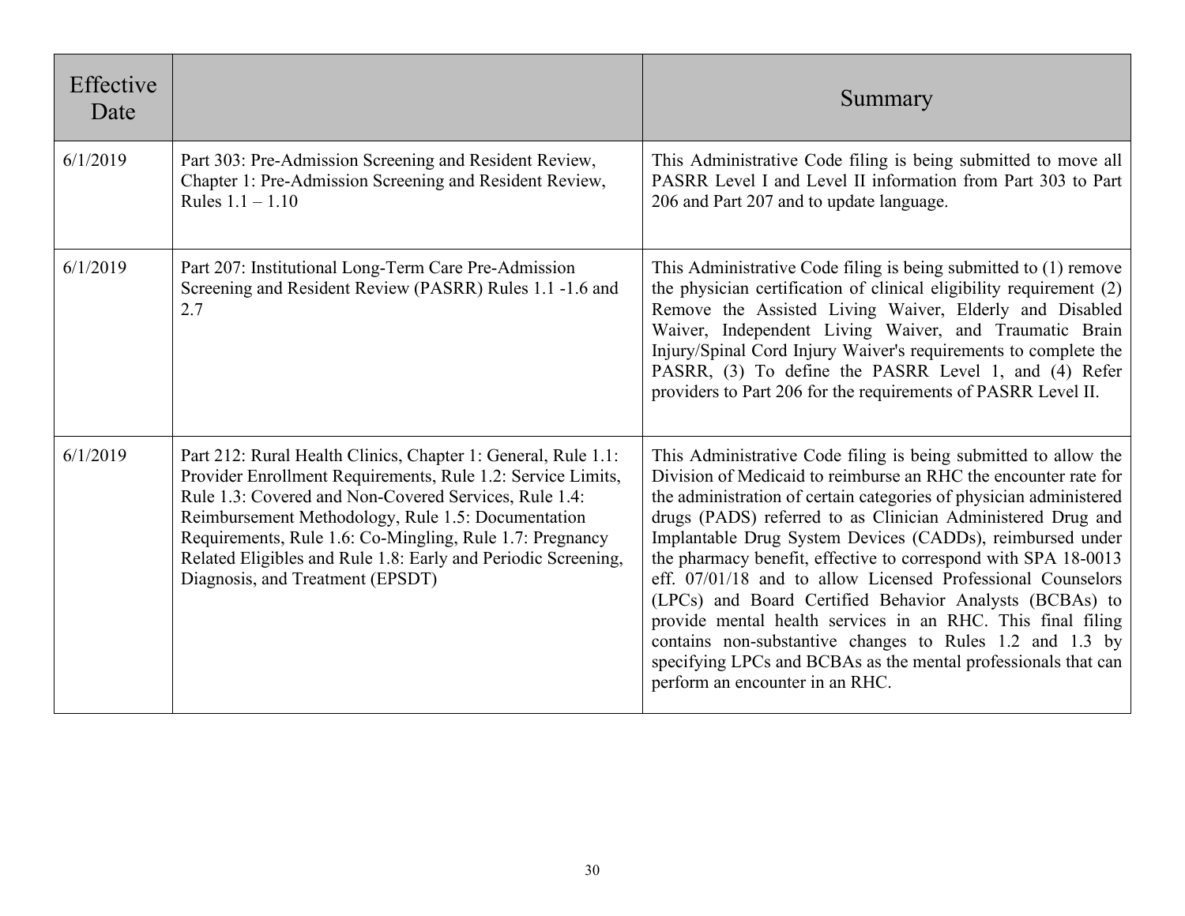| Effective Date | | Summary |
|---|---|---|
| 6/1/2019 | Part 303: Pre-Admission Screening and Resident Review, Chapter 1: Pre-Admission Screening and Resident Review, Rules 1.1 – 1.10 | This Administrative Code filing is being submitted to move all PASRR Level I and Level II information from Part 303 to Part 206 and Part 207 and to update language. |
| 6/1/2019 | Part 207: Institutional Long-Term Care Pre-Admission Screening and Resident Review (PASRR) Rules 1.1 -1.6 and 2.7 | This Administrative Code filing is being submitted to (1) remove the physician certification of clinical eligibility requirement (2) Remove the Assisted Living Waiver, Elderly and Disabled Waiver, Independent Living Waiver, and Traumatic Brain Injury/Spinal Cord Injury Waiver's requirements to complete the PASRR, (3) To define the PASRR Level 1, and (4) Refer providers to Part 206 for the requirements of PASRR Level II. |
| 6/1/2019 | Part 212: Rural Health Clinics, Chapter 1: General, Rule 1.1: Provider Enrollment Requirements, Rule 1.2: Service Limits, Rule 1.3: Covered and Non-Covered Services, Rule 1.4: Reimbursement Methodology, Rule 1.5: Documentation Requirements, Rule 1.6: Co-Mingling, Rule 1.7: Pregnancy Related Eligibles and Rule 1.8: Early and Periodic Screening, Diagnosis, and Treatment (EPSDT) | This Administrative Code filing is being submitted to allow the Division of Medicaid to reimburse an RHC the encounter rate for the administration of certain categories of physician administered drugs (PADS) referred to as Clinician Administered Drug and Implantable Drug System Devices (CADDs), reimbursed under the pharmacy benefit, effective to correspond with SPA 18-0013 eff. 07/01/18 and to allow Licensed Professional Counselors (LPCs) and Board Certified Behavior Analysts (BCBAs) to provide mental health services in an RHC. This final filing contains non-substantive changes to Rules 1.2 and 1.3 by specifying LPCs and BCBAs as the mental professionals that can perform an encounter in an RHC. |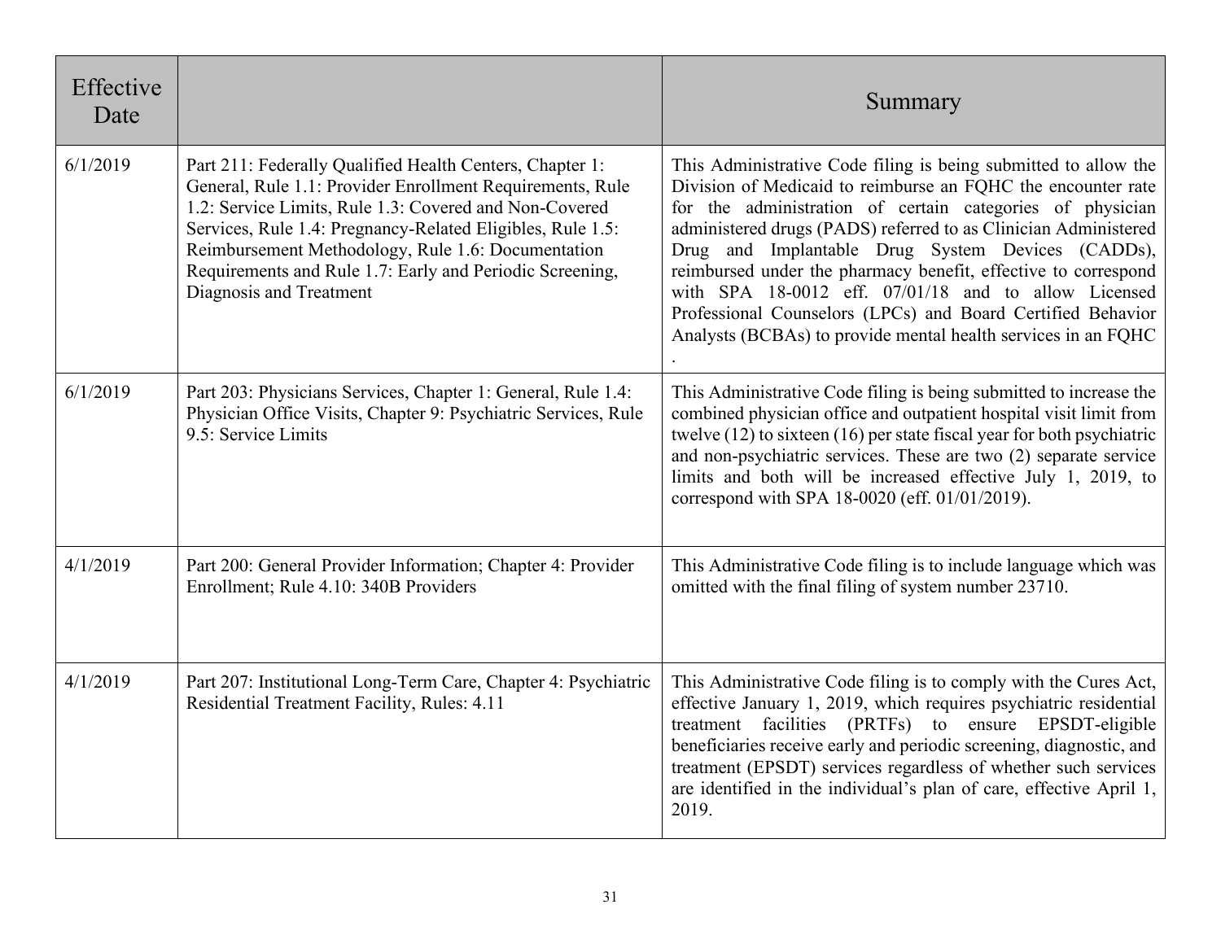| Effective Date | | Summary |
|---|---|---|
| 6/1/2019 | Part 211: Federally Qualified Health Centers, Chapter 1: General, Rule 1.1: Provider Enrollment Requirements, Rule 1.2: Service Limits, Rule 1.3: Covered and Non-Covered Services, Rule 1.4: Pregnancy-Related Eligibles, Rule 1.5: Reimbursement Methodology, Rule 1.6: Documentation Requirements and Rule 1.7: Early and Periodic Screening, Diagnosis and Treatment | This Administrative Code filing is being submitted to allow the Division of Medicaid to reimburse an FQHC the encounter rate for the administration of certain categories of physician administered drugs (PADS) referred to as Clinician Administered Drug and Implantable Drug System Devices (CADDs), reimbursed under the pharmacy benefit, effective to correspond with SPA 18-0012 eff. 07/01/18 and to allow Licensed Professional Counselors (LPCs) and Board Certified Behavior Analysts (BCBAs) to provide mental health services in an FQHC . |
| 6/1/2019 | Part 203: Physicians Services, Chapter 1: General, Rule 1.4: Physician Office Visits, Chapter 9: Psychiatric Services, Rule 9.5: Service Limits | This Administrative Code filing is being submitted to increase the combined physician office and outpatient hospital visit limit from twelve (12) to sixteen (16) per state fiscal year for both psychiatric and non-psychiatric services. These are two (2) separate service limits and both will be increased effective July 1, 2019, to correspond with SPA 18-0020 (eff. 01/01/2019). |
| 4/1/2019 | Part 200: General Provider Information; Chapter 4: Provider Enrollment; Rule 4.10: 340B Providers | This Administrative Code filing is to include language which was omitted with the final filing of system number 23710. |
| 4/1/2019 | Part 207: Institutional Long-Term Care, Chapter 4: Psychiatric Residential Treatment Facility, Rules: 4.11 | This Administrative Code filing is to comply with the Cures Act, effective January 1, 2019, which requires psychiatric residential treatment facilities (PRTFs) to ensure EPSDT-eligible beneficiaries receive early and periodic screening, diagnostic, and treatment (EPSDT) services regardless of whether such services are identified in the individual's plan of care, effective April 1, 2019. |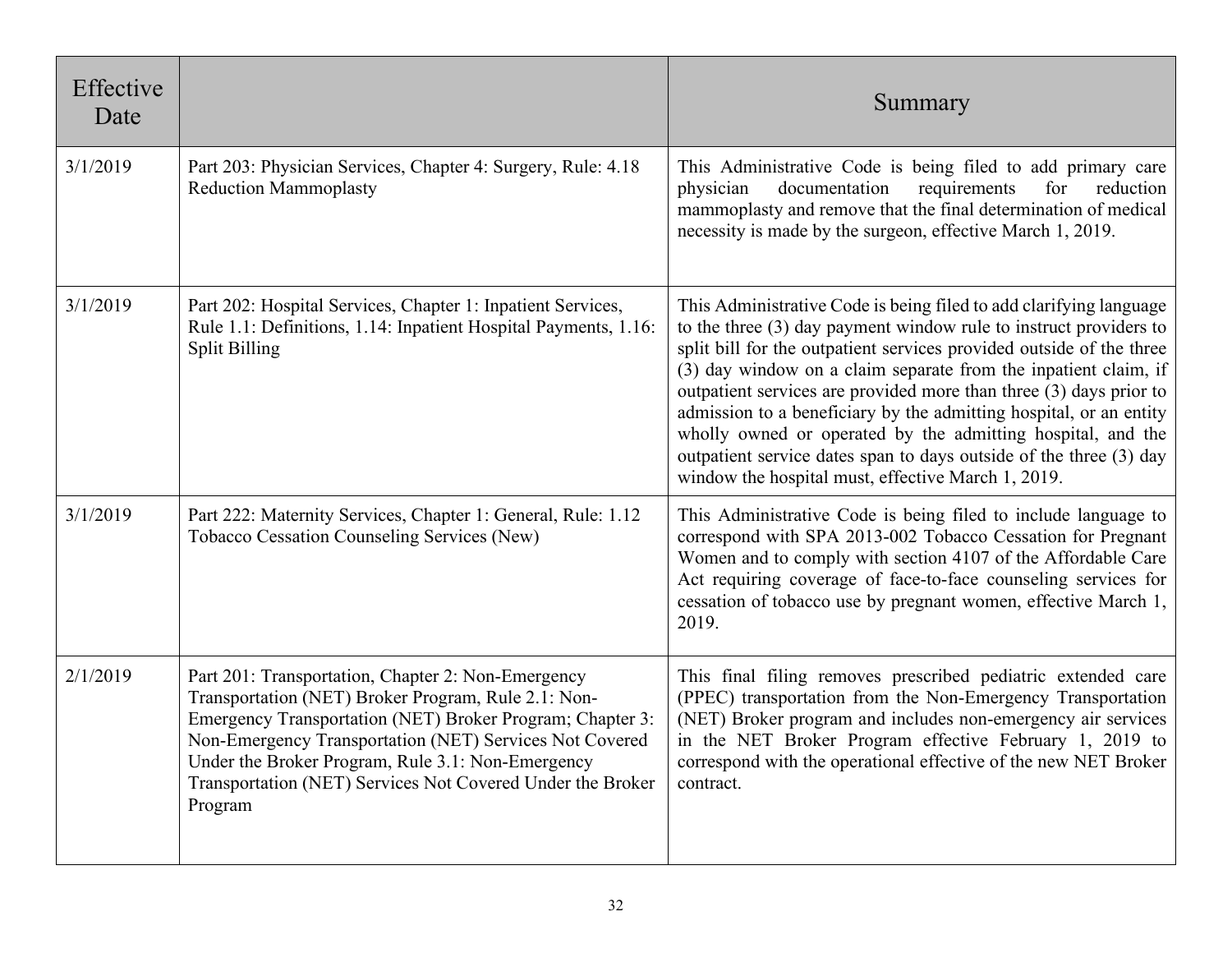| Effective Date | | Summary |
|---|---|---|
| 3/1/2019 | Part 203: Physician Services, Chapter 4: Surgery, Rule: 4.18 Reduction Mammoplasty | This Administrative Code is being filed to add primary care physician documentation requirements for reduction mammoplasty and remove that the final determination of medical necessity is made by the surgeon, effective March 1, 2019. |
| 3/1/2019 | Part 202: Hospital Services, Chapter 1: Inpatient Services, Rule 1.1: Definitions, 1.14: Inpatient Hospital Payments, 1.16: Split Billing | This Administrative Code is being filed to add clarifying language to the three (3) day payment window rule to instruct providers to split bill for the outpatient services provided outside of the three (3) day window on a claim separate from the inpatient claim, if outpatient services are provided more than three (3) days prior to admission to a beneficiary by the admitting hospital, or an entity wholly owned or operated by the admitting hospital, and the outpatient service dates span to days outside of the three (3) day window the hospital must, effective March 1, 2019. |
| 3/1/2019 | Part 222: Maternity Services, Chapter 1: General, Rule: 1.12 Tobacco Cessation Counseling Services (New) | This Administrative Code is being filed to include language to correspond with SPA 2013-002 Tobacco Cessation for Pregnant Women and to comply with section 4107 of the Affordable Care Act requiring coverage of face-to-face counseling services for cessation of tobacco use by pregnant women, effective March 1, 2019. |
| 2/1/2019 | Part 201: Transportation, Chapter 2: Non-Emergency Transportation (NET) Broker Program, Rule 2.1: Non-Emergency Transportation (NET) Broker Program; Chapter 3: Non-Emergency Transportation (NET) Services Not Covered Under the Broker Program, Rule 3.1: Non-Emergency Transportation (NET) Services Not Covered Under the Broker Program | This final filing removes prescribed pediatric extended care (PPEC) transportation from the Non-Emergency Transportation (NET) Broker program and includes non-emergency air services in the NET Broker Program effective February 1, 2019 to correspond with the operational effective of the new NET Broker contract. |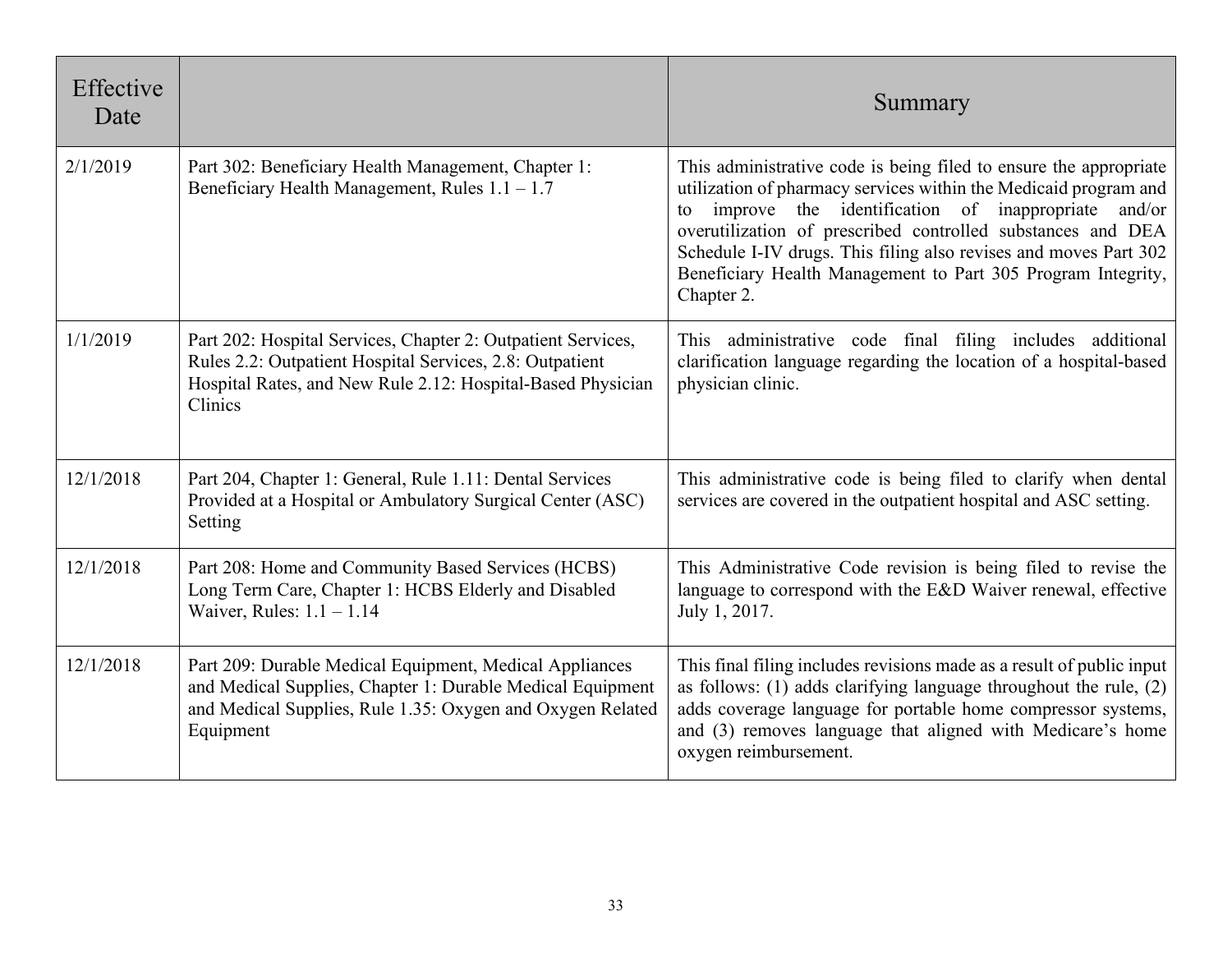| Effective Date | | Summary |
|---|---|---|
| 2/1/2019 | Part 302: Beneficiary Health Management, Chapter 1: Beneficiary Health Management, Rules 1.1 – 1.7 | This administrative code is being filed to ensure the appropriate utilization of pharmacy services within the Medicaid program and to improve the identification of inappropriate and/or overutilization of prescribed controlled substances and DEA Schedule I-IV drugs. This filing also revises and moves Part 302 Beneficiary Health Management to Part 305 Program Integrity, Chapter 2. |
| 1/1/2019 | Part 202: Hospital Services, Chapter 2: Outpatient Services, Rules 2.2: Outpatient Hospital Services, 2.8: Outpatient Hospital Rates, and New Rule 2.12: Hospital-Based Physician Clinics | This administrative code final filing includes additional clarification language regarding the location of a hospital-based physician clinic. |
| 12/1/2018 | Part 204, Chapter 1: General, Rule 1.11: Dental Services Provided at a Hospital or Ambulatory Surgical Center (ASC) Setting | This administrative code is being filed to clarify when dental services are covered in the outpatient hospital and ASC setting. |
| 12/1/2018 | Part 208: Home and Community Based Services (HCBS) Long Term Care, Chapter 1: HCBS Elderly and Disabled Waiver, Rules: 1.1 – 1.14 | This Administrative Code revision is being filed to revise the language to correspond with the E&D Waiver renewal, effective July 1, 2017. |
| 12/1/2018 | Part 209: Durable Medical Equipment, Medical Appliances and Medical Supplies, Chapter 1: Durable Medical Equipment and Medical Supplies, Rule 1.35: Oxygen and Oxygen Related Equipment | This final filing includes revisions made as a result of public input as follows: (1) adds clarifying language throughout the rule, (2) adds coverage language for portable home compressor systems, and (3) removes language that aligned with Medicare's home oxygen reimbursement. |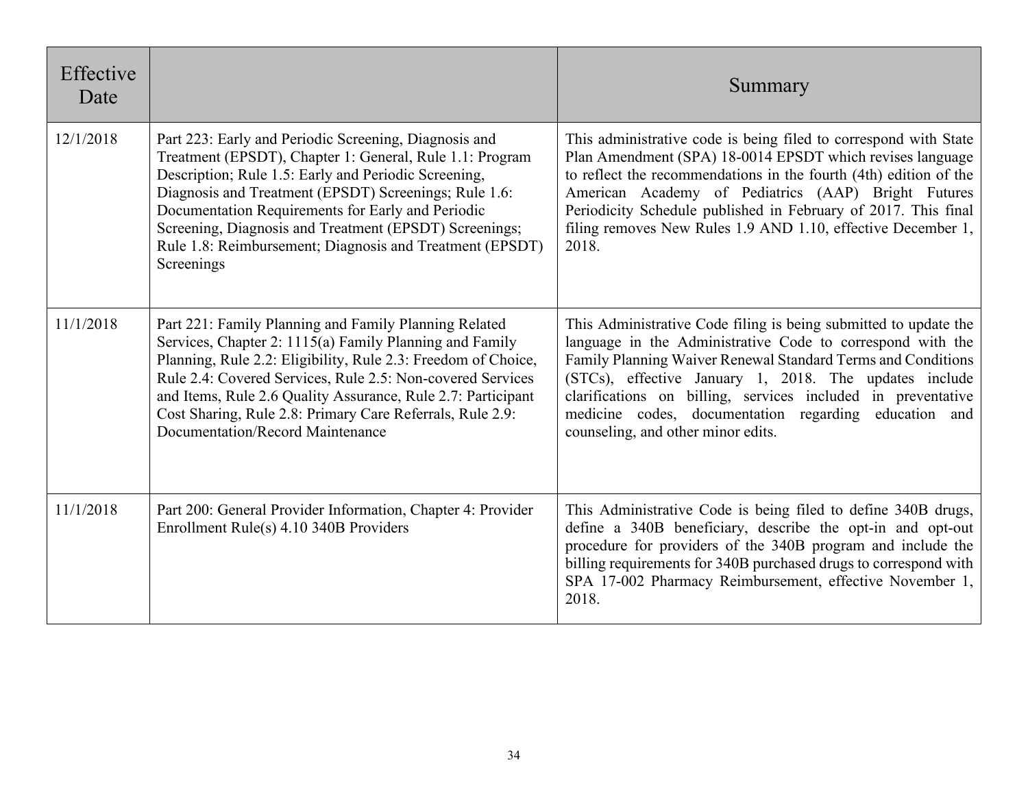| Effective Date | | Summary |
|---|---|---|
| 12/1/2018 | Part 223: Early and Periodic Screening, Diagnosis and Treatment (EPSDT), Chapter 1: General, Rule 1.1: Program Description; Rule 1.5: Early and Periodic Screening, Diagnosis and Treatment (EPSDT) Screenings; Rule 1.6: Documentation Requirements for Early and Periodic Screening, Diagnosis and Treatment (EPSDT) Screenings; Rule 1.8: Reimbursement; Diagnosis and Treatment (EPSDT) Screenings | This administrative code is being filed to correspond with State Plan Amendment (SPA) 18-0014 EPSDT which revises language to reflect the recommendations in the fourth (4th) edition of the American Academy of Pediatrics (AAP) Bright Futures Periodicity Schedule published in February of 2017. This final filing removes New Rules 1.9 AND 1.10, effective December 1, 2018. |
| 11/1/2018 | Part 221: Family Planning and Family Planning Related Services, Chapter 2: 1115(a) Family Planning and Family Planning, Rule 2.2: Eligibility, Rule 2.3: Freedom of Choice, Rule 2.4: Covered Services, Rule 2.5: Non-covered Services and Items, Rule 2.6 Quality Assurance, Rule 2.7: Participant Cost Sharing, Rule 2.8: Primary Care Referrals, Rule 2.9: Documentation/Record Maintenance | This Administrative Code filing is being submitted to update the language in the Administrative Code to correspond with the Family Planning Waiver Renewal Standard Terms and Conditions (STCs), effective January 1, 2018. The updates include clarifications on billing, services included in preventative medicine codes, documentation regarding education and counseling, and other minor edits. |
| 11/1/2018 | Part 200: General Provider Information, Chapter 4: Provider Enrollment Rule(s) 4.10 340B Providers | This Administrative Code is being filed to define 340B drugs, define a 340B beneficiary, describe the opt-in and opt-out procedure for providers of the 340B program and include the billing requirements for 340B purchased drugs to correspond with SPA 17-002 Pharmacy Reimbursement, effective November 1, 2018. |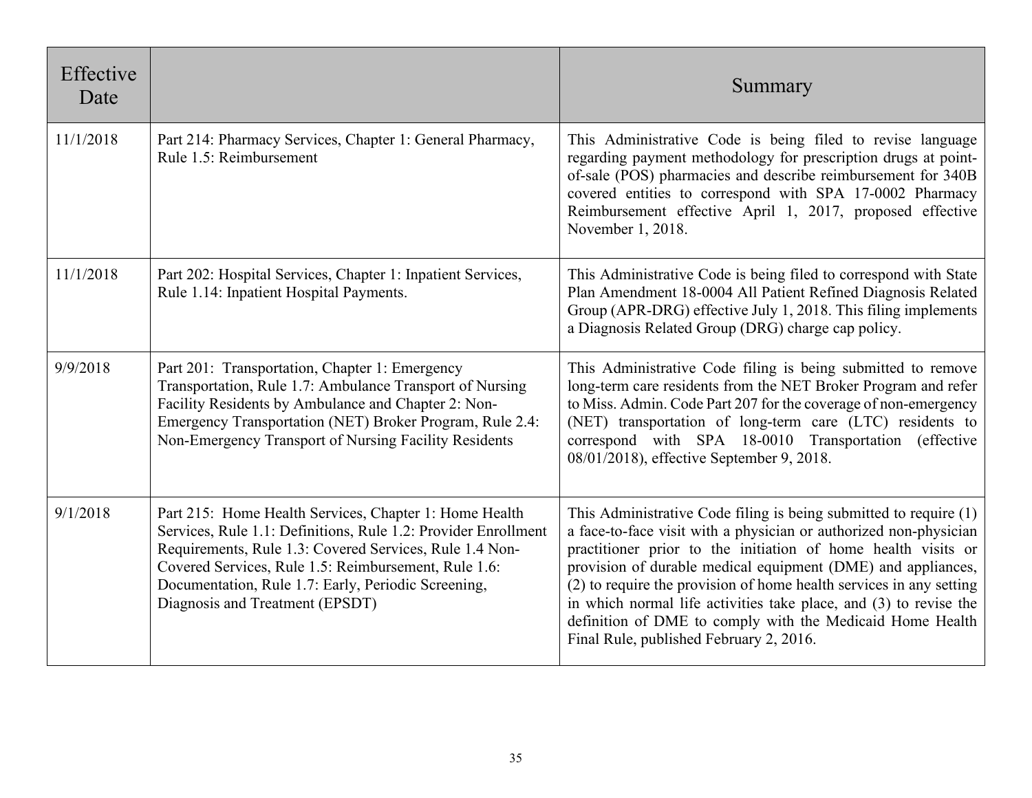| Effective Date | | Summary |
|---|---|---|
| 11/1/2018 | Part 214: Pharmacy Services, Chapter 1: General Pharmacy, Rule 1.5: Reimbursement | This Administrative Code is being filed to revise language regarding payment methodology for prescription drugs at point-of-sale (POS) pharmacies and describe reimbursement for 340B covered entities to correspond with SPA 17-0002 Pharmacy Reimbursement effective April 1, 2017, proposed effective November 1, 2018. |
| 11/1/2018 | Part 202: Hospital Services, Chapter 1: Inpatient Services, Rule 1.14: Inpatient Hospital Payments. | This Administrative Code is being filed to correspond with State Plan Amendment 18-0004 All Patient Refined Diagnosis Related Group (APR-DRG) effective July 1, 2018. This filing implements a Diagnosis Related Group (DRG) charge cap policy. |
| 9/9/2018 | Part 201: Transportation, Chapter 1: Emergency Transportation, Rule 1.7: Ambulance Transport of Nursing Facility Residents by Ambulance and Chapter 2: Non-Emergency Transportation (NET) Broker Program, Rule 2.4: Non-Emergency Transport of Nursing Facility Residents | This Administrative Code filing is being submitted to remove long-term care residents from the NET Broker Program and refer to Miss. Admin. Code Part 207 for the coverage of non-emergency (NET) transportation of long-term care (LTC) residents to correspond with SPA 18-0010 Transportation (effective 08/01/2018), effective September 9, 2018. |
| 9/1/2018 | Part 215: Home Health Services, Chapter 1: Home Health Services, Rule 1.1: Definitions, Rule 1.2: Provider Enrollment Requirements, Rule 1.3: Covered Services, Rule 1.4 Non-Covered Services, Rule 1.5: Reimbursement, Rule 1.6: Documentation, Rule 1.7: Early, Periodic Screening, Diagnosis and Treatment (EPSDT) | This Administrative Code filing is being submitted to require (1) a face-to-face visit with a physician or authorized non-physician practitioner prior to the initiation of home health visits or provision of durable medical equipment (DME) and appliances, (2) to require the provision of home health services in any setting in which normal life activities take place, and (3) to revise the definition of DME to comply with the Medicaid Home Health Final Rule, published February 2, 2016. |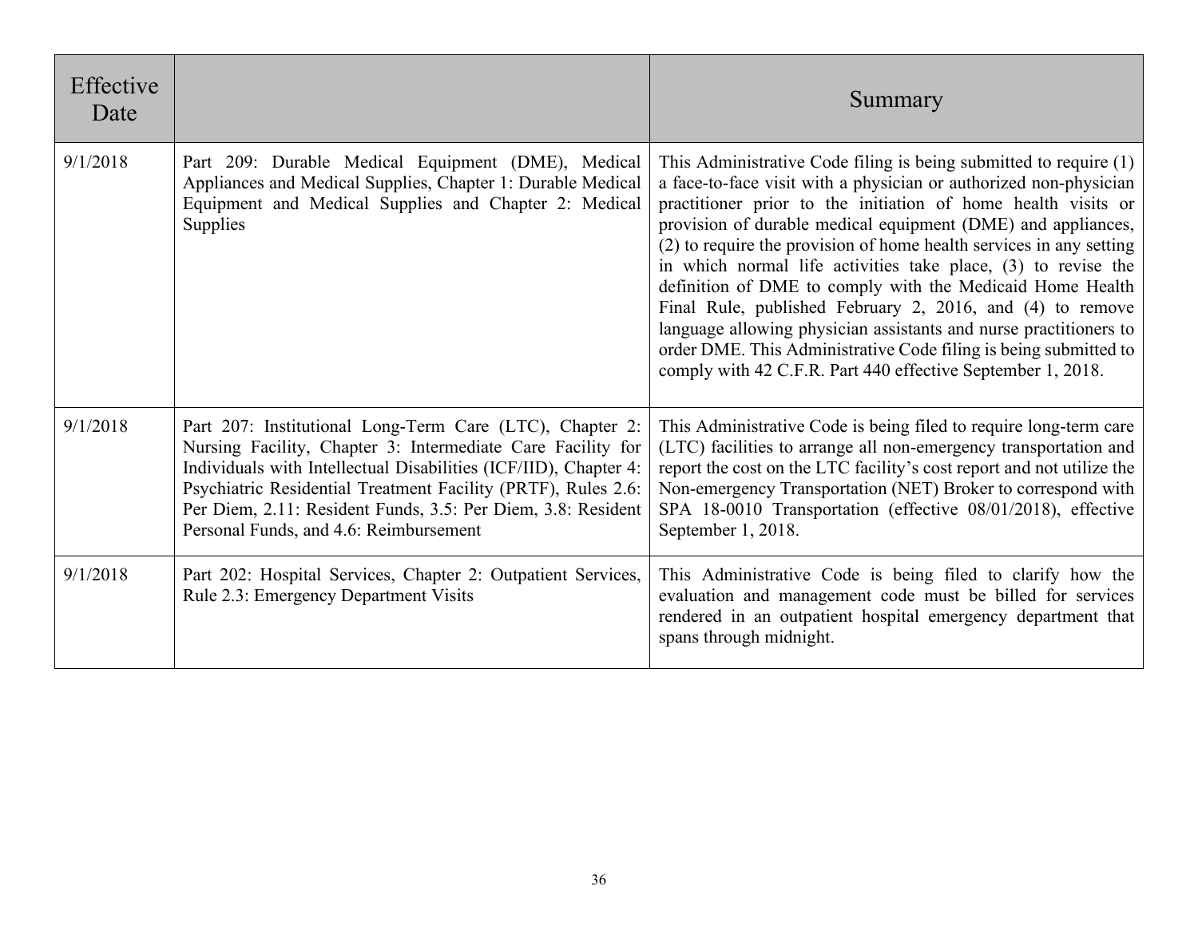| Effective Date | | Summary |
|---|---|---|
| 9/1/2018 | Part 209: Durable Medical Equipment (DME), Medical Appliances and Medical Supplies, Chapter 1: Durable Medical Equipment and Medical Supplies and Chapter 2: Medical Supplies | This Administrative Code filing is being submitted to require (1) a face-to-face visit with a physician or authorized non-physician practitioner prior to the initiation of home health visits or provision of durable medical equipment (DME) and appliances, (2) to require the provision of home health services in any setting in which normal life activities take place, (3) to revise the definition of DME to comply with the Medicaid Home Health Final Rule, published February 2, 2016, and (4) to remove language allowing physician assistants and nurse practitioners to order DME. This Administrative Code filing is being submitted to comply with 42 C.F.R. Part 440 effective September 1, 2018. |
| 9/1/2018 | Part 207: Institutional Long-Term Care (LTC), Chapter 2: Nursing Facility, Chapter 3: Intermediate Care Facility for Individuals with Intellectual Disabilities (ICF/IID), Chapter 4: Psychiatric Residential Treatment Facility (PRTF), Rules 2.6: Per Diem, 2.11: Resident Funds, 3.5: Per Diem, 3.8: Resident Personal Funds, and 4.6: Reimbursement | This Administrative Code is being filed to require long-term care (LTC) facilities to arrange all non-emergency transportation and report the cost on the LTC facility's cost report and not utilize the Non-emergency Transportation (NET) Broker to correspond with SPA 18-0010 Transportation (effective 08/01/2018), effective September 1, 2018. |
| 9/1/2018 | Part 202: Hospital Services, Chapter 2: Outpatient Services, Rule 2.3: Emergency Department Visits | This Administrative Code is being filed to clarify how the evaluation and management code must be billed for services rendered in an outpatient hospital emergency department that spans through midnight. |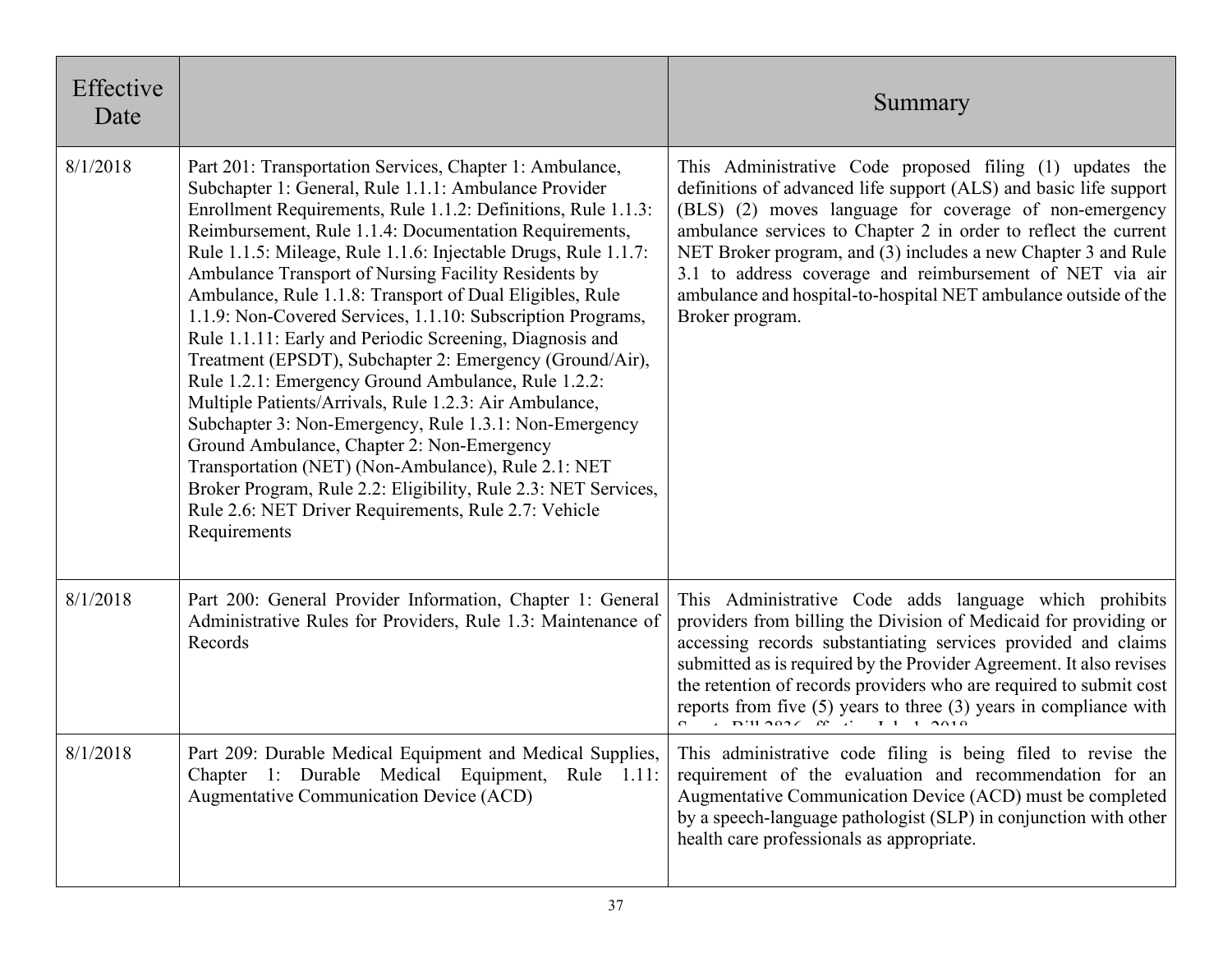| Effective Date | | Summary |
|---|---|---|
| 8/1/2018 | Part 201: Transportation Services, Chapter 1: Ambulance, Subchapter 1: General, Rule 1.1.1: Ambulance Provider Enrollment Requirements, Rule 1.1.2: Definitions, Rule 1.1.3: Reimbursement, Rule 1.1.4: Documentation Requirements, Rule 1.1.5: Mileage, Rule 1.1.6: Injectable Drugs, Rule 1.1.7: Ambulance Transport of Nursing Facility Residents by Ambulance, Rule 1.1.8: Transport of Dual Eligibles, Rule 1.1.9: Non-Covered Services, 1.1.10: Subscription Programs, Rule 1.1.11: Early and Periodic Screening, Diagnosis and Treatment (EPSDT), Subchapter 2: Emergency (Ground/Air), Rule 1.2.1: Emergency Ground Ambulance, Rule 1.2.2: Multiple Patients/Arrivals, Rule 1.2.3: Air Ambulance, Subchapter 3: Non-Emergency, Rule 1.3.1: Non-Emergency Ground Ambulance, Chapter 2: Non-Emergency Transportation (NET) (Non-Ambulance), Rule 2.1: NET Broker Program, Rule 2.2: Eligibility, Rule 2.3: NET Services, Rule 2.6: NET Driver Requirements, Rule 2.7: Vehicle Requirements | This Administrative Code proposed filing (1) updates the definitions of advanced life support (ALS) and basic life support (BLS) (2) moves language for coverage of non-emergency ambulance services to Chapter 2 in order to reflect the current NET Broker program, and (3) includes a new Chapter 3 and Rule 3.1 to address coverage and reimbursement of NET via air ambulance and hospital-to-hospital NET ambulance outside of the Broker program. |
| 8/1/2018 | Part 200: General Provider Information, Chapter 1: General Administrative Rules for Providers, Rule 1.3: Maintenance of Records | This Administrative Code adds language which prohibits providers from billing the Division of Medicaid for providing or accessing records substantiating services provided and claims submitted as is required by the Provider Agreement. It also revises the retention of records providers who are required to submit cost reports from five (5) years to three (3) years in compliance with Senate Bill 2836 effective July 1, 2018. |
| 8/1/2018 | Part 209: Durable Medical Equipment and Medical Supplies, Chapter 1: Durable Medical Equipment, Rule 1.11: Augmentative Communication Device (ACD) | This administrative code filing is being filed to revise the requirement of the evaluation and recommendation for an Augmentative Communication Device (ACD) must be completed by a speech-language pathologist (SLP) in conjunction with other health care professionals as appropriate. |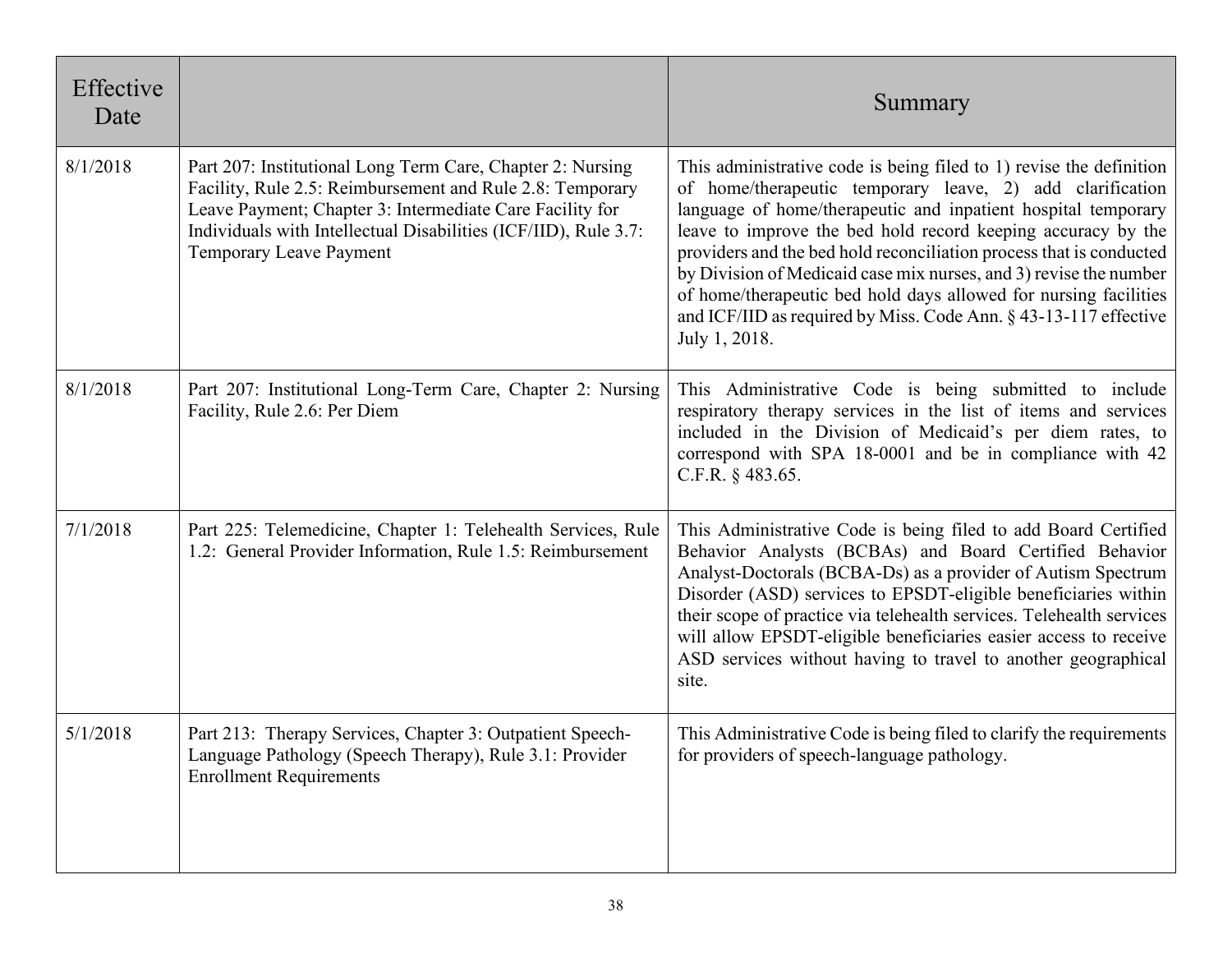| Effective Date | | Summary |
|---|---|---|
| 8/1/2018 | Part 207: Institutional Long Term Care, Chapter 2: Nursing Facility, Rule 2.5: Reimbursement and Rule 2.8: Temporary Leave Payment; Chapter 3: Intermediate Care Facility for Individuals with Intellectual Disabilities (ICF/IID), Rule 3.7: Temporary Leave Payment | This administrative code is being filed to 1) revise the definition of home/therapeutic temporary leave, 2) add clarification language of home/therapeutic and inpatient hospital temporary leave to improve the bed hold record keeping accuracy by the providers and the bed hold reconciliation process that is conducted by Division of Medicaid case mix nurses, and 3) revise the number of home/therapeutic bed hold days allowed for nursing facilities and ICF/IID as required by Miss. Code Ann. § 43-13-117 effective July 1, 2018. |
| 8/1/2018 | Part 207: Institutional Long-Term Care, Chapter 2: Nursing Facility, Rule 2.6: Per Diem | This Administrative Code is being submitted to include respiratory therapy services in the list of items and services included in the Division of Medicaid's per diem rates, to correspond with SPA 18-0001 and be in compliance with 42 C.F.R. § 483.65. |
| 7/1/2018 | Part 225: Telemedicine, Chapter 1: Telehealth Services, Rule 1.2: General Provider Information, Rule 1.5: Reimbursement | This Administrative Code is being filed to add Board Certified Behavior Analysts (BCBAs) and Board Certified Behavior Analyst-Doctorals (BCBA-Ds) as a provider of Autism Spectrum Disorder (ASD) services to EPSDT-eligible beneficiaries within their scope of practice via telehealth services. Telehealth services will allow EPSDT-eligible beneficiaries easier access to receive ASD services without having to travel to another geographical site. |
| 5/1/2018 | Part 213: Therapy Services, Chapter 3: Outpatient Speech-Language Pathology (Speech Therapy), Rule 3.1: Provider Enrollment Requirements | This Administrative Code is being filed to clarify the requirements for providers of speech-language pathology. |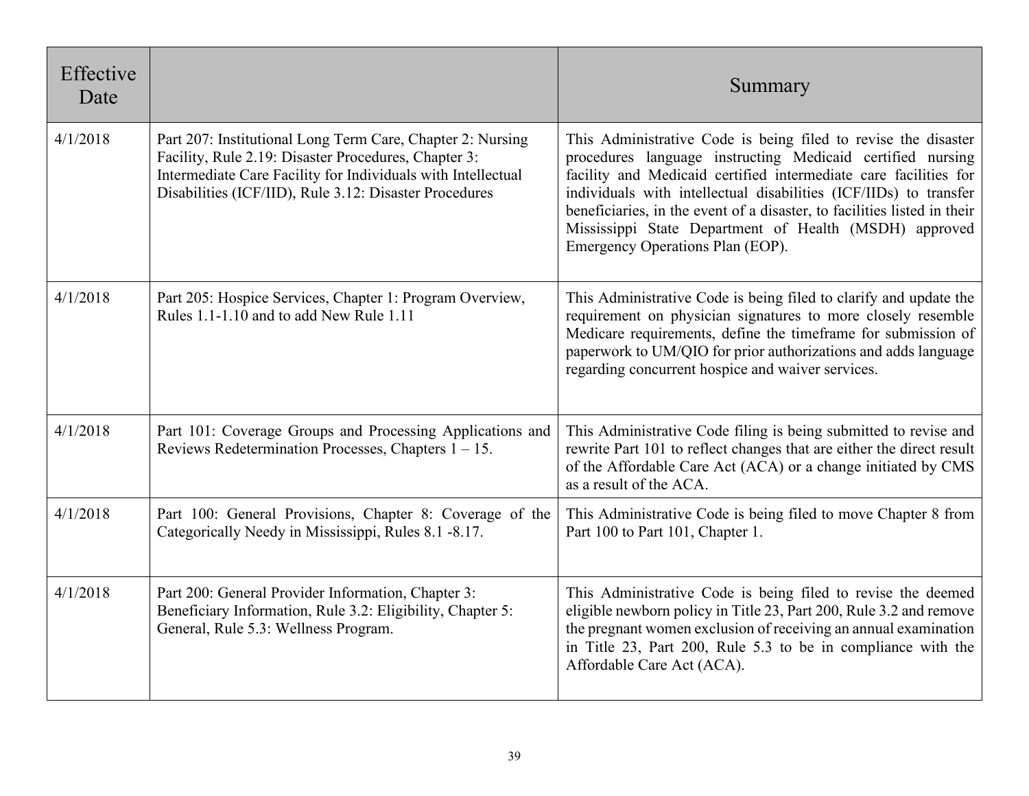| Effective Date | | Summary |
|---|---|---|
| 4/1/2018 | Part 207: Institutional Long Term Care, Chapter 2: Nursing Facility, Rule 2.19: Disaster Procedures, Chapter 3: Intermediate Care Facility for Individuals with Intellectual Disabilities (ICF/IID), Rule 3.12: Disaster Procedures | This Administrative Code is being filed to revise the disaster procedures language instructing Medicaid certified nursing facility and Medicaid certified intermediate care facilities for individuals with intellectual disabilities (ICF/IIDs) to transfer beneficiaries, in the event of a disaster, to facilities listed in their Mississippi State Department of Health (MSDH) approved Emergency Operations Plan (EOP). |
| 4/1/2018 | Part 205: Hospice Services, Chapter 1: Program Overview, Rules 1.1-1.10 and to add New Rule 1.11 | This Administrative Code is being filed to clarify and update the requirement on physician signatures to more closely resemble Medicare requirements, define the timeframe for submission of paperwork to UM/QIO for prior authorizations and adds language regarding concurrent hospice and waiver services. |
| 4/1/2018 | Part 101: Coverage Groups and Processing Applications and Reviews Redetermination Processes, Chapters 1 – 15. | This Administrative Code filing is being submitted to revise and rewrite Part 101 to reflect changes that are either the direct result of the Affordable Care Act (ACA) or a change initiated by CMS as a result of the ACA. |
| 4/1/2018 | Part 100: General Provisions, Chapter 8: Coverage of the Categorically Needy in Mississippi, Rules 8.1 -8.17. | This Administrative Code is being filed to move Chapter 8 from Part 100 to Part 101, Chapter 1. |
| 4/1/2018 | Part 200: General Provider Information, Chapter 3: Beneficiary Information, Rule 3.2: Eligibility, Chapter 5: General, Rule 5.3: Wellness Program. | This Administrative Code is being filed to revise the deemed eligible newborn policy in Title 23, Part 200, Rule 3.2 and remove the pregnant women exclusion of receiving an annual examination in Title 23, Part 200, Rule 5.3 to be in compliance with the Affordable Care Act (ACA). |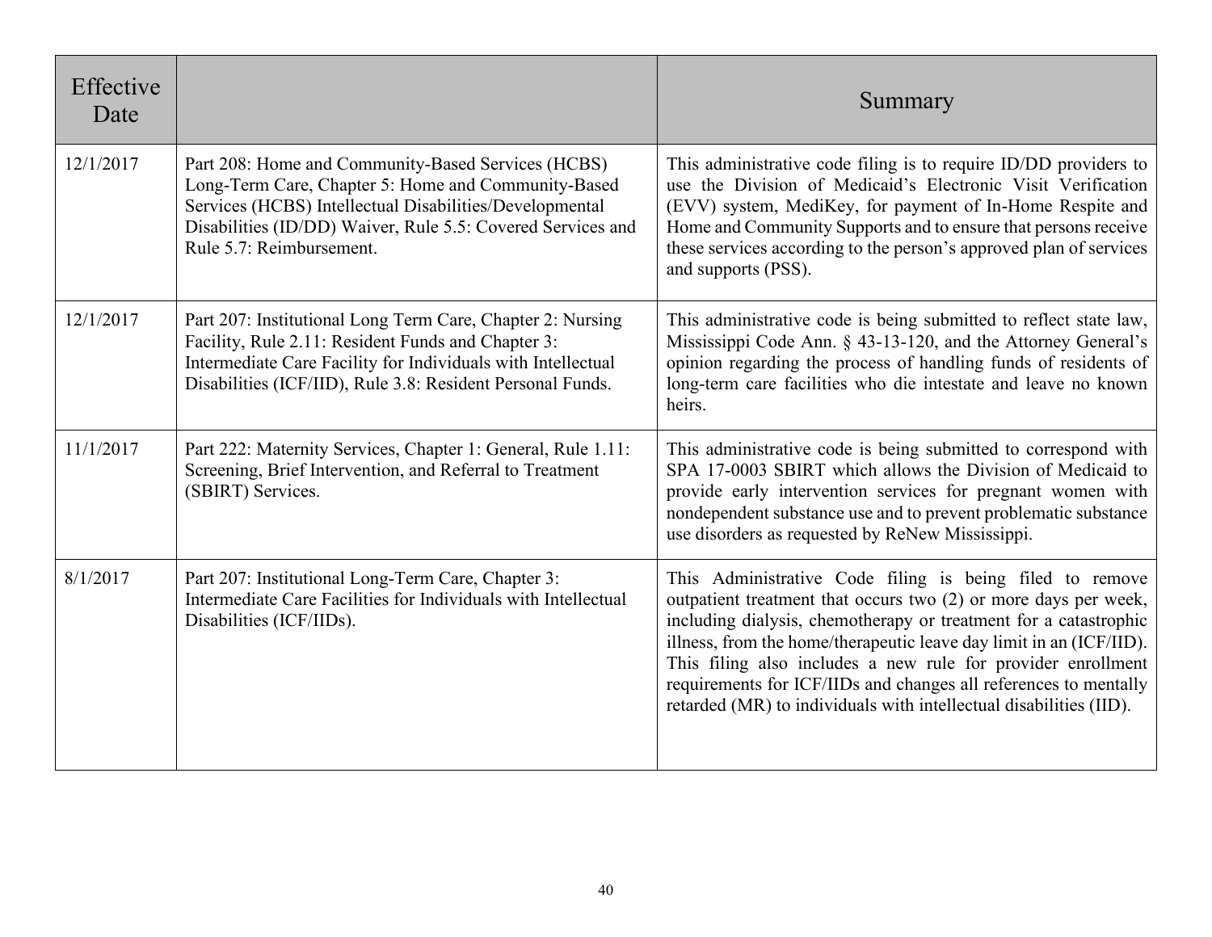| Effective Date | | Summary |
| --- | --- | --- |
| 12/1/2017 | Part 208: Home and Community-Based Services (HCBS) Long-Term Care, Chapter 5: Home and Community-Based Services (HCBS) Intellectual Disabilities/Developmental Disabilities (ID/DD) Waiver, Rule 5.5: Covered Services and Rule 5.7: Reimbursement. | This administrative code filing is to require ID/DD providers to use the Division of Medicaid's Electronic Visit Verification (EVV) system, MediKey, for payment of In-Home Respite and Home and Community Supports and to ensure that persons receive these services according to the person's approved plan of services and supports (PSS). |
| 12/1/2017 | Part 207: Institutional Long Term Care, Chapter 2: Nursing Facility, Rule 2.11: Resident Funds and Chapter 3: Intermediate Care Facility for Individuals with Intellectual Disabilities (ICF/IID), Rule 3.8: Resident Personal Funds. | This administrative code is being submitted to reflect state law, Mississippi Code Ann. § 43-13-120, and the Attorney General's opinion regarding the process of handling funds of residents of long-term care facilities who die intestate and leave no known heirs. |
| 11/1/2017 | Part 222: Maternity Services, Chapter 1: General, Rule 1.11: Screening, Brief Intervention, and Referral to Treatment (SBIRT) Services. | This administrative code is being submitted to correspond with SPA 17-0003 SBIRT which allows the Division of Medicaid to provide early intervention services for pregnant women with nondependent substance use and to prevent problematic substance use disorders as requested by ReNew Mississippi. |
| 8/1/2017 | Part 207: Institutional Long-Term Care, Chapter 3: Intermediate Care Facilities for Individuals with Intellectual Disabilities (ICF/IIDs). | This Administrative Code filing is being filed to remove outpatient treatment that occurs two (2) or more days per week, including dialysis, chemotherapy or treatment for a catastrophic illness, from the home/therapeutic leave day limit in an (ICF/IID). This filing also includes a new rule for provider enrollment requirements for ICF/IIDs and changes all references to mentally retarded (MR) to individuals with intellectual disabilities (IID). |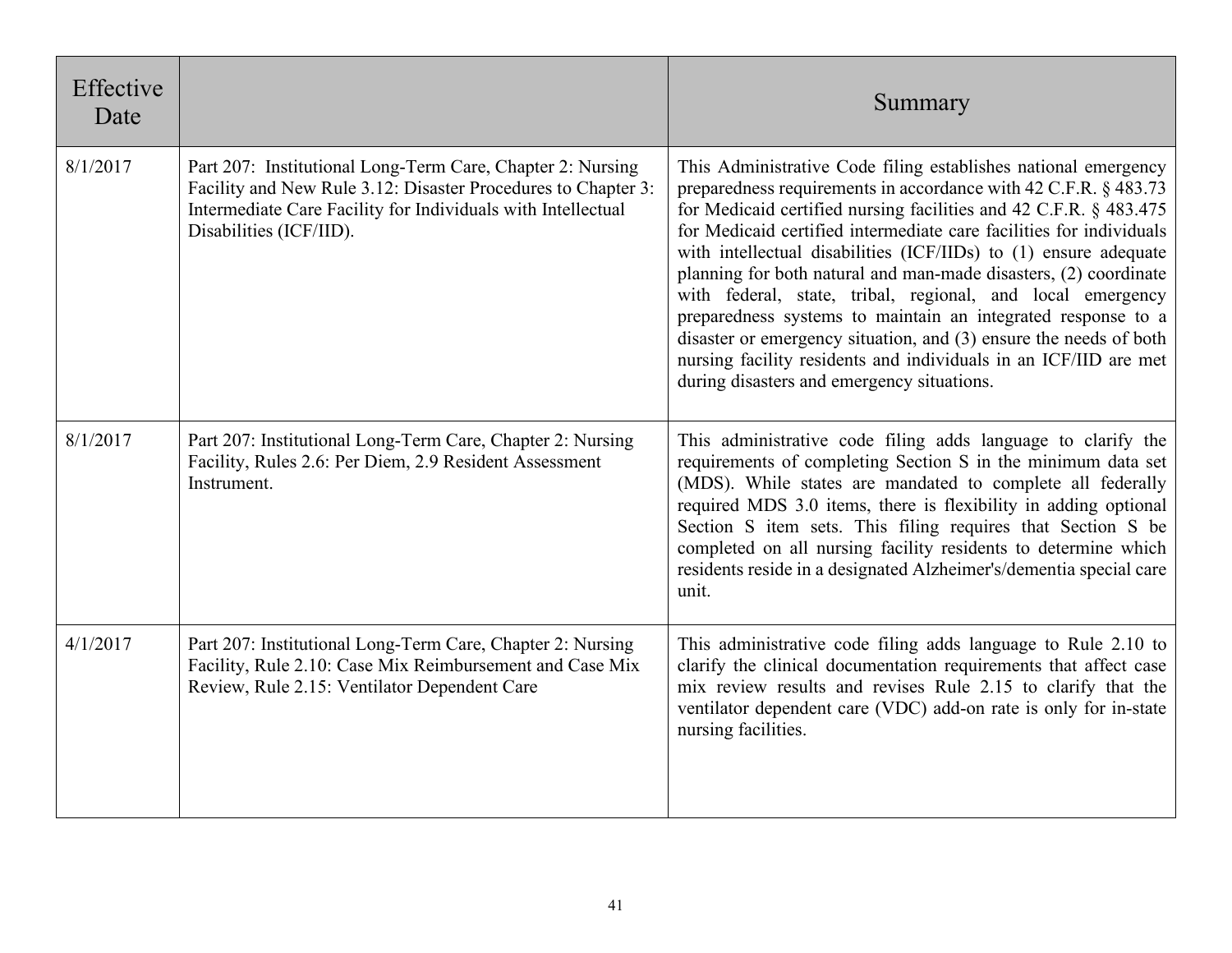| Effective Date | | Summary |
|---|---|---|
| 8/1/2017 | Part 207: Institutional Long-Term Care, Chapter 2: Nursing Facility and New Rule 3.12: Disaster Procedures to Chapter 3: Intermediate Care Facility for Individuals with Intellectual Disabilities (ICF/IID). | This Administrative Code filing establishes national emergency preparedness requirements in accordance with 42 C.F.R. § 483.73 for Medicaid certified nursing facilities and 42 C.F.R. § 483.475 for Medicaid certified intermediate care facilities for individuals with intellectual disabilities (ICF/IIDs) to (1) ensure adequate planning for both natural and man-made disasters, (2) coordinate with federal, state, tribal, regional, and local emergency preparedness systems to maintain an integrated response to a disaster or emergency situation, and (3) ensure the needs of both nursing facility residents and individuals in an ICF/IID are met during disasters and emergency situations. |
| 8/1/2017 | Part 207: Institutional Long-Term Care, Chapter 2: Nursing Facility, Rules 2.6: Per Diem, 2.9 Resident Assessment Instrument. | This administrative code filing adds language to clarify the requirements of completing Section S in the minimum data set (MDS). While states are mandated to complete all federally required MDS 3.0 items, there is flexibility in adding optional Section S item sets. This filing requires that Section S be completed on all nursing facility residents to determine which residents reside in a designated Alzheimer's/dementia special care unit. |
| 4/1/2017 | Part 207: Institutional Long-Term Care, Chapter 2: Nursing Facility, Rule 2.10: Case Mix Reimbursement and Case Mix Review, Rule 2.15: Ventilator Dependent Care | This administrative code filing adds language to Rule 2.10 to clarify the clinical documentation requirements that affect case mix review results and revises Rule 2.15 to clarify that the ventilator dependent care (VDC) add-on rate is only for in-state nursing facilities. |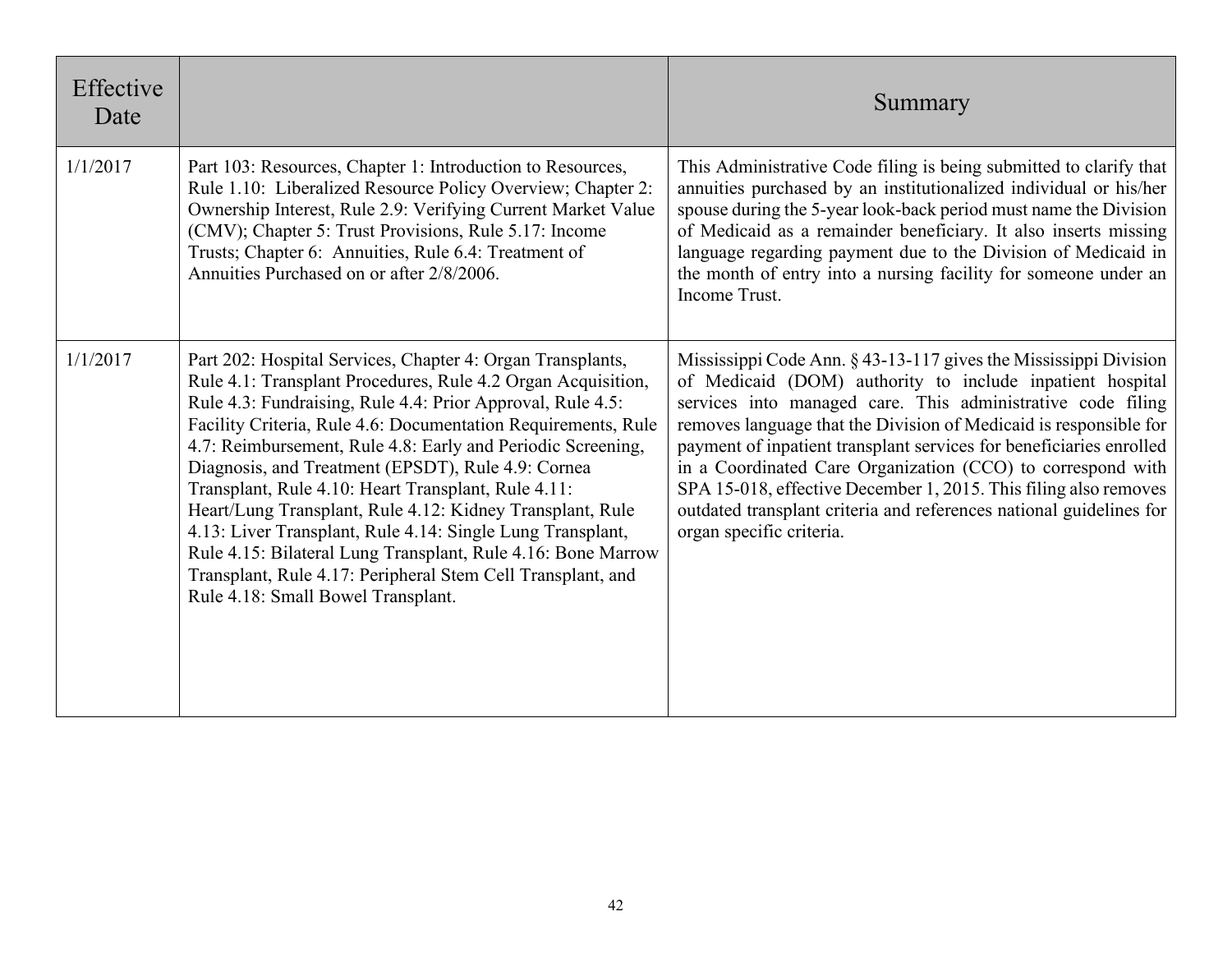| Effective Date | | Summary |
| --- | --- | --- |
| 1/1/2017 | Part 103: Resources, Chapter 1: Introduction to Resources, Rule 1.10: Liberalized Resource Policy Overview; Chapter 2: Ownership Interest, Rule 2.9: Verifying Current Market Value (CMV); Chapter 5: Trust Provisions, Rule 5.17: Income Trusts; Chapter 6: Annuities, Rule 6.4: Treatment of Annuities Purchased on or after 2/8/2006. | This Administrative Code filing is being submitted to clarify that annuities purchased by an institutionalized individual or his/her spouse during the 5-year look-back period must name the Division of Medicaid as a remainder beneficiary. It also inserts missing language regarding payment due to the Division of Medicaid in the month of entry into a nursing facility for someone under an Income Trust. |
| 1/1/2017 | Part 202: Hospital Services, Chapter 4: Organ Transplants, Rule 4.1: Transplant Procedures, Rule 4.2 Organ Acquisition, Rule 4.3: Fundraising, Rule 4.4: Prior Approval, Rule 4.5: Facility Criteria, Rule 4.6: Documentation Requirements, Rule 4.7: Reimbursement, Rule 4.8: Early and Periodic Screening, Diagnosis, and Treatment (EPSDT), Rule 4.9: Cornea Transplant, Rule 4.10: Heart Transplant, Rule 4.11: Heart/Lung Transplant, Rule 4.12: Kidney Transplant, Rule 4.13: Liver Transplant, Rule 4.14: Single Lung Transplant, Rule 4.15: Bilateral Lung Transplant, Rule 4.16: Bone Marrow Transplant, Rule 4.17: Peripheral Stem Cell Transplant, and Rule 4.18: Small Bowel Transplant. | Mississippi Code Ann. § 43-13-117 gives the Mississippi Division of Medicaid (DOM) authority to include inpatient hospital services into managed care. This administrative code filing removes language that the Division of Medicaid is responsible for payment of inpatient transplant services for beneficiaries enrolled in a Coordinated Care Organization (CCO) to correspond with SPA 15-018, effective December 1, 2015. This filing also removes outdated transplant criteria and references national guidelines for organ specific criteria. |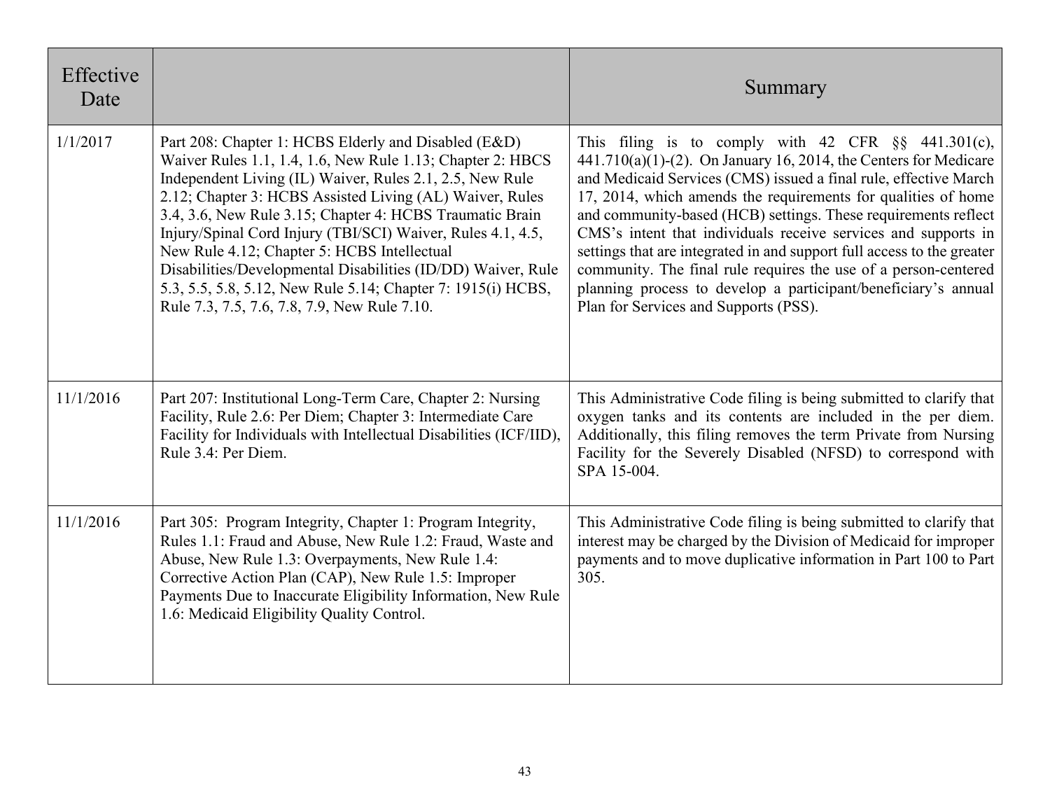| Effective Date | | Summary |
|---|---|---|
| 1/1/2017 | Part 208: Chapter 1: HCBS Elderly and Disabled (E&D) Waiver Rules 1.1, 1.4, 1.6, New Rule 1.13; Chapter 2: HBCS Independent Living (IL) Waiver, Rules 2.1, 2.5, New Rule 2.12; Chapter 3: HCBS Assisted Living (AL) Waiver, Rules 3.4, 3.6, New Rule 3.15; Chapter 4: HCBS Traumatic Brain Injury/Spinal Cord Injury (TBI/SCI) Waiver, Rules 4.1, 4.5, New Rule 4.12; Chapter 5: HCBS Intellectual Disabilities/Developmental Disabilities (ID/DD) Waiver, Rule 5.3, 5.5, 5.8, 5.12, New Rule 5.14; Chapter 7: 1915(i) HCBS, Rule 7.3, 7.5, 7.6, 7.8, 7.9, New Rule 7.10. | This filing is to comply with 42 CFR §§ 441.301(c), 441.710(a)(1)-(2). On January 16, 2014, the Centers for Medicare and Medicaid Services (CMS) issued a final rule, effective March 17, 2014, which amends the requirements for qualities of home and community-based (HCB) settings. These requirements reflect CMS's intent that individuals receive services and supports in settings that are integrated in and support full access to the greater community. The final rule requires the use of a person-centered planning process to develop a participant/beneficiary's annual Plan for Services and Supports (PSS). |
| 11/1/2016 | Part 207: Institutional Long-Term Care, Chapter 2: Nursing Facility, Rule 2.6: Per Diem; Chapter 3: Intermediate Care Facility for Individuals with Intellectual Disabilities (ICF/IID), Rule 3.4: Per Diem. | This Administrative Code filing is being submitted to clarify that oxygen tanks and its contents are included in the per diem. Additionally, this filing removes the term Private from Nursing Facility for the Severely Disabled (NFSD) to correspond with SPA 15-004. |
| 11/1/2016 | Part 305: Program Integrity, Chapter 1: Program Integrity, Rules 1.1: Fraud and Abuse, New Rule 1.2: Fraud, Waste and Abuse, New Rule 1.3: Overpayments, New Rule 1.4: Corrective Action Plan (CAP), New Rule 1.5: Improper Payments Due to Inaccurate Eligibility Information, New Rule 1.6: Medicaid Eligibility Quality Control. | This Administrative Code filing is being submitted to clarify that interest may be charged by the Division of Medicaid for improper payments and to move duplicative information in Part 100 to Part 305. |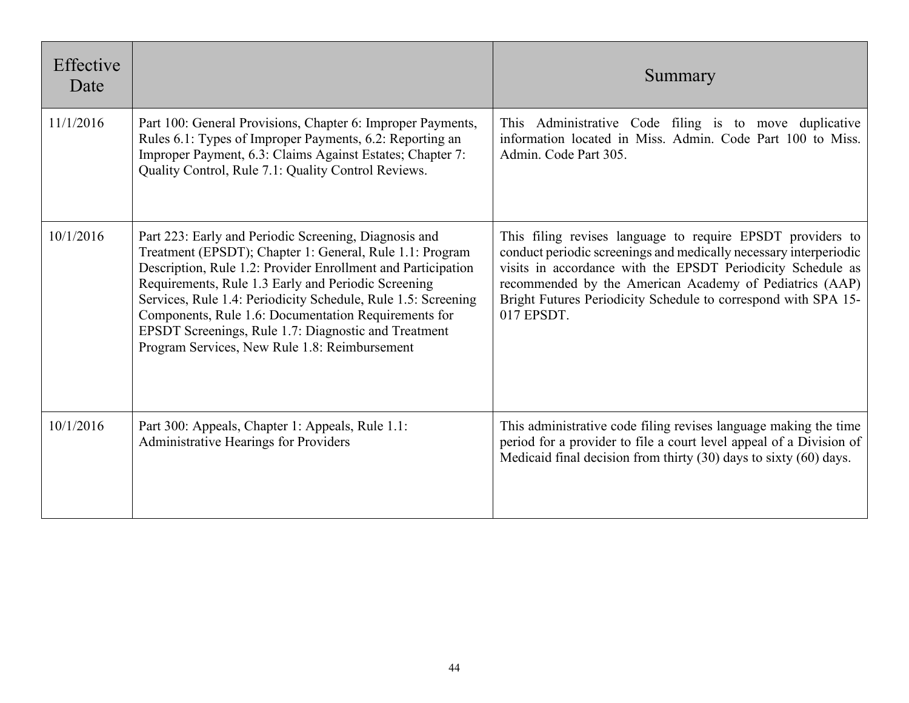| Effective Date | | Summary |
|---|---|---|
| 11/1/2016 | Part 100: General Provisions, Chapter 6: Improper Payments, Rules 6.1: Types of Improper Payments, 6.2: Reporting an Improper Payment, 6.3: Claims Against Estates; Chapter 7: Quality Control, Rule 7.1: Quality Control Reviews. | This Administrative Code filing is to move duplicative information located in Miss. Admin. Code Part 100 to Miss. Admin. Code Part 305. |
| 10/1/2016 | Part 223: Early and Periodic Screening, Diagnosis and Treatment (EPSDT); Chapter 1: General, Rule 1.1: Program Description, Rule 1.2: Provider Enrollment and Participation Requirements, Rule 1.3 Early and Periodic Screening Services, Rule 1.4: Periodicity Schedule, Rule 1.5: Screening Components, Rule 1.6: Documentation Requirements for EPSDT Screenings, Rule 1.7: Diagnostic and Treatment Program Services, New Rule 1.8: Reimbursement | This filing revises language to require EPSDT providers to conduct periodic screenings and medically necessary interperiodic visits in accordance with the EPSDT Periodicity Schedule as recommended by the American Academy of Pediatrics (AAP) Bright Futures Periodicity Schedule to correspond with SPA 15-017 EPSDT. |
| 10/1/2016 | Part 300: Appeals, Chapter 1: Appeals, Rule 1.1: Administrative Hearings for Providers | This administrative code filing revises language making the time period for a provider to file a court level appeal of a Division of Medicaid final decision from thirty (30) days to sixty (60) days. |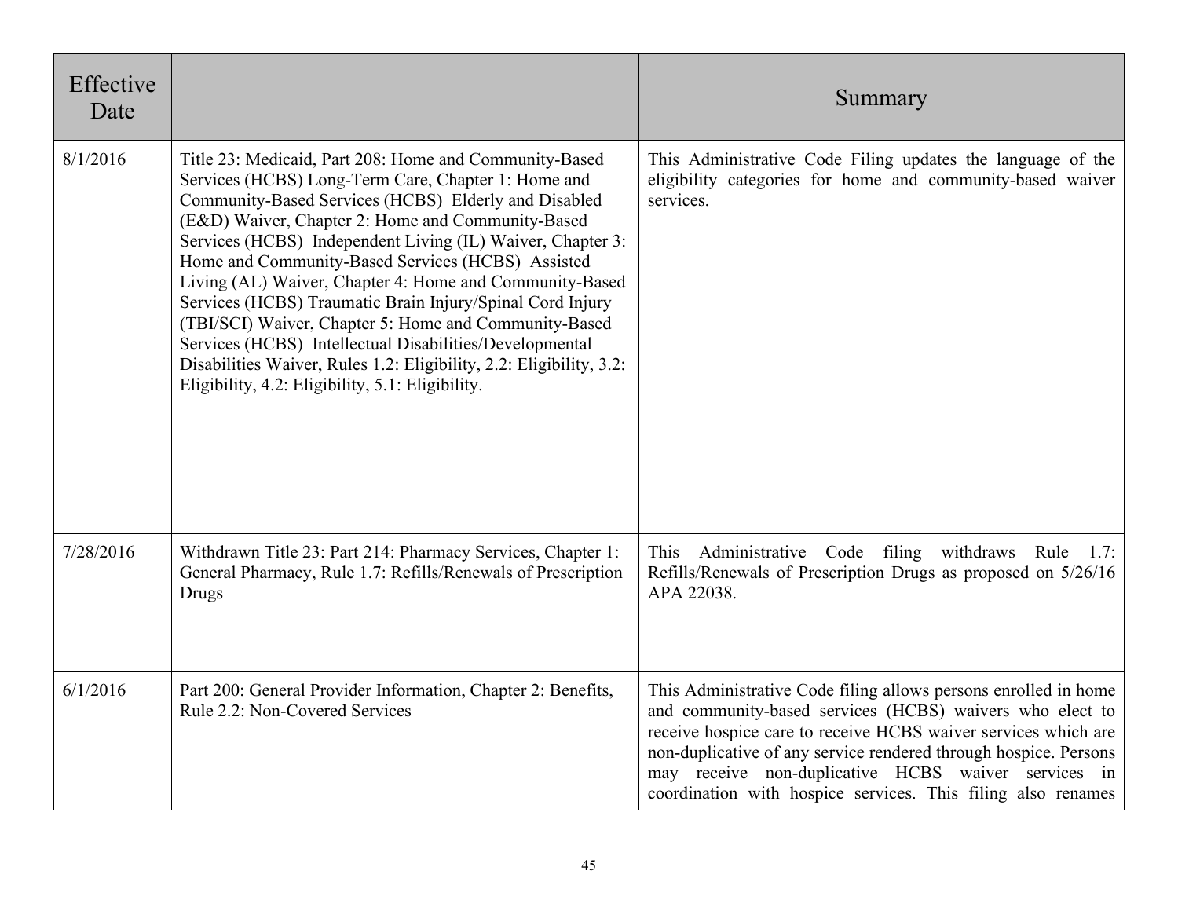| Effective Date | | Summary |
|---|---|---|
| 8/1/2016 | Title 23: Medicaid, Part 208: Home and Community-Based Services (HCBS) Long-Term Care, Chapter 1: Home and Community-Based Services (HCBS) Elderly and Disabled (E&D) Waiver, Chapter 2: Home and Community-Based Services (HCBS) Independent Living (IL) Waiver, Chapter 3: Home and Community-Based Services (HCBS) Assisted Living (AL) Waiver, Chapter 4: Home and Community-Based Services (HCBS) Traumatic Brain Injury/Spinal Cord Injury (TBI/SCI) Waiver, Chapter 5: Home and Community-Based Services (HCBS) Intellectual Disabilities/Developmental Disabilities Waiver, Rules 1.2: Eligibility, 2.2: Eligibility, 3.2: Eligibility, 4.2: Eligibility, 5.1: Eligibility. | This Administrative Code Filing updates the language of the eligibility categories for home and community-based waiver services. |
| 7/28/2016 | Withdrawn Title 23: Part 214: Pharmacy Services, Chapter 1: General Pharmacy, Rule 1.7: Refills/Renewals of Prescription Drugs | This Administrative Code filing withdraws Rule 1.7: Refills/Renewals of Prescription Drugs as proposed on 5/26/16 APA 22038. |
| 6/1/2016 | Part 200: General Provider Information, Chapter 2: Benefits, Rule 2.2: Non-Covered Services | This Administrative Code filing allows persons enrolled in home and community-based services (HCBS) waivers who elect to receive hospice care to receive HCBS waiver services which are non-duplicative of any service rendered through hospice. Persons may receive non-duplicative HCBS waiver services in coordination with hospice services. This filing also renames |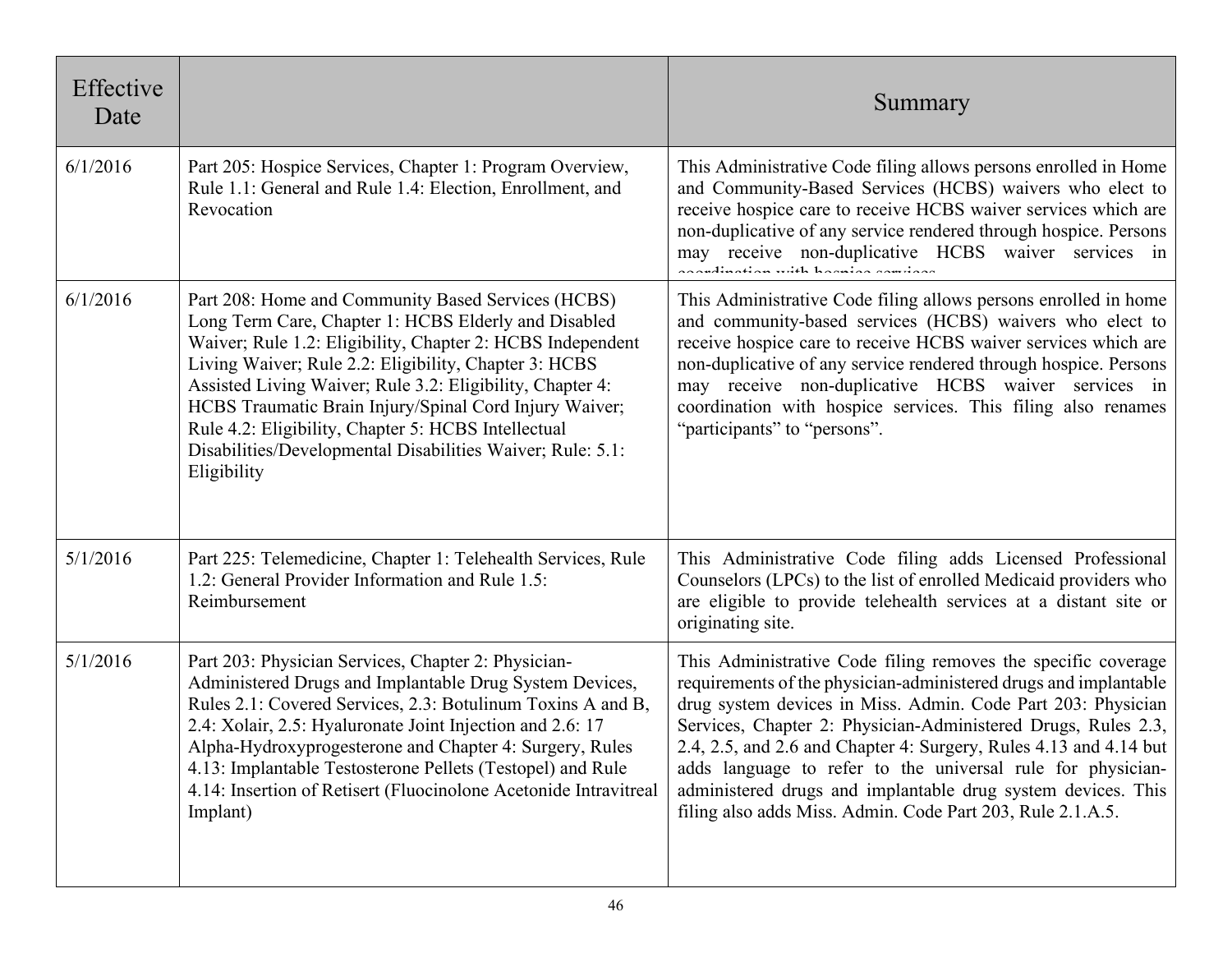| Effective Date | | Summary |
|---|---|---|
| 6/1/2016 | Part 205: Hospice Services, Chapter 1: Program Overview, Rule 1.1: General and Rule 1.4: Election, Enrollment, and Revocation | This Administrative Code filing allows persons enrolled in Home and Community-Based Services (HCBS) waivers who elect to receive hospice care to receive HCBS waiver services which are non-duplicative of any service rendered through hospice. Persons may receive non-duplicative HCBS waiver services in coordination with hospice services |
| 6/1/2016 | Part 208: Home and Community Based Services (HCBS) Long Term Care, Chapter 1: HCBS Elderly and Disabled Waiver; Rule 1.2: Eligibility, Chapter 2: HCBS Independent Living Waiver; Rule 2.2: Eligibility, Chapter 3: HCBS Assisted Living Waiver; Rule 3.2: Eligibility, Chapter 4: HCBS Traumatic Brain Injury/Spinal Cord Injury Waiver; Rule 4.2: Eligibility, Chapter 5: HCBS Intellectual Disabilities/Developmental Disabilities Waiver; Rule: 5.1: Eligibility | This Administrative Code filing allows persons enrolled in home and community-based services (HCBS) waivers who elect to receive hospice care to receive HCBS waiver services which are non-duplicative of any service rendered through hospice. Persons may receive non-duplicative HCBS waiver services in coordination with hospice services. This filing also renames "participants" to "persons". |
| 5/1/2016 | Part 225: Telemedicine, Chapter 1: Telehealth Services, Rule 1.2: General Provider Information and Rule 1.5: Reimbursement | This Administrative Code filing adds Licensed Professional Counselors (LPCs) to the list of enrolled Medicaid providers who are eligible to provide telehealth services at a distant site or originating site. |
| 5/1/2016 | Part 203: Physician Services, Chapter 2: Physician-Administered Drugs and Implantable Drug System Devices, Rules 2.1: Covered Services, 2.3: Botulinum Toxins A and B, 2.4: Xolair, 2.5: Hyaluronate Joint Injection and 2.6: 17 Alpha-Hydroxyprogesterone and Chapter 4: Surgery, Rules 4.13: Implantable Testosterone Pellets (Testopel) and Rule 4.14: Insertion of Retisert (Fluocinolone Acetonide Intravitreal Implant) | This Administrative Code filing removes the specific coverage requirements of the physician-administered drugs and implantable drug system devices in Miss. Admin. Code Part 203: Physician Services, Chapter 2: Physician-Administered Drugs, Rules 2.3, 2.4, 2.5, and 2.6 and Chapter 4: Surgery, Rules 4.13 and 4.14 but adds language to refer to the universal rule for physician-administered drugs and implantable drug system devices. This filing also adds Miss. Admin. Code Part 203, Rule 2.1.A.5. |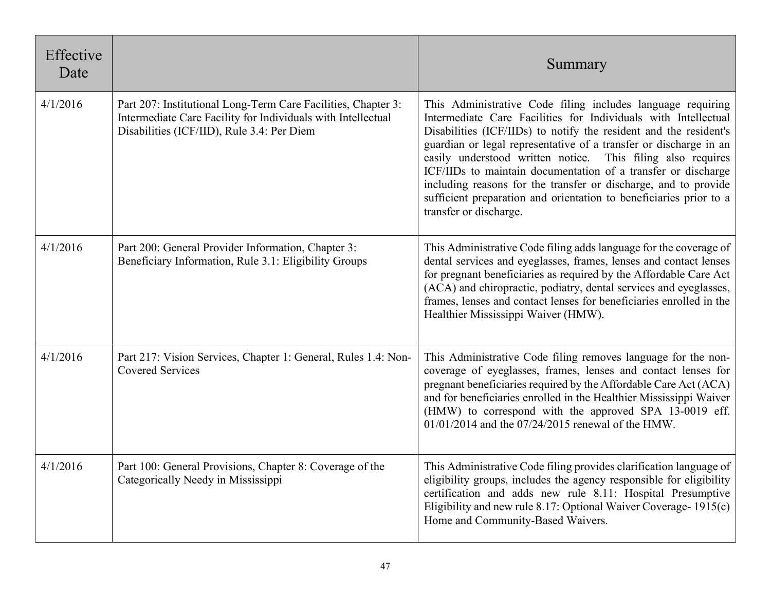| Effective Date | | Summary |
|---|---|---|
| 4/1/2016 | Part 207: Institutional Long-Term Care Facilities, Chapter 3: Intermediate Care Facility for Individuals with Intellectual Disabilities (ICF/IID), Rule 3.4: Per Diem | This Administrative Code filing includes language requiring Intermediate Care Facilities for Individuals with Intellectual Disabilities (ICF/IIDs) to notify the resident and the resident's guardian or legal representative of a transfer or discharge in an easily understood written notice. This filing also requires ICF/IIDs to maintain documentation of a transfer or discharge including reasons for the transfer or discharge, and to provide sufficient preparation and orientation to beneficiaries prior to a transfer or discharge. |
| 4/1/2016 | Part 200: General Provider Information, Chapter 3: Beneficiary Information, Rule 3.1: Eligibility Groups | This Administrative Code filing adds language for the coverage of dental services and eyeglasses, frames, lenses and contact lenses for pregnant beneficiaries as required by the Affordable Care Act (ACA) and chiropractic, podiatry, dental services and eyeglasses, frames, lenses and contact lenses for beneficiaries enrolled in the Healthier Mississippi Waiver (HMW). |
| 4/1/2016 | Part 217: Vision Services, Chapter 1: General, Rules 1.4: Non-Covered Services | This Administrative Code filing removes language for the non-coverage of eyeglasses, frames, lenses and contact lenses for pregnant beneficiaries required by the Affordable Care Act (ACA) and for beneficiaries enrolled in the Healthier Mississippi Waiver (HMW) to correspond with the approved SPA 13-0019 eff. 01/01/2014 and the 07/24/2015 renewal of the HMW. |
| 4/1/2016 | Part 100: General Provisions, Chapter 8: Coverage of the Categorically Needy in Mississippi | This Administrative Code filing provides clarification language of eligibility groups, includes the agency responsible for eligibility certification and adds new rule 8.11: Hospital Presumptive Eligibility and new rule 8.17: Optional Waiver Coverage- 1915(c) Home and Community-Based Waivers. |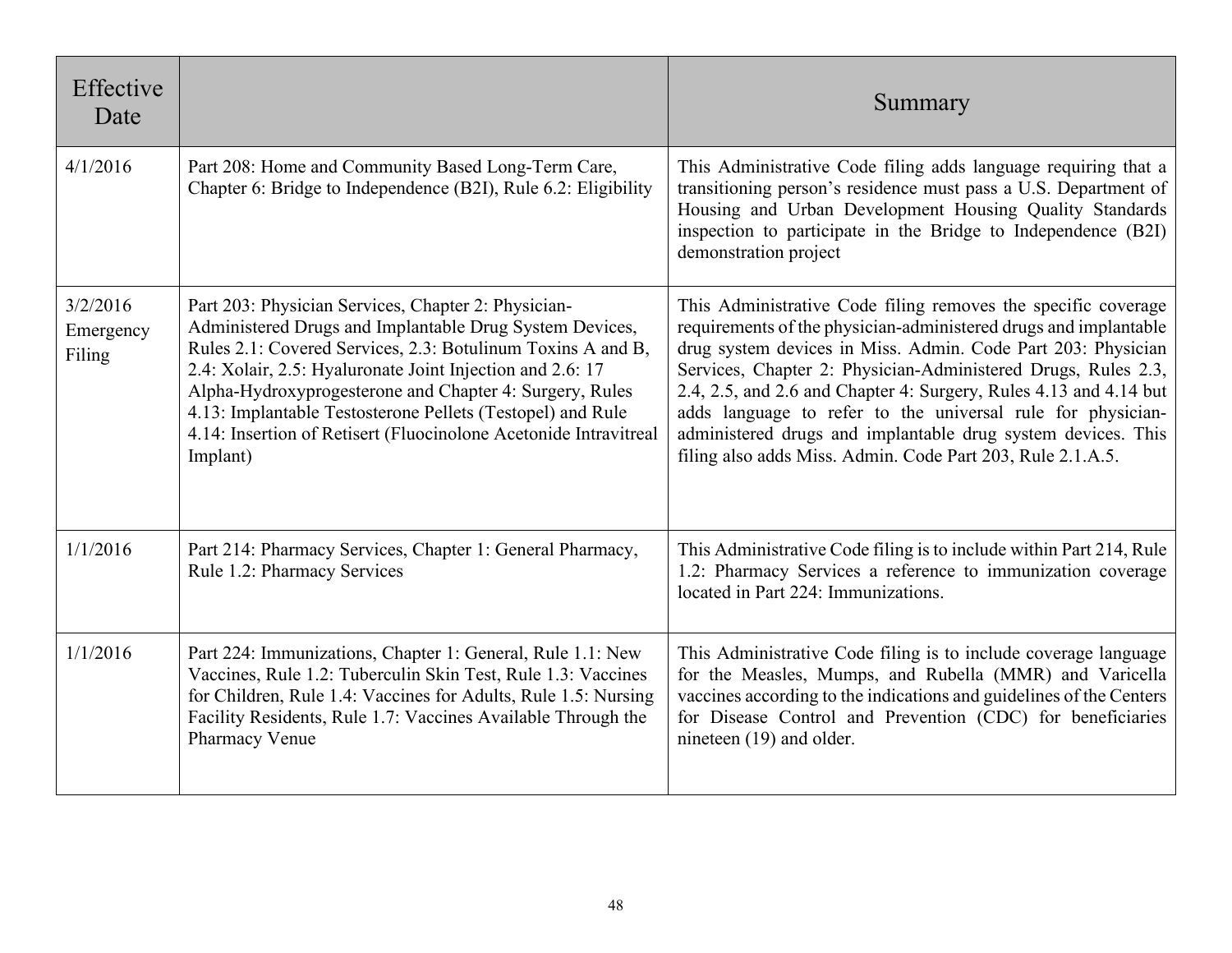| Effective Date | | Summary |
|---|---|---|
| 4/1/2016 | Part 208: Home and Community Based Long-Term Care, Chapter 6: Bridge to Independence (B2I), Rule 6.2: Eligibility | This Administrative Code filing adds language requiring that a transitioning person's residence must pass a U.S. Department of Housing and Urban Development Housing Quality Standards inspection to participate in the Bridge to Independence (B2I) demonstration project |
| 3/2/2016 Emergency Filing | Part 203: Physician Services, Chapter 2: Physician-Administered Drugs and Implantable Drug System Devices, Rules 2.1: Covered Services, 2.3: Botulinum Toxins A and B, 2.4: Xolair, 2.5: Hyaluronate Joint Injection and 2.6: 17 Alpha-Hydroxyprogesterone and Chapter 4: Surgery, Rules 4.13: Implantable Testosterone Pellets (Testopel) and Rule 4.14: Insertion of Retisert (Fluocinolone Acetonide Intravitreal Implant) | This Administrative Code filing removes the specific coverage requirements of the physician-administered drugs and implantable drug system devices in Miss. Admin. Code Part 203: Physician Services, Chapter 2: Physician-Administered Drugs, Rules 2.3, 2.4, 2.5, and 2.6 and Chapter 4: Surgery, Rules 4.13 and 4.14 but adds language to refer to the universal rule for physician-administered drugs and implantable drug system devices. This filing also adds Miss. Admin. Code Part 203, Rule 2.1.A.5. |
| 1/1/2016 | Part 214: Pharmacy Services, Chapter 1: General Pharmacy, Rule 1.2: Pharmacy Services | This Administrative Code filing is to include within Part 214, Rule 1.2: Pharmacy Services a reference to immunization coverage located in Part 224: Immunizations. |
| 1/1/2016 | Part 224: Immunizations, Chapter 1: General, Rule 1.1: New Vaccines, Rule 1.2: Tuberculin Skin Test, Rule 1.3: Vaccines for Children, Rule 1.4: Vaccines for Adults, Rule 1.5: Nursing Facility Residents, Rule 1.7: Vaccines Available Through the Pharmacy Venue | This Administrative Code filing is to include coverage language for the Measles, Mumps, and Rubella (MMR) and Varicella vaccines according to the indications and guidelines of the Centers for Disease Control and Prevention (CDC) for beneficiaries nineteen (19) and older. |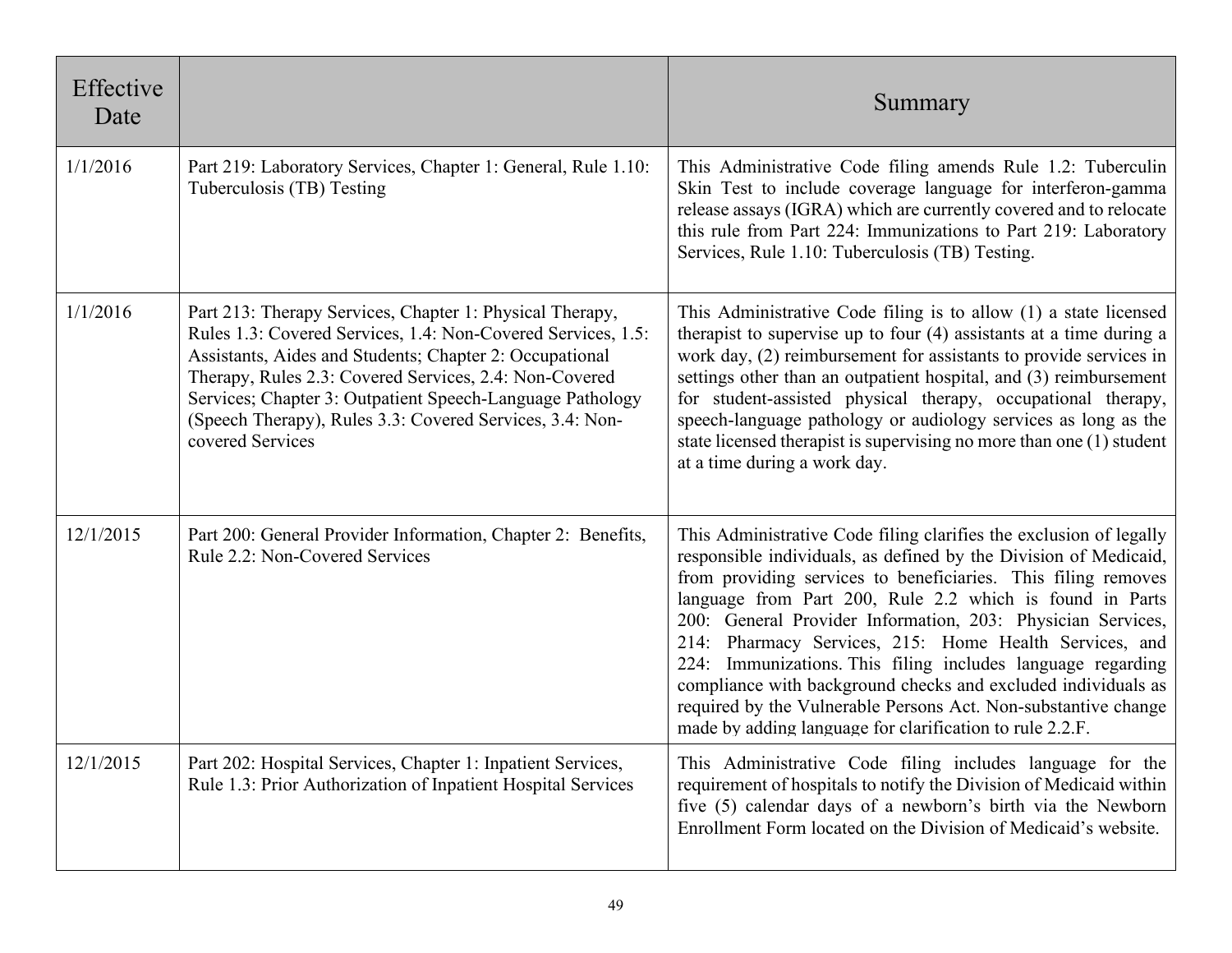| Effective Date | | Summary |
|---|---|---|
| 1/1/2016 | Part 219: Laboratory Services, Chapter 1: General, Rule 1.10: Tuberculosis (TB) Testing | This Administrative Code filing amends Rule 1.2: Tuberculin Skin Test to include coverage language for interferon-gamma release assays (IGRA) which are currently covered and to relocate this rule from Part 224: Immunizations to Part 219: Laboratory Services, Rule 1.10: Tuberculosis (TB) Testing. |
| 1/1/2016 | Part 213: Therapy Services, Chapter 1: Physical Therapy, Rules 1.3: Covered Services, 1.4: Non-Covered Services, 1.5: Assistants, Aides and Students; Chapter 2: Occupational Therapy, Rules 2.3: Covered Services, 2.4: Non-Covered Services; Chapter 3: Outpatient Speech-Language Pathology (Speech Therapy), Rules 3.3: Covered Services, 3.4: Non-covered Services | This Administrative Code filing is to allow (1) a state licensed therapist to supervise up to four (4) assistants at a time during a work day, (2) reimbursement for assistants to provide services in settings other than an outpatient hospital, and (3) reimbursement for student-assisted physical therapy, occupational therapy, speech-language pathology or audiology services as long as the state licensed therapist is supervising no more than one (1) student at a time during a work day. |
| 12/1/2015 | Part 200: General Provider Information, Chapter 2: Benefits, Rule 2.2: Non-Covered Services | This Administrative Code filing clarifies the exclusion of legally responsible individuals, as defined by the Division of Medicaid, from providing services to beneficiaries. This filing removes language from Part 200, Rule 2.2 which is found in Parts 200: General Provider Information, 203: Physician Services, 214: Pharmacy Services, 215: Home Health Services, and 224: Immunizations. This filing includes language regarding compliance with background checks and excluded individuals as required by the Vulnerable Persons Act. Non-substantive change made by adding language for clarification to rule 2.2.F. |
| 12/1/2015 | Part 202: Hospital Services, Chapter 1: Inpatient Services, Rule 1.3: Prior Authorization of Inpatient Hospital Services | This Administrative Code filing includes language for the requirement of hospitals to notify the Division of Medicaid within five (5) calendar days of a newborn's birth via the Newborn Enrollment Form located on the Division of Medicaid's website. |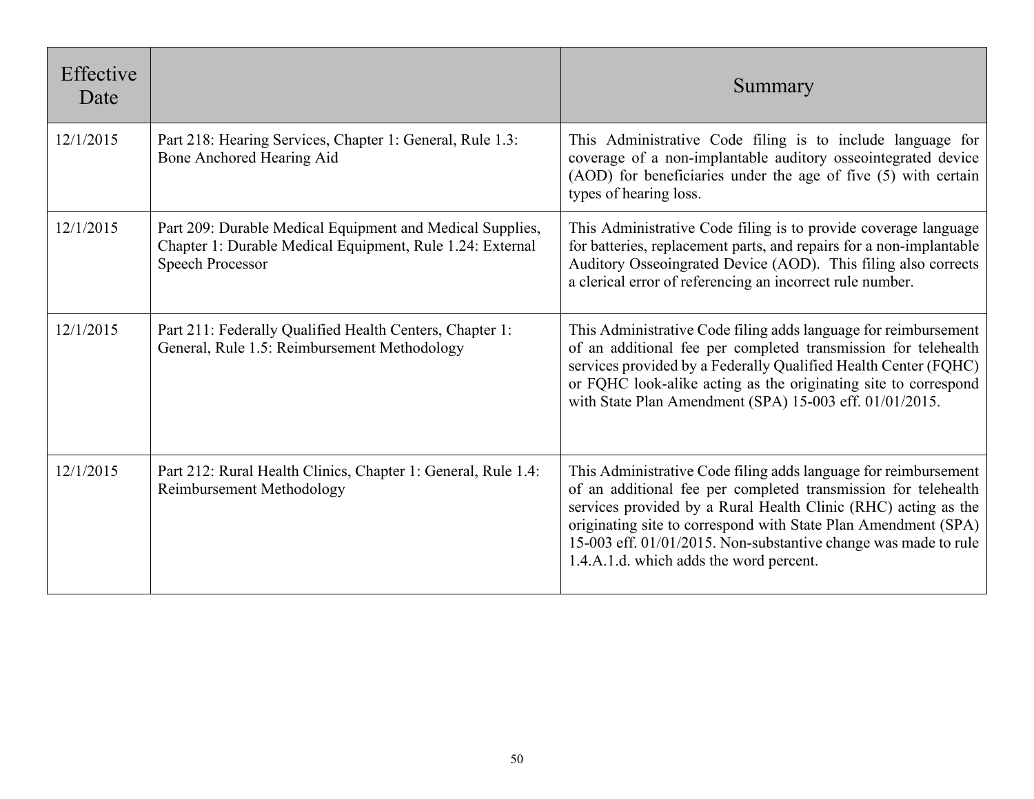| Effective Date | | Summary |
|---|---|---|
| 12/1/2015 | Part 218: Hearing Services, Chapter 1: General, Rule 1.3: Bone Anchored Hearing Aid | This Administrative Code filing is to include language for coverage of a non-implantable auditory osseointegrated device (AOD) for beneficiaries under the age of five (5) with certain types of hearing loss. |
| 12/1/2015 | Part 209: Durable Medical Equipment and Medical Supplies, Chapter 1: Durable Medical Equipment, Rule 1.24: External Speech Processor | This Administrative Code filing is to provide coverage language for batteries, replacement parts, and repairs for a non-implantable Auditory Osseoingrated Device (AOD). This filing also corrects a clerical error of referencing an incorrect rule number. |
| 12/1/2015 | Part 211: Federally Qualified Health Centers, Chapter 1: General, Rule 1.5: Reimbursement Methodology | This Administrative Code filing adds language for reimbursement of an additional fee per completed transmission for telehealth services provided by a Federally Qualified Health Center (FQHC) or FQHC look-alike acting as the originating site to correspond with State Plan Amendment (SPA) 15-003 eff. 01/01/2015. |
| 12/1/2015 | Part 212: Rural Health Clinics, Chapter 1: General, Rule 1.4: Reimbursement Methodology | This Administrative Code filing adds language for reimbursement of an additional fee per completed transmission for telehealth services provided by a Rural Health Clinic (RHC) acting as the originating site to correspond with State Plan Amendment (SPA) 15-003 eff. 01/01/2015. Non-substantive change was made to rule 1.4.A.1.d. which adds the word percent. |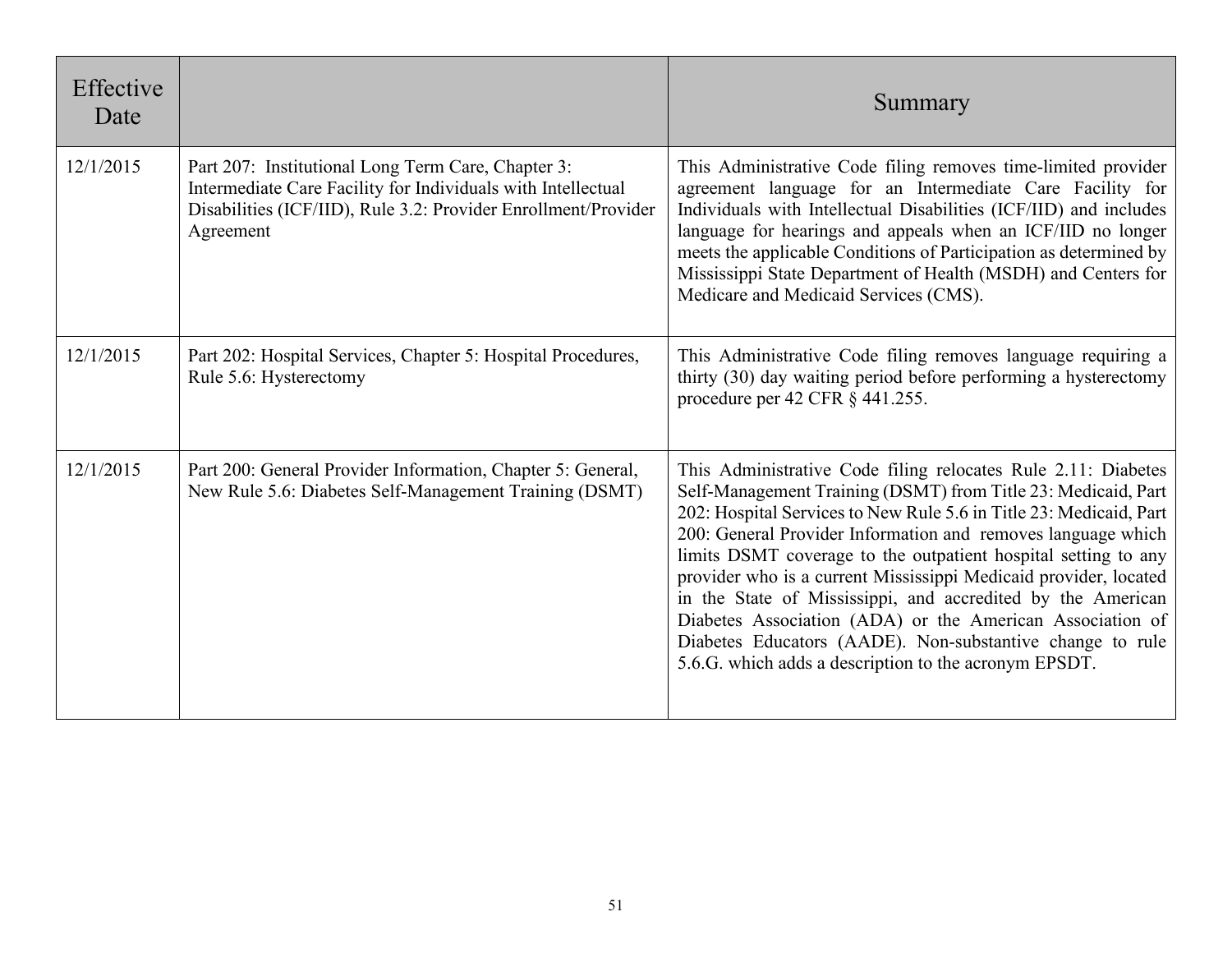| Effective Date | | Summary |
|---|---|---|
| 12/1/2015 | Part 207: Institutional Long Term Care, Chapter 3: Intermediate Care Facility for Individuals with Intellectual Disabilities (ICF/IID), Rule 3.2: Provider Enrollment/Provider Agreement | This Administrative Code filing removes time-limited provider agreement language for an Intermediate Care Facility for Individuals with Intellectual Disabilities (ICF/IID) and includes language for hearings and appeals when an ICF/IID no longer meets the applicable Conditions of Participation as determined by Mississippi State Department of Health (MSDH) and Centers for Medicare and Medicaid Services (CMS). |
| 12/1/2015 | Part 202: Hospital Services, Chapter 5: Hospital Procedures, Rule 5.6: Hysterectomy | This Administrative Code filing removes language requiring a thirty (30) day waiting period before performing a hysterectomy procedure per 42 CFR § 441.255. |
| 12/1/2015 | Part 200: General Provider Information, Chapter 5: General, New Rule 5.6: Diabetes Self-Management Training (DSMT) | This Administrative Code filing relocates Rule 2.11: Diabetes Self-Management Training (DSMT) from Title 23: Medicaid, Part 202: Hospital Services to New Rule 5.6 in Title 23: Medicaid, Part 200: General Provider Information and removes language which limits DSMT coverage to the outpatient hospital setting to any provider who is a current Mississippi Medicaid provider, located in the State of Mississippi, and accredited by the American Diabetes Association (ADA) or the American Association of Diabetes Educators (AADE). Non-substantive change to rule 5.6.G. which adds a description to the acronym EPSDT. |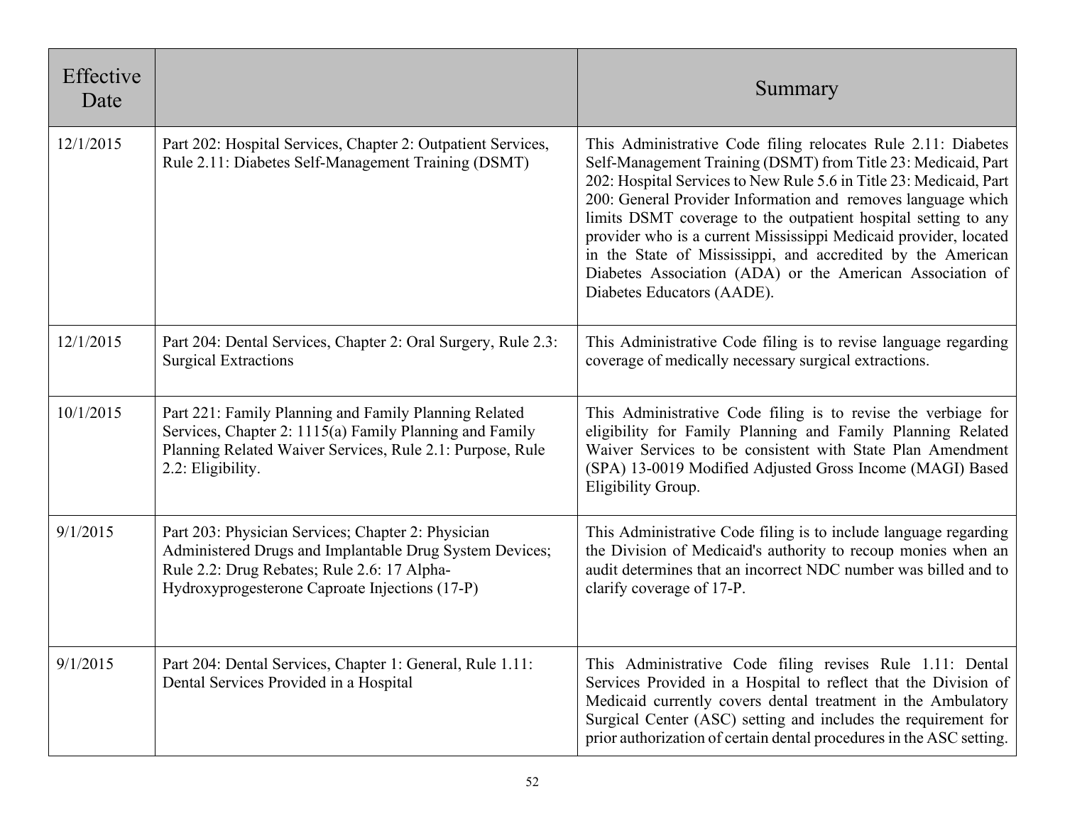| Effective Date | | Summary |
|---|---|---|
| 12/1/2015 | Part 202: Hospital Services, Chapter 2: Outpatient Services, Rule 2.11: Diabetes Self-Management Training (DSMT) | This Administrative Code filing relocates Rule 2.11: Diabetes Self-Management Training (DSMT) from Title 23: Medicaid, Part 202: Hospital Services to New Rule 5.6 in Title 23: Medicaid, Part 200: General Provider Information and removes language which limits DSMT coverage to the outpatient hospital setting to any provider who is a current Mississippi Medicaid provider, located in the State of Mississippi, and accredited by the American Diabetes Association (ADA) or the American Association of Diabetes Educators (AADE). |
| 12/1/2015 | Part 204: Dental Services, Chapter 2: Oral Surgery, Rule 2.3: Surgical Extractions | This Administrative Code filing is to revise language regarding coverage of medically necessary surgical extractions. |
| 10/1/2015 | Part 221: Family Planning and Family Planning Related Services, Chapter 2: 1115(a) Family Planning and Family Planning Related Waiver Services, Rule 2.1: Purpose, Rule 2.2: Eligibility. | This Administrative Code filing is to revise the verbiage for eligibility for Family Planning and Family Planning Related Waiver Services to be consistent with State Plan Amendment (SPA) 13-0019 Modified Adjusted Gross Income (MAGI) Based Eligibility Group. |
| 9/1/2015 | Part 203: Physician Services; Chapter 2: Physician Administered Drugs and Implantable Drug System Devices; Rule 2.2: Drug Rebates; Rule 2.6: 17 Alpha-Hydroxyprogesterone Caproate Injections (17-P) | This Administrative Code filing is to include language regarding the Division of Medicaid's authority to recoup monies when an audit determines that an incorrect NDC number was billed and to clarify coverage of 17-P. |
| 9/1/2015 | Part 204: Dental Services, Chapter 1: General, Rule 1.11: Dental Services Provided in a Hospital | This Administrative Code filing revises Rule 1.11: Dental Services Provided in a Hospital to reflect that the Division of Medicaid currently covers dental treatment in the Ambulatory Surgical Center (ASC) setting and includes the requirement for prior authorization of certain dental procedures in the ASC setting. |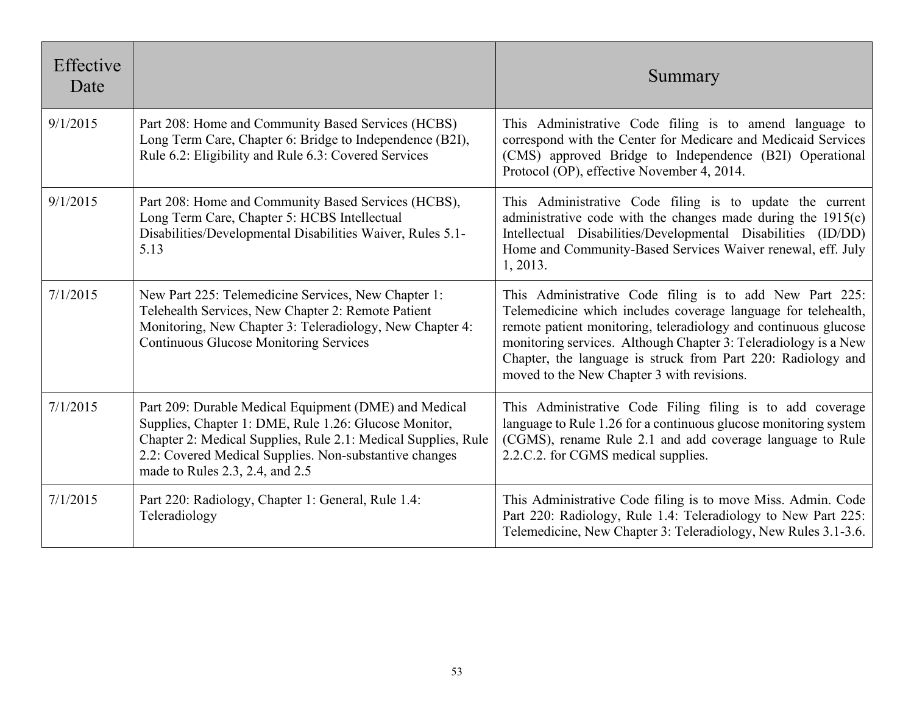| Effective Date | | Summary |
|---|---|---|
| 9/1/2015 | Part 208: Home and Community Based Services (HCBS) Long Term Care, Chapter 6: Bridge to Independence (B2I), Rule 6.2: Eligibility and Rule 6.3: Covered Services | This Administrative Code filing is to amend language to correspond with the Center for Medicare and Medicaid Services (CMS) approved Bridge to Independence (B2I) Operational Protocol (OP), effective November 4, 2014. |
| 9/1/2015 | Part 208: Home and Community Based Services (HCBS), Long Term Care, Chapter 5: HCBS Intellectual Disabilities/Developmental Disabilities Waiver, Rules 5.1-5.13 | This Administrative Code filing is to update the current administrative code with the changes made during the 1915(c) Intellectual Disabilities/Developmental Disabilities (ID/DD) Home and Community-Based Services Waiver renewal, eff. July 1, 2013. |
| 7/1/2015 | New Part 225: Telemedicine Services, New Chapter 1: Telehealth Services, New Chapter 2: Remote Patient Monitoring, New Chapter 3: Teleradiology, New Chapter 4: Continuous Glucose Monitoring Services | This Administrative Code filing is to add New Part 225: Telemedicine which includes coverage language for telehealth, remote patient monitoring, teleradiology and continuous glucose monitoring services. Although Chapter 3: Teleradiology is a New Chapter, the language is struck from Part 220: Radiology and moved to the New Chapter 3 with revisions. |
| 7/1/2015 | Part 209: Durable Medical Equipment (DME) and Medical Supplies, Chapter 1: DME, Rule 1.26: Glucose Monitor, Chapter 2: Medical Supplies, Rule 2.1: Medical Supplies, Rule 2.2: Covered Medical Supplies. Non-substantive changes made to Rules 2.3, 2.4, and 2.5 | This Administrative Code Filing filing is to add coverage language to Rule 1.26 for a continuous glucose monitoring system (CGMS), rename Rule 2.1 and add coverage language to Rule 2.2.C.2. for CGMS medical supplies. |
| 7/1/2015 | Part 220: Radiology, Chapter 1: General, Rule 1.4: Teleradiology | This Administrative Code filing is to move Miss. Admin. Code Part 220: Radiology, Rule 1.4: Teleradiology to New Part 225: Telemedicine, New Chapter 3: Teleradiology, New Rules 3.1-3.6. |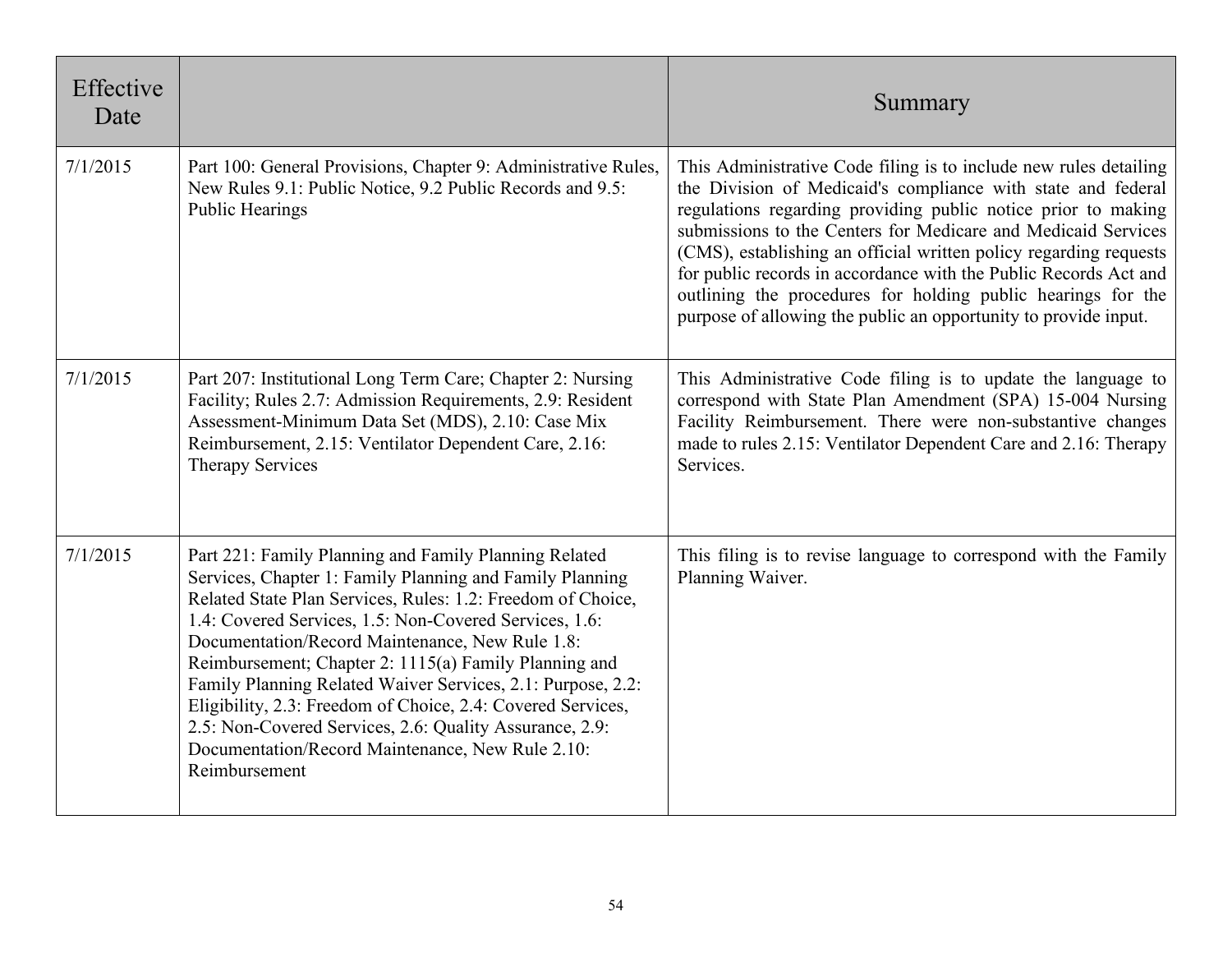| Effective Date | | Summary |
|---|---|---|
| 7/1/2015 | Part 100: General Provisions, Chapter 9: Administrative Rules, New Rules 9.1: Public Notice, 9.2 Public Records and 9.5: Public Hearings | This Administrative Code filing is to include new rules detailing the Division of Medicaid's compliance with state and federal regulations regarding providing public notice prior to making submissions to the Centers for Medicare and Medicaid Services (CMS), establishing an official written policy regarding requests for public records in accordance with the Public Records Act and outlining the procedures for holding public hearings for the purpose of allowing the public an opportunity to provide input. |
| 7/1/2015 | Part 207: Institutional Long Term Care; Chapter 2: Nursing Facility; Rules 2.7: Admission Requirements, 2.9: Resident Assessment-Minimum Data Set (MDS), 2.10: Case Mix Reimbursement, 2.15: Ventilator Dependent Care, 2.16: Therapy Services | This Administrative Code filing is to update the language to correspond with State Plan Amendment (SPA) 15-004 Nursing Facility Reimbursement. There were non-substantive changes made to rules 2.15: Ventilator Dependent Care and 2.16: Therapy Services. |
| 7/1/2015 | Part 221: Family Planning and Family Planning Related Services, Chapter 1: Family Planning and Family Planning Related State Plan Services, Rules: 1.2: Freedom of Choice, 1.4: Covered Services, 1.5: Non-Covered Services, 1.6: Documentation/Record Maintenance, New Rule 1.8: Reimbursement; Chapter 2: 1115(a) Family Planning and Family Planning Related Waiver Services, 2.1: Purpose, 2.2: Eligibility, 2.3: Freedom of Choice, 2.4: Covered Services, 2.5: Non-Covered Services, 2.6: Quality Assurance, 2.9: Documentation/Record Maintenance, New Rule 2.10: Reimbursement | This filing is to revise language to correspond with the Family Planning Waiver. |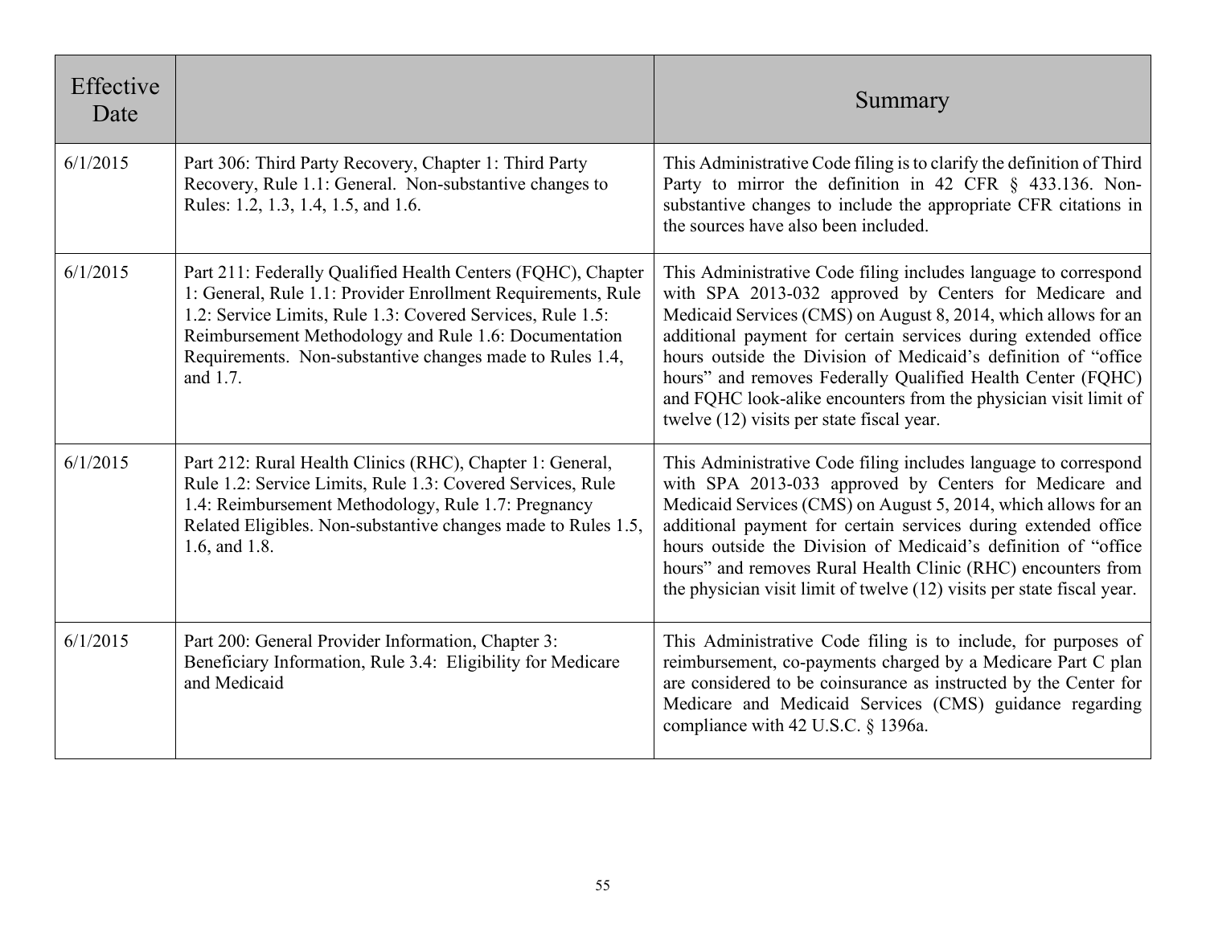| Effective Date | | Summary |
|---|---|---|
| 6/1/2015 | Part 306: Third Party Recovery, Chapter 1: Third Party Recovery, Rule 1.1: General. Non-substantive changes to Rules: 1.2, 1.3, 1.4, 1.5, and 1.6. | This Administrative Code filing is to clarify the definition of Third Party to mirror the definition in 42 CFR § 433.136. Non-substantive changes to include the appropriate CFR citations in the sources have also been included. |
| 6/1/2015 | Part 211: Federally Qualified Health Centers (FQHC), Chapter 1: General, Rule 1.1: Provider Enrollment Requirements, Rule 1.2: Service Limits, Rule 1.3: Covered Services, Rule 1.5: Reimbursement Methodology and Rule 1.6: Documentation Requirements. Non-substantive changes made to Rules 1.4, and 1.7. | This Administrative Code filing includes language to correspond with SPA 2013-032 approved by Centers for Medicare and Medicaid Services (CMS) on August 8, 2014, which allows for an additional payment for certain services during extended office hours outside the Division of Medicaid's definition of "office hours" and removes Federally Qualified Health Center (FQHC) and FQHC look-alike encounters from the physician visit limit of twelve (12) visits per state fiscal year. |
| 6/1/2015 | Part 212: Rural Health Clinics (RHC), Chapter 1: General, Rule 1.2: Service Limits, Rule 1.3: Covered Services, Rule 1.4: Reimbursement Methodology, Rule 1.7: Pregnancy Related Eligibles. Non-substantive changes made to Rules 1.5, 1.6, and 1.8. | This Administrative Code filing includes language to correspond with SPA 2013-033 approved by Centers for Medicare and Medicaid Services (CMS) on August 5, 2014, which allows for an additional payment for certain services during extended office hours outside the Division of Medicaid's definition of "office hours" and removes Rural Health Clinic (RHC) encounters from the physician visit limit of twelve (12) visits per state fiscal year. |
| 6/1/2015 | Part 200: General Provider Information, Chapter 3: Beneficiary Information, Rule 3.4: Eligibility for Medicare and Medicaid | This Administrative Code filing is to include, for purposes of reimbursement, co-payments charged by a Medicare Part C plan are considered to be coinsurance as instructed by the Center for Medicare and Medicaid Services (CMS) guidance regarding compliance with 42 U.S.C. § 1396a. |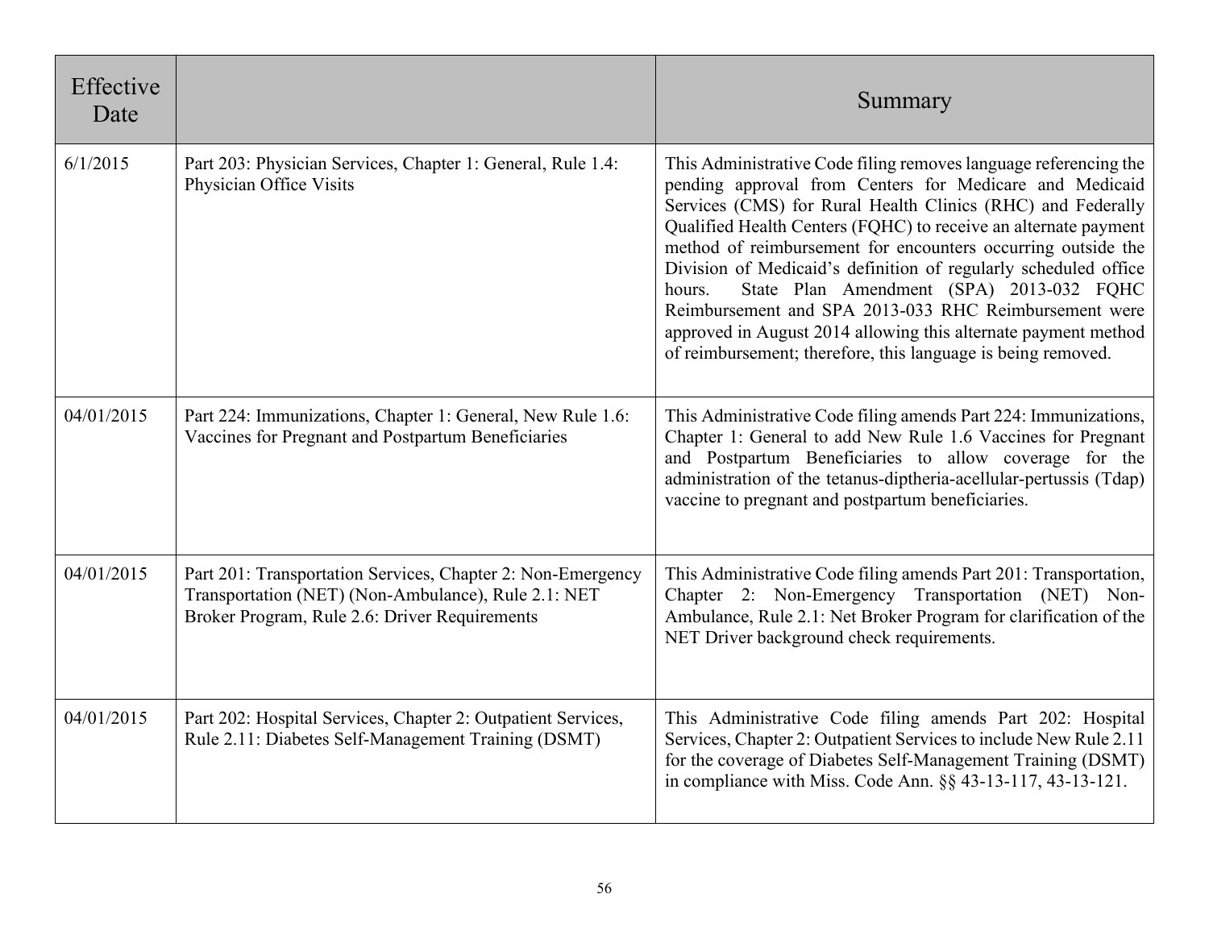| Effective Date | | Summary |
|---|---|---|
| 6/1/2015 | Part 203: Physician Services, Chapter 1: General, Rule 1.4: Physician Office Visits | This Administrative Code filing removes language referencing the pending approval from Centers for Medicare and Medicaid Services (CMS) for Rural Health Clinics (RHC) and Federally Qualified Health Centers (FQHC) to receive an alternate payment method of reimbursement for encounters occurring outside the Division of Medicaid's definition of regularly scheduled office hours. State Plan Amendment (SPA) 2013-032 FQHC Reimbursement and SPA 2013-033 RHC Reimbursement were approved in August 2014 allowing this alternate payment method of reimbursement; therefore, this language is being removed. |
| 04/01/2015 | Part 224: Immunizations, Chapter 1: General, New Rule 1.6: Vaccines for Pregnant and Postpartum Beneficiaries | This Administrative Code filing amends Part 224: Immunizations, Chapter 1: General to add New Rule 1.6 Vaccines for Pregnant and Postpartum Beneficiaries to allow coverage for the administration of the tetanus-diptheria-acellular-pertussis (Tdap) vaccine to pregnant and postpartum beneficiaries. |
| 04/01/2015 | Part 201: Transportation Services, Chapter 2: Non-Emergency Transportation (NET) (Non-Ambulance), Rule 2.1: NET Broker Program, Rule 2.6: Driver Requirements | This Administrative Code filing amends Part 201: Transportation, Chapter 2: Non-Emergency Transportation (NET) Non-Ambulance, Rule 2.1: Net Broker Program for clarification of the NET Driver background check requirements. |
| 04/01/2015 | Part 202: Hospital Services, Chapter 2: Outpatient Services, Rule 2.11: Diabetes Self-Management Training (DSMT) | This Administrative Code filing amends Part 202: Hospital Services, Chapter 2: Outpatient Services to include New Rule 2.11 for the coverage of Diabetes Self-Management Training (DSMT) in compliance with Miss. Code Ann. §§ 43-13-117, 43-13-121. |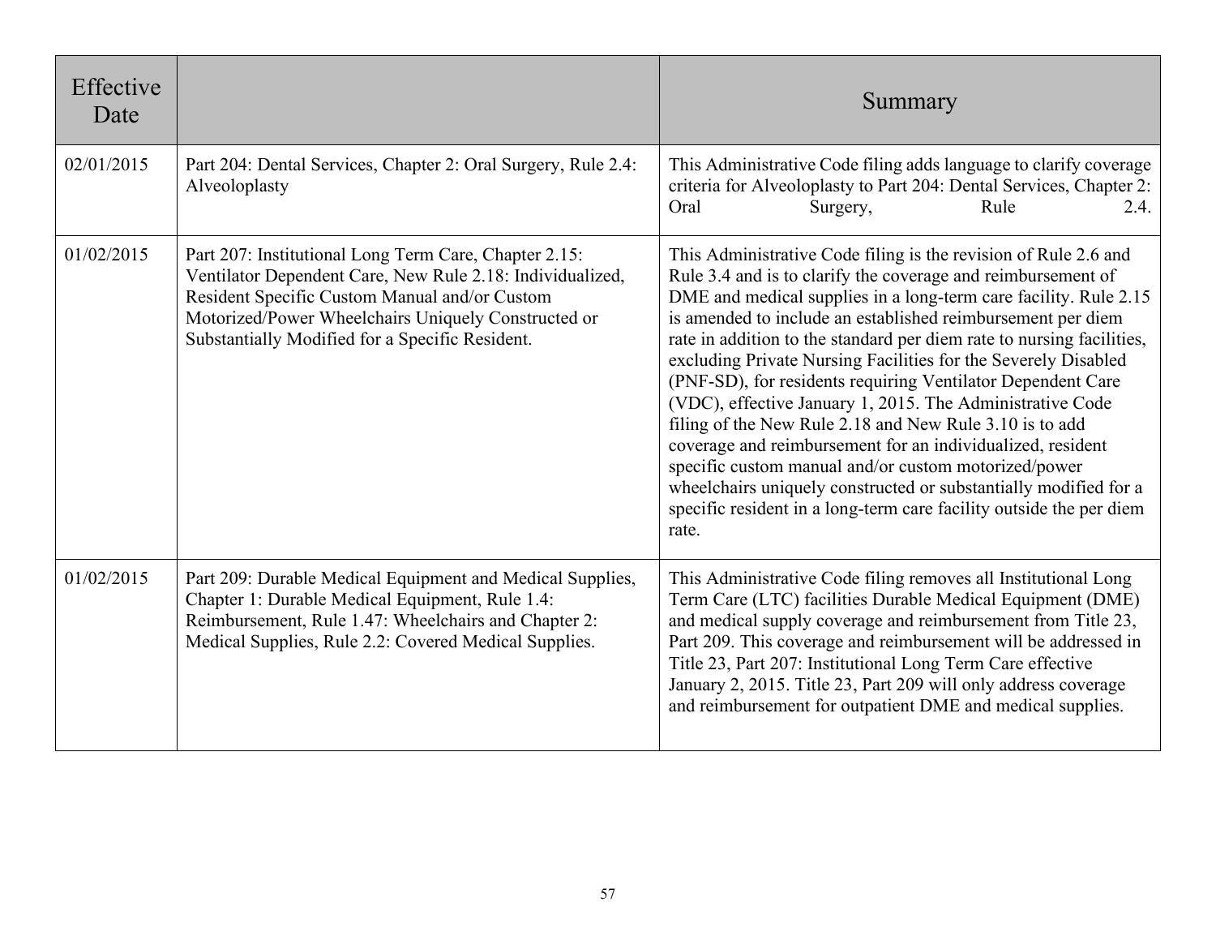| Effective Date | | Summary |
|---|---|---|
| 02/01/2015 | Part 204: Dental Services, Chapter 2: Oral Surgery, Rule 2.4: Alveoloplasty | This Administrative Code filing adds language to clarify coverage criteria for Alveoloplasty to Part 204: Dental Services, Chapter 2: Oral Surgery, Rule 2.4. |
| 01/02/2015 | Part 207: Institutional Long Term Care, Chapter 2.15: Ventilator Dependent Care, New Rule 2.18: Individualized, Resident Specific Custom Manual and/or Custom Motorized/Power Wheelchairs Uniquely Constructed or Substantially Modified for a Specific Resident. | This Administrative Code filing is the revision of Rule 2.6 and Rule 3.4 and is to clarify the coverage and reimbursement of DME and medical supplies in a long-term care facility. Rule 2.15 is amended to include an established reimbursement per diem rate in addition to the standard per diem rate to nursing facilities, excluding Private Nursing Facilities for the Severely Disabled (PNF-SD), for residents requiring Ventilator Dependent Care (VDC), effective January 1, 2015. The Administrative Code filing of the New Rule 2.18 and New Rule 3.10 is to add coverage and reimbursement for an individualized, resident specific custom manual and/or custom motorized/power wheelchairs uniquely constructed or substantially modified for a specific resident in a long-term care facility outside the per diem rate. |
| 01/02/2015 | Part 209: Durable Medical Equipment and Medical Supplies, Chapter 1: Durable Medical Equipment, Rule 1.4: Reimbursement, Rule 1.47: Wheelchairs and Chapter 2: Medical Supplies, Rule 2.2: Covered Medical Supplies. | This Administrative Code filing removes all Institutional Long Term Care (LTC) facilities Durable Medical Equipment (DME) and medical supply coverage and reimbursement from Title 23, Part 209. This coverage and reimbursement will be addressed in Title 23, Part 207: Institutional Long Term Care effective January 2, 2015. Title 23, Part 209 will only address coverage and reimbursement for outpatient DME and medical supplies. |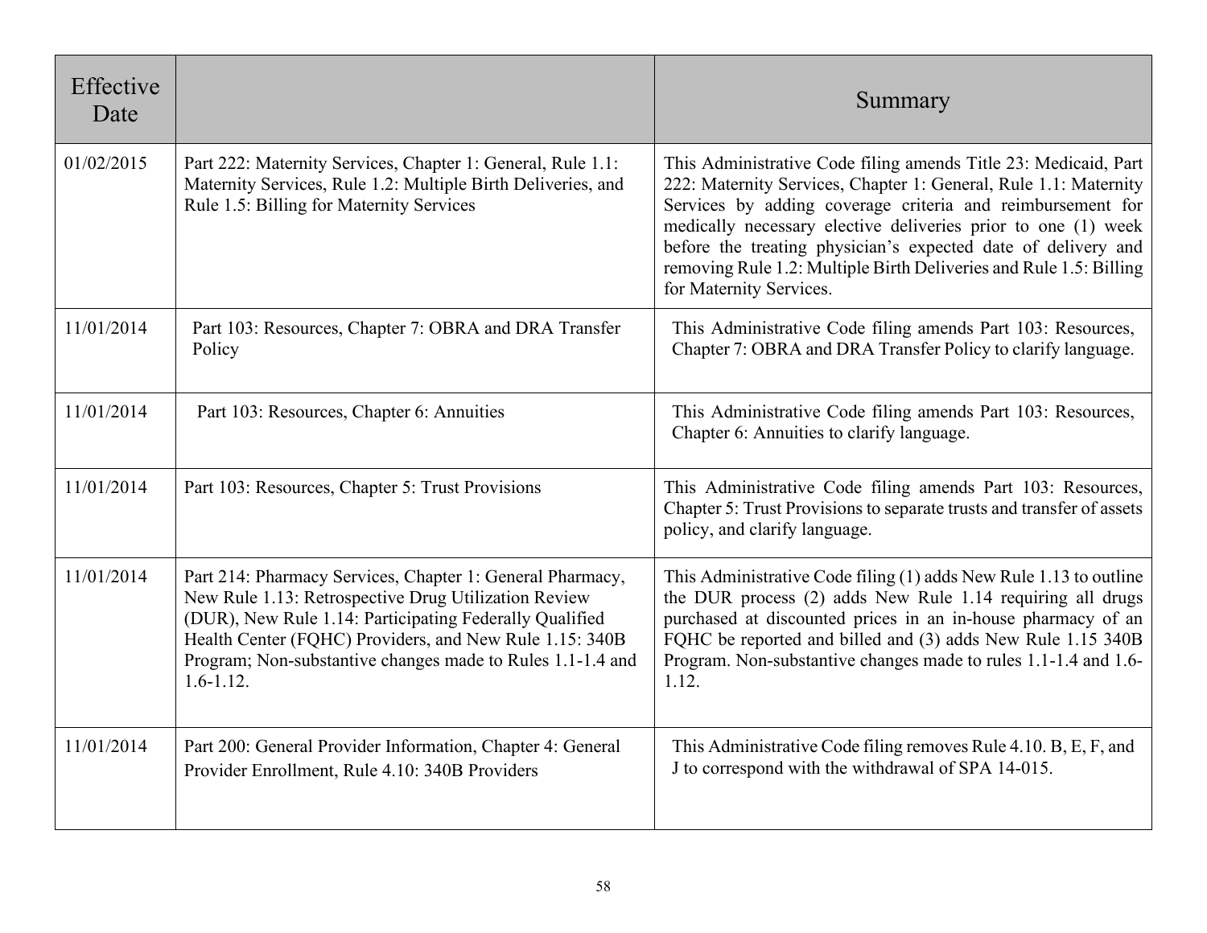| Effective Date | | Summary |
| --- | --- | --- |
| 01/02/2015 | Part 222: Maternity Services, Chapter 1: General, Rule 1.1: Maternity Services, Rule 1.2: Multiple Birth Deliveries, and Rule 1.5: Billing for Maternity Services | This Administrative Code filing amends Title 23: Medicaid, Part 222: Maternity Services, Chapter 1: General, Rule 1.1: Maternity Services by adding coverage criteria and reimbursement for medically necessary elective deliveries prior to one (1) week before the treating physician's expected date of delivery and removing Rule 1.2: Multiple Birth Deliveries and Rule 1.5: Billing for Maternity Services. |
| 11/01/2014 | Part 103: Resources, Chapter 7: OBRA and DRA Transfer Policy | This Administrative Code filing amends Part 103: Resources, Chapter 7: OBRA and DRA Transfer Policy to clarify language. |
| 11/01/2014 | Part 103: Resources, Chapter 6: Annuities | This Administrative Code filing amends Part 103: Resources, Chapter 6: Annuities to clarify language. |
| 11/01/2014 | Part 103: Resources, Chapter 5: Trust Provisions | This Administrative Code filing amends Part 103: Resources, Chapter 5: Trust Provisions to separate trusts and transfer of assets policy, and clarify language. |
| 11/01/2014 | Part 214: Pharmacy Services, Chapter 1: General Pharmacy, New Rule 1.13: Retrospective Drug Utilization Review (DUR), New Rule 1.14: Participating Federally Qualified Health Center (FQHC) Providers, and New Rule 1.15: 340B Program; Non-substantive changes made to Rules 1.1-1.4 and 1.6-1.12. | This Administrative Code filing (1) adds New Rule 1.13 to outline the DUR process (2) adds New Rule 1.14 requiring all drugs purchased at discounted prices in an in-house pharmacy of an FQHC be reported and billed and (3) adds New Rule 1.15 340B Program. Non-substantive changes made to rules 1.1-1.4 and 1.6-1.12. |
| 11/01/2014 | Part 200: General Provider Information, Chapter 4: General Provider Enrollment, Rule 4.10: 340B Providers | This Administrative Code filing removes Rule 4.10. B, E, F, and J to correspond with the withdrawal of SPA 14-015. |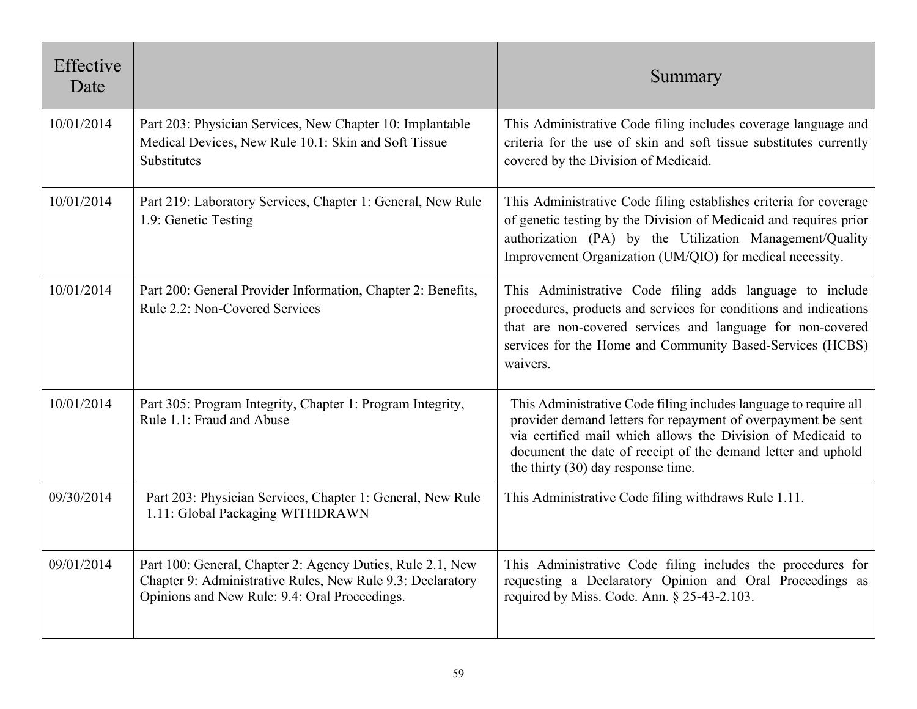| Effective Date | | Summary |
|---|---|---|
| 10/01/2014 | Part 203: Physician Services, New Chapter 10: Implantable Medical Devices, New Rule 10.1: Skin and Soft Tissue Substitutes | This Administrative Code filing includes coverage language and criteria for the use of skin and soft tissue substitutes currently covered by the Division of Medicaid. |
| 10/01/2014 | Part 219: Laboratory Services, Chapter 1: General, New Rule 1.9: Genetic Testing | This Administrative Code filing establishes criteria for coverage of genetic testing by the Division of Medicaid and requires prior authorization (PA) by the Utilization Management/Quality Improvement Organization (UM/QIO) for medical necessity. |
| 10/01/2014 | Part 200: General Provider Information, Chapter 2: Benefits, Rule 2.2: Non-Covered Services | This Administrative Code filing adds language to include procedures, products and services for conditions and indications that are non-covered services and language for non-covered services for the Home and Community Based-Services (HCBS) waivers. |
| 10/01/2014 | Part 305: Program Integrity, Chapter 1: Program Integrity, Rule 1.1: Fraud and Abuse | This Administrative Code filing includes language to require all provider demand letters for repayment of overpayment be sent via certified mail which allows the Division of Medicaid to document the date of receipt of the demand letter and uphold the thirty (30) day response time. |
| 09/30/2014 | Part 203: Physician Services, Chapter 1: General, New Rule 1.11: Global Packaging WITHDRAWN | This Administrative Code filing withdraws Rule 1.11. |
| 09/01/2014 | Part 100: General, Chapter 2: Agency Duties, Rule 2.1, New Chapter 9: Administrative Rules, New Rule 9.3: Declaratory Opinions and New Rule: 9.4: Oral Proceedings. | This Administrative Code filing includes the procedures for requesting a Declaratory Opinion and Oral Proceedings as required by Miss. Code. Ann. § 25-43-2.103. |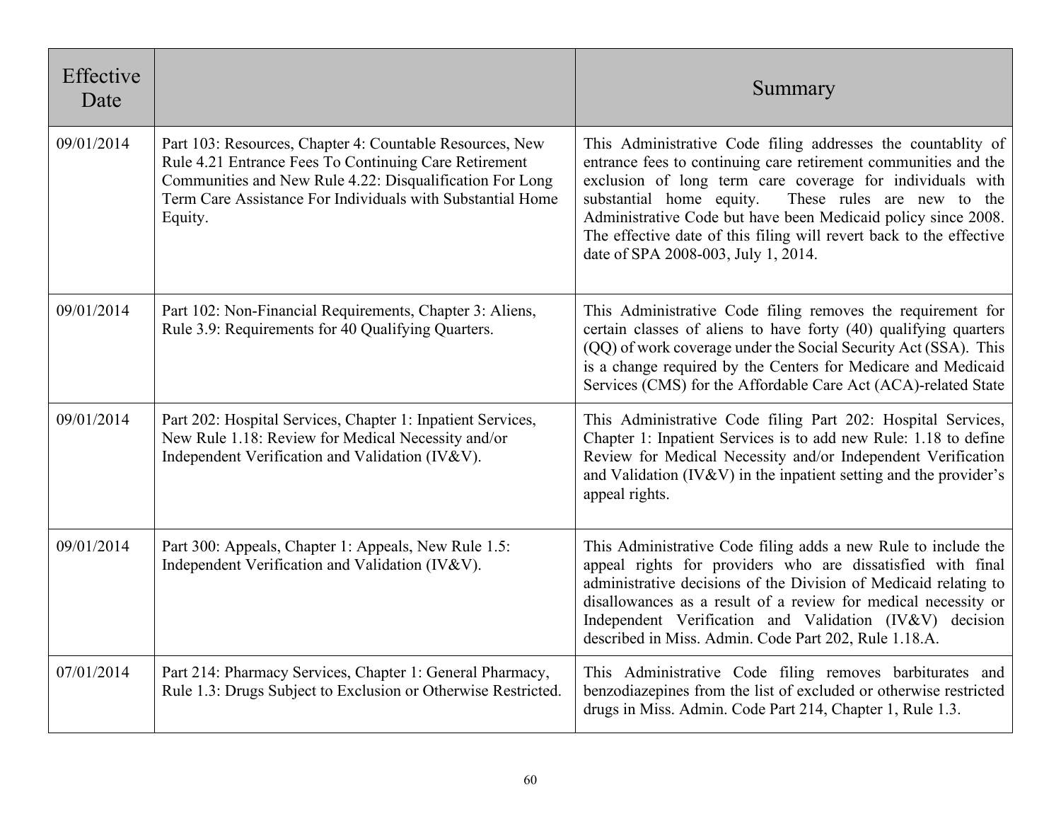| Effective Date | | Summary |
|---|---|---|
| 09/01/2014 | Part 103: Resources, Chapter 4: Countable Resources, New Rule 4.21 Entrance Fees To Continuing Care Retirement Communities and New Rule 4.22: Disqualification For Long Term Care Assistance For Individuals with Substantial Home Equity. | This Administrative Code filing addresses the countablity of entrance fees to continuing care retirement communities and the exclusion of long term care coverage for individuals with substantial home equity. These rules are new to the Administrative Code but have been Medicaid policy since 2008. The effective date of this filing will revert back to the effective date of SPA 2008-003, July 1, 2014. |
| 09/01/2014 | Part 102: Non-Financial Requirements, Chapter 3: Aliens, Rule 3.9: Requirements for 40 Qualifying Quarters. | This Administrative Code filing removes the requirement for certain classes of aliens to have forty (40) qualifying quarters (QQ) of work coverage under the Social Security Act (SSA). This is a change required by the Centers for Medicare and Medicaid Services (CMS) for the Affordable Care Act (ACA)-related State |
| 09/01/2014 | Part 202: Hospital Services, Chapter 1: Inpatient Services, New Rule 1.18: Review for Medical Necessity and/or Independent Verification and Validation (IV&V). | This Administrative Code filing Part 202: Hospital Services, Chapter 1: Inpatient Services is to add new Rule: 1.18 to define Review for Medical Necessity and/or Independent Verification and Validation (IV&V) in the inpatient setting and the provider's appeal rights. |
| 09/01/2014 | Part 300: Appeals, Chapter 1: Appeals, New Rule 1.5: Independent Verification and Validation (IV&V). | This Administrative Code filing adds a new Rule to include the appeal rights for providers who are dissatisfied with final administrative decisions of the Division of Medicaid relating to disallowances as a result of a review for medical necessity or Independent Verification and Validation (IV&V) decision described in Miss. Admin. Code Part 202, Rule 1.18.A. |
| 07/01/2014 | Part 214: Pharmacy Services, Chapter 1: General Pharmacy, Rule 1.3: Drugs Subject to Exclusion or Otherwise Restricted. | This Administrative Code filing removes barbiturates and benzodiazepines from the list of excluded or otherwise restricted drugs in Miss. Admin. Code Part 214, Chapter 1, Rule 1.3. |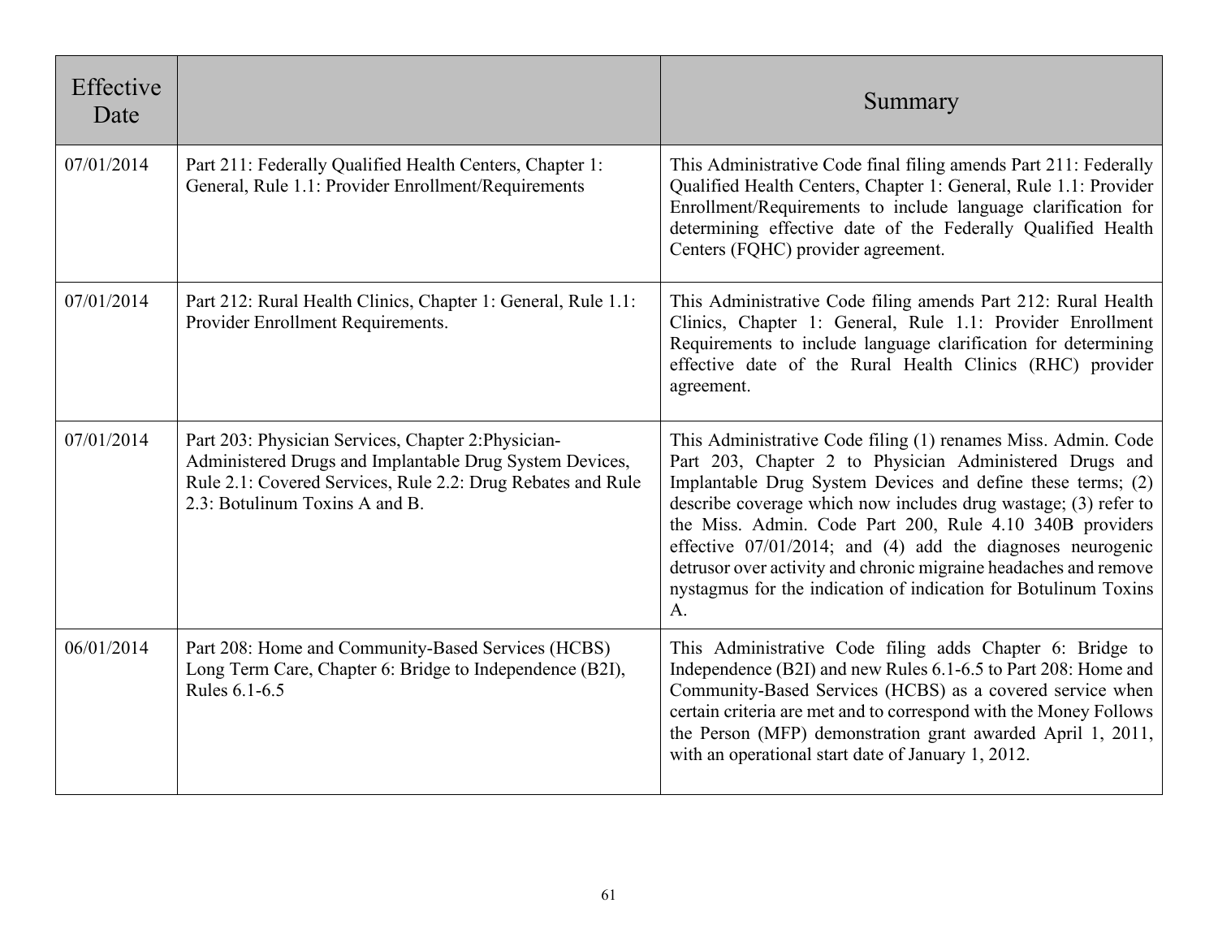| Effective Date | | Summary |
|---|---|---|
| 07/01/2014 | Part 211: Federally Qualified Health Centers, Chapter 1: General, Rule 1.1: Provider Enrollment/Requirements | This Administrative Code final filing amends Part 211: Federally Qualified Health Centers, Chapter 1: General, Rule 1.1: Provider Enrollment/Requirements to include language clarification for determining effective date of the Federally Qualified Health Centers (FQHC) provider agreement. |
| 07/01/2014 | Part 212: Rural Health Clinics, Chapter 1: General, Rule 1.1: Provider Enrollment Requirements. | This Administrative Code filing amends Part 212: Rural Health Clinics, Chapter 1: General, Rule 1.1: Provider Enrollment Requirements to include language clarification for determining effective date of the Rural Health Clinics (RHC) provider agreement. |
| 07/01/2014 | Part 203: Physician Services, Chapter 2:Physician-Administered Drugs and Implantable Drug System Devices, Rule 2.1: Covered Services, Rule 2.2: Drug Rebates and Rule 2.3: Botulinum Toxins A and B. | This Administrative Code filing (1) renames Miss. Admin. Code Part 203, Chapter 2 to Physician Administered Drugs and Implantable Drug System Devices and define these terms; (2) describe coverage which now includes drug wastage; (3) refer to the Miss. Admin. Code Part 200, Rule 4.10 340B providers effective 07/01/2014; and (4) add the diagnoses neurogenic detrusor over activity and chronic migraine headaches and remove nystagmus for the indication of indication for Botulinum Toxins A. |
| 06/01/2014 | Part 208: Home and Community-Based Services (HCBS) Long Term Care, Chapter 6: Bridge to Independence (B2I), Rules 6.1-6.5 | This Administrative Code filing adds Chapter 6: Bridge to Independence (B2I) and new Rules 6.1-6.5 to Part 208: Home and Community-Based Services (HCBS) as a covered service when certain criteria are met and to correspond with the Money Follows the Person (MFP) demonstration grant awarded April 1, 2011, with an operational start date of January 1, 2012. |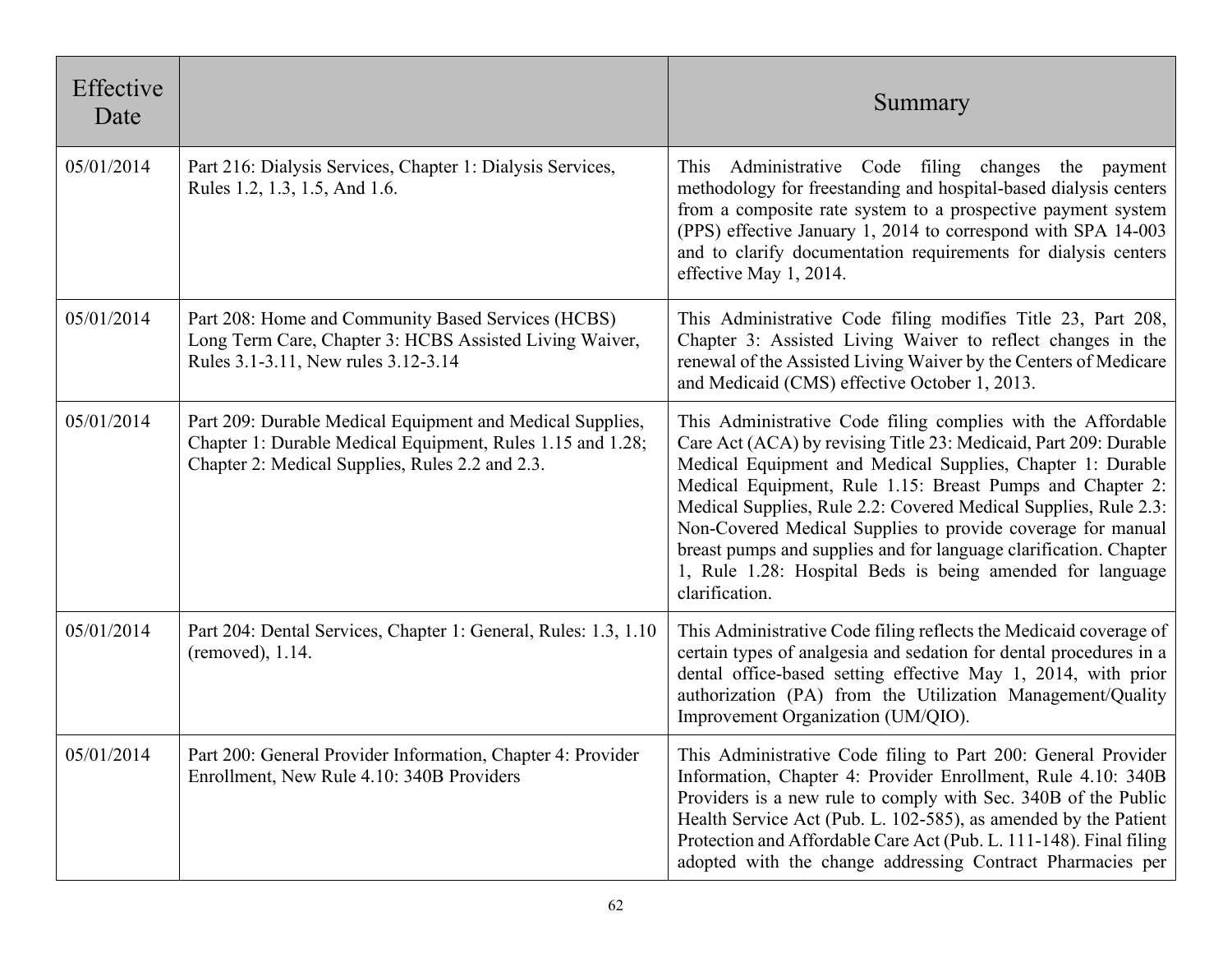| Effective Date | | Summary |
|---|---|---|
| 05/01/2014 | Part 216: Dialysis Services, Chapter 1: Dialysis Services, Rules 1.2, 1.3, 1.5, And 1.6. | This Administrative Code filing changes the payment methodology for freestanding and hospital-based dialysis centers from a composite rate system to a prospective payment system (PPS) effective January 1, 2014 to correspond with SPA 14-003 and to clarify documentation requirements for dialysis centers effective May 1, 2014. |
| 05/01/2014 | Part 208: Home and Community Based Services (HCBS) Long Term Care, Chapter 3: HCBS Assisted Living Waiver, Rules 3.1-3.11, New rules 3.12-3.14 | This Administrative Code filing modifies Title 23, Part 208, Chapter 3: Assisted Living Waiver to reflect changes in the renewal of the Assisted Living Waiver by the Centers of Medicare and Medicaid (CMS) effective October 1, 2013. |
| 05/01/2014 | Part 209: Durable Medical Equipment and Medical Supplies, Chapter 1: Durable Medical Equipment, Rules 1.15 and 1.28; Chapter 2: Medical Supplies, Rules 2.2 and 2.3. | This Administrative Code filing complies with the Affordable Care Act (ACA) by revising Title 23: Medicaid, Part 209: Durable Medical Equipment and Medical Supplies, Chapter 1: Durable Medical Equipment, Rule 1.15: Breast Pumps and Chapter 2: Medical Supplies, Rule 2.2: Covered Medical Supplies, Rule 2.3: Non-Covered Medical Supplies to provide coverage for manual breast pumps and supplies and for language clarification. Chapter 1, Rule 1.28: Hospital Beds is being amended for language clarification. |
| 05/01/2014 | Part 204: Dental Services, Chapter 1: General, Rules: 1.3, 1.10 (removed), 1.14. | This Administrative Code filing reflects the Medicaid coverage of certain types of analgesia and sedation for dental procedures in a dental office-based setting effective May 1, 2014, with prior authorization (PA) from the Utilization Management/Quality Improvement Organization (UM/QIO). |
| 05/01/2014 | Part 200: General Provider Information, Chapter 4: Provider Enrollment, New Rule 4.10: 340B Providers | This Administrative Code filing to Part 200: General Provider Information, Chapter 4: Provider Enrollment, Rule 4.10: 340B Providers is a new rule to comply with Sec. 340B of the Public Health Service Act (Pub. L. 102-585), as amended by the Patient Protection and Affordable Care Act (Pub. L. 111-148). Final filing adopted with the change addressing Contract Pharmacies per |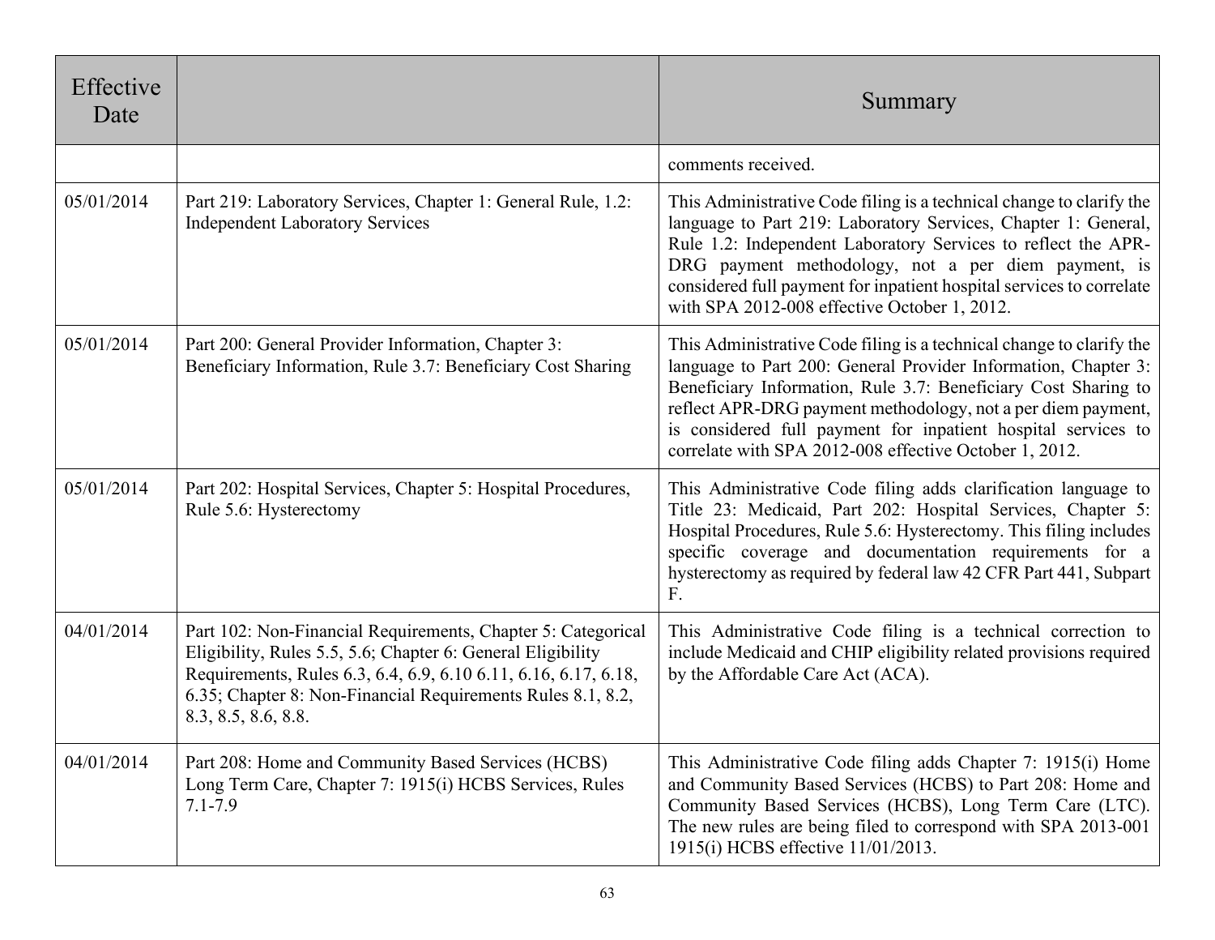| Effective Date | | Summary |
|---|---|---|
| | | comments received. |
| 05/01/2014 | Part 219: Laboratory Services, Chapter 1: General Rule, 1.2: Independent Laboratory Services | This Administrative Code filing is a technical change to clarify the language to Part 219: Laboratory Services, Chapter 1: General, Rule 1.2: Independent Laboratory Services to reflect the APR-DRG payment methodology, not a per diem payment, is considered full payment for inpatient hospital services to correlate with SPA 2012-008 effective October 1, 2012. |
| 05/01/2014 | Part 200: General Provider Information, Chapter 3: Beneficiary Information, Rule 3.7: Beneficiary Cost Sharing | This Administrative Code filing is a technical change to clarify the language to Part 200: General Provider Information, Chapter 3: Beneficiary Information, Rule 3.7: Beneficiary Cost Sharing to reflect APR-DRG payment methodology, not a per diem payment, is considered full payment for inpatient hospital services to correlate with SPA 2012-008 effective October 1, 2012. |
| 05/01/2014 | Part 202: Hospital Services, Chapter 5: Hospital Procedures, Rule 5.6: Hysterectomy | This Administrative Code filing adds clarification language to Title 23: Medicaid, Part 202: Hospital Services, Chapter 5: Hospital Procedures, Rule 5.6: Hysterectomy. This filing includes specific coverage and documentation requirements for a hysterectomy as required by federal law 42 CFR Part 441, Subpart F. |
| 04/01/2014 | Part 102: Non-Financial Requirements, Chapter 5: Categorical Eligibility, Rules 5.5, 5.6; Chapter 6: General Eligibility Requirements, Rules 6.3, 6.4, 6.9, 6.10 6.11, 6.16, 6.17, 6.18, 6.35; Chapter 8: Non-Financial Requirements Rules 8.1, 8.2, 8.3, 8.5, 8.6, 8.8. | This Administrative Code filing is a technical correction to include Medicaid and CHIP eligibility related provisions required by the Affordable Care Act (ACA). |
| 04/01/2014 | Part 208: Home and Community Based Services (HCBS) Long Term Care, Chapter 7: 1915(i) HCBS Services, Rules 7.1-7.9 | This Administrative Code filing adds Chapter 7: 1915(i) Home and Community Based Services (HCBS) to Part 208: Home and Community Based Services (HCBS), Long Term Care (LTC). The new rules are being filed to correspond with SPA 2013-001 1915(i) HCBS effective 11/01/2013. |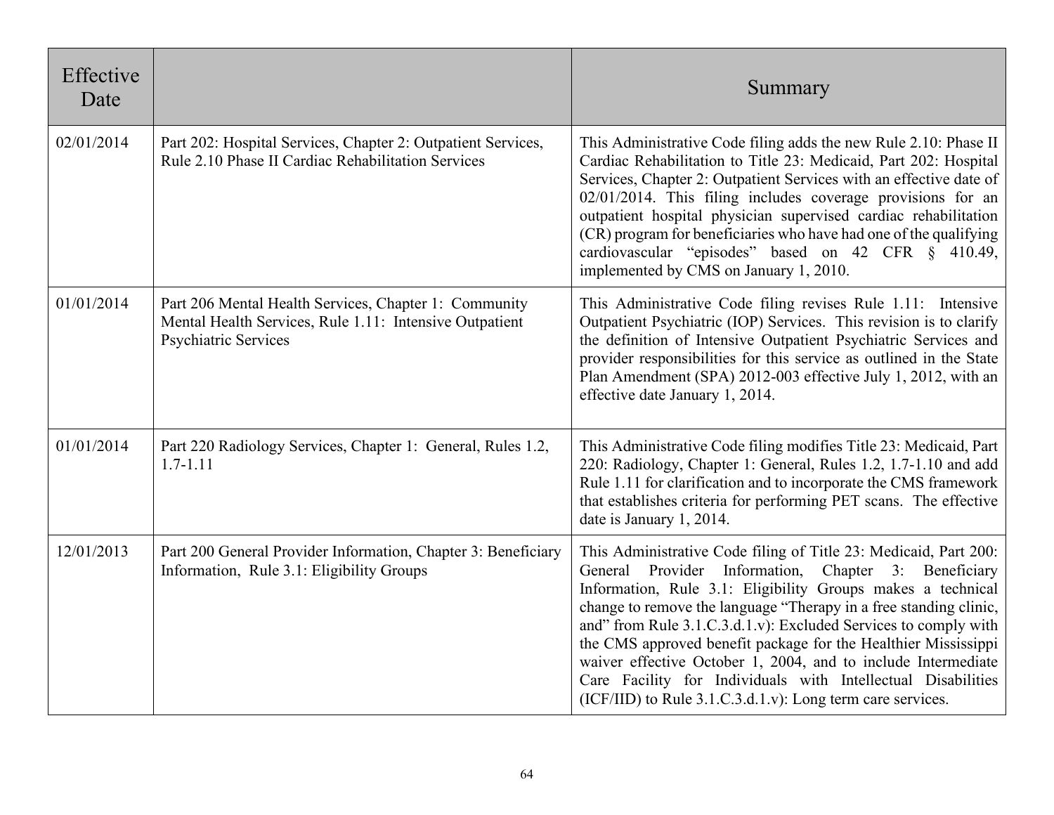| Effective Date | | Summary |
|---|---|---|
| 02/01/2014 | Part 202: Hospital Services, Chapter 2: Outpatient Services, Rule 2.10 Phase II Cardiac Rehabilitation Services | This Administrative Code filing adds the new Rule 2.10: Phase II Cardiac Rehabilitation to Title 23: Medicaid, Part 202: Hospital Services, Chapter 2: Outpatient Services with an effective date of 02/01/2014. This filing includes coverage provisions for an outpatient hospital physician supervised cardiac rehabilitation (CR) program for beneficiaries who have had one of the qualifying cardiovascular "episodes" based on 42 CFR § 410.49, implemented by CMS on January 1, 2010. |
| 01/01/2014 | Part 206 Mental Health Services, Chapter 1: Community Mental Health Services, Rule 1.11: Intensive Outpatient Psychiatric Services | This Administrative Code filing revises Rule 1.11: Intensive Outpatient Psychiatric (IOP) Services. This revision is to clarify the definition of Intensive Outpatient Psychiatric Services and provider responsibilities for this service as outlined in the State Plan Amendment (SPA) 2012-003 effective July 1, 2012, with an effective date January 1, 2014. |
| 01/01/2014 | Part 220 Radiology Services, Chapter 1: General, Rules 1.2, 1.7-1.11 | This Administrative Code filing modifies Title 23: Medicaid, Part 220: Radiology, Chapter 1: General, Rules 1.2, 1.7-1.10 and add Rule 1.11 for clarification and to incorporate the CMS framework that establishes criteria for performing PET scans. The effective date is January 1, 2014. |
| 12/01/2013 | Part 200 General Provider Information, Chapter 3: Beneficiary Information, Rule 3.1: Eligibility Groups | This Administrative Code filing of Title 23: Medicaid, Part 200: General Provider Information, Chapter 3: Beneficiary Information, Rule 3.1: Eligibility Groups makes a technical change to remove the language "Therapy in a free standing clinic, and" from Rule 3.1.C.3.d.1.v): Excluded Services to comply with the CMS approved benefit package for the Healthier Mississippi waiver effective October 1, 2004, and to include Intermediate Care Facility for Individuals with Intellectual Disabilities (ICF/IID) to Rule 3.1.C.3.d.1.v): Long term care services. |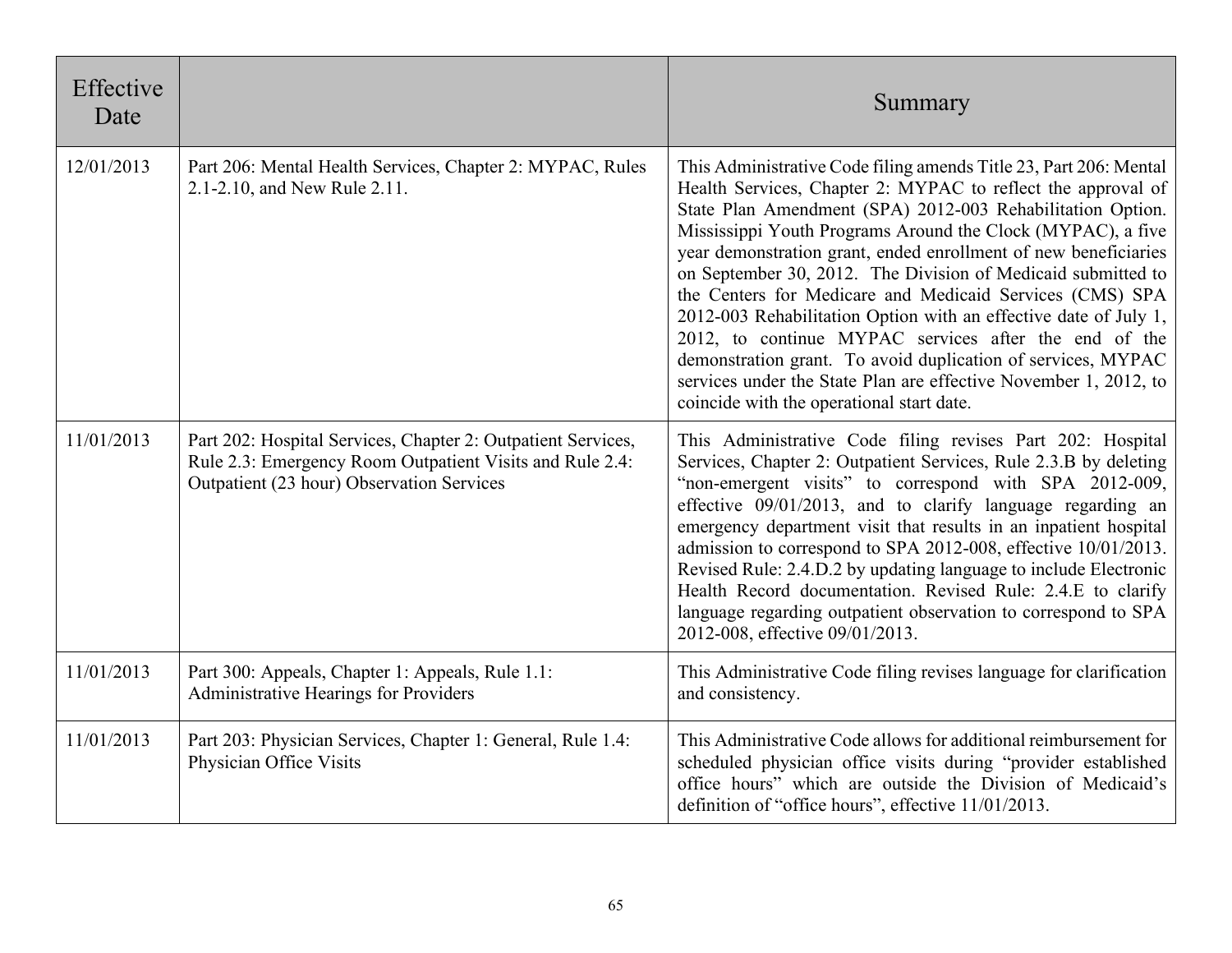| Effective Date | | Summary |
|---|---|---|
| 12/01/2013 | Part 206: Mental Health Services, Chapter 2: MYPAC, Rules 2.1-2.10, and New Rule 2.11. | This Administrative Code filing amends Title 23, Part 206: Mental Health Services, Chapter 2: MYPAC to reflect the approval of State Plan Amendment (SPA) 2012-003 Rehabilitation Option. Mississippi Youth Programs Around the Clock (MYPAC), a five year demonstration grant, ended enrollment of new beneficiaries on September 30, 2012. The Division of Medicaid submitted to the Centers for Medicare and Medicaid Services (CMS) SPA 2012-003 Rehabilitation Option with an effective date of July 1, 2012, to continue MYPAC services after the end of the demonstration grant. To avoid duplication of services, MYPAC services under the State Plan are effective November 1, 2012, to coincide with the operational start date. |
| 11/01/2013 | Part 202: Hospital Services, Chapter 2: Outpatient Services, Rule 2.3: Emergency Room Outpatient Visits and Rule 2.4: Outpatient (23 hour) Observation Services | This Administrative Code filing revises Part 202: Hospital Services, Chapter 2: Outpatient Services, Rule 2.3.B by deleting "non-emergent visits" to correspond with SPA 2012-009, effective 09/01/2013, and to clarify language regarding an emergency department visit that results in an inpatient hospital admission to correspond to SPA 2012-008, effective 10/01/2013. Revised Rule: 2.4.D.2 by updating language to include Electronic Health Record documentation. Revised Rule: 2.4.E to clarify language regarding outpatient observation to correspond to SPA 2012-008, effective 09/01/2013. |
| 11/01/2013 | Part 300: Appeals, Chapter 1: Appeals, Rule 1.1: Administrative Hearings for Providers | This Administrative Code filing revises language for clarification and consistency. |
| 11/01/2013 | Part 203: Physician Services, Chapter 1: General, Rule 1.4: Physician Office Visits | This Administrative Code allows for additional reimbursement for scheduled physician office visits during "provider established office hours" which are outside the Division of Medicaid's definition of "office hours", effective 11/01/2013. |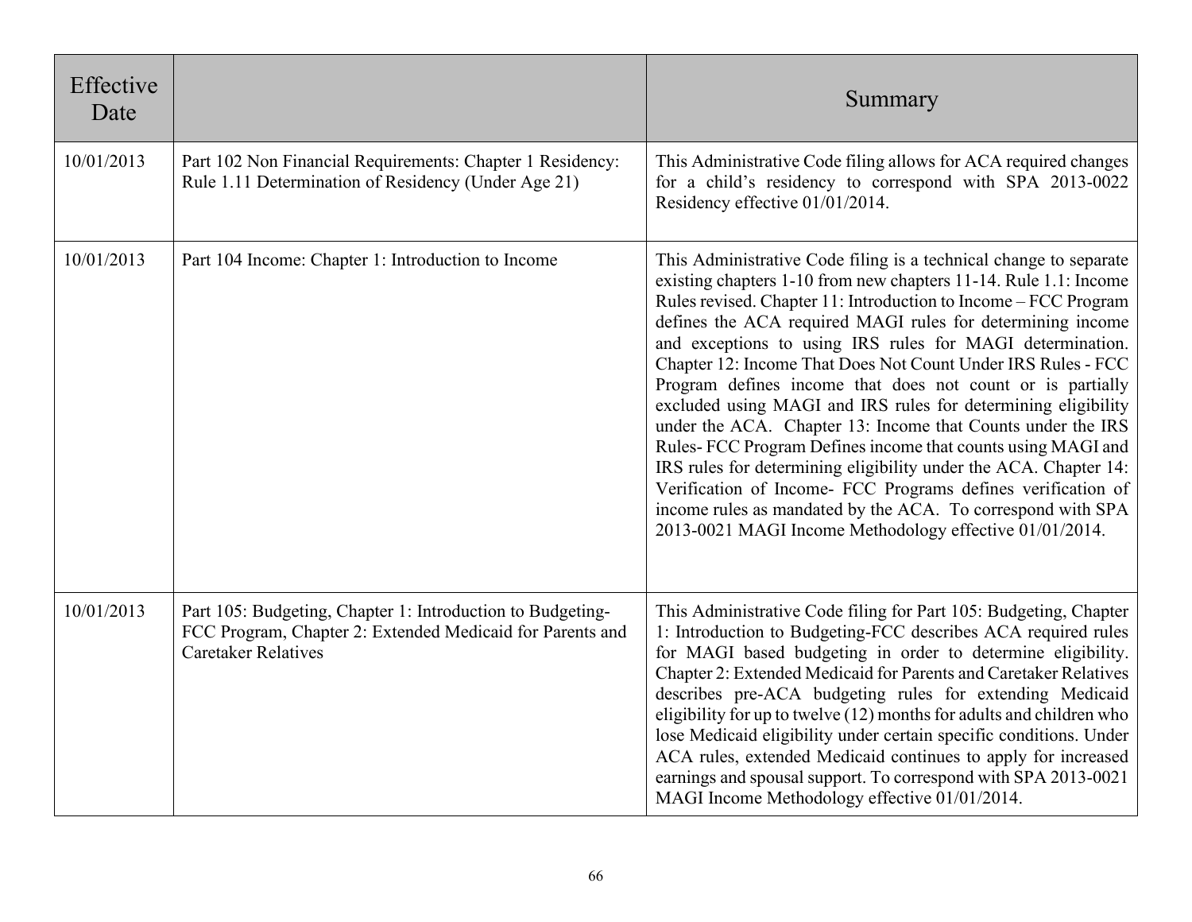| Effective Date | | Summary |
|---|---|---|
| 10/01/2013 | Part 102 Non Financial Requirements: Chapter 1 Residency: Rule 1.11 Determination of Residency (Under Age 21) | This Administrative Code filing allows for ACA required changes for a child's residency to correspond with SPA 2013-0022 Residency effective 01/01/2014. |
| 10/01/2013 | Part 104 Income: Chapter 1: Introduction to Income | This Administrative Code filing is a technical change to separate existing chapters 1-10 from new chapters 11-14. Rule 1.1: Income Rules revised. Chapter 11: Introduction to Income – FCC Program defines the ACA required MAGI rules for determining income and exceptions to using IRS rules for MAGI determination. Chapter 12: Income That Does Not Count Under IRS Rules - FCC Program defines income that does not count or is partially excluded using MAGI and IRS rules for determining eligibility under the ACA. Chapter 13: Income that Counts under the IRS Rules- FCC Program Defines income that counts using MAGI and IRS rules for determining eligibility under the ACA. Chapter 14: Verification of Income- FCC Programs defines verification of income rules as mandated by the ACA. To correspond with SPA 2013-0021 MAGI Income Methodology effective 01/01/2014. |
| 10/01/2013 | Part 105: Budgeting, Chapter 1: Introduction to Budgeting-FCC Program, Chapter 2: Extended Medicaid for Parents and Caretaker Relatives | This Administrative Code filing for Part 105: Budgeting, Chapter 1: Introduction to Budgeting-FCC describes ACA required rules for MAGI based budgeting in order to determine eligibility. Chapter 2: Extended Medicaid for Parents and Caretaker Relatives describes pre-ACA budgeting rules for extending Medicaid eligibility for up to twelve (12) months for adults and children who lose Medicaid eligibility under certain specific conditions. Under ACA rules, extended Medicaid continues to apply for increased earnings and spousal support. To correspond with SPA 2013-0021 MAGI Income Methodology effective 01/01/2014. |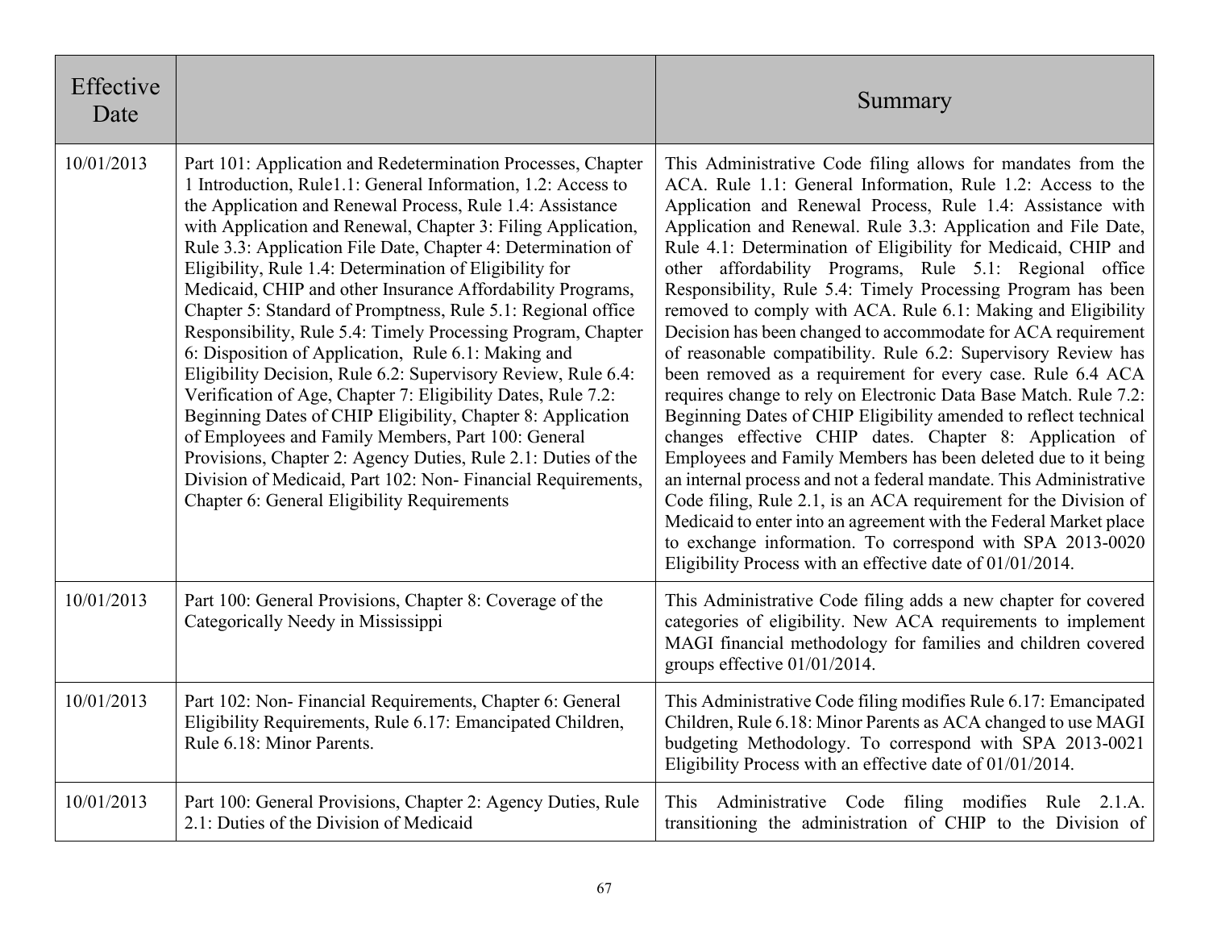| Effective Date | | Summary |
|---|---|---|
| 10/01/2013 | Part 101: Application and Redetermination Processes, Chapter 1 Introduction, Rule1.1: General Information, 1.2: Access to the Application and Renewal Process, Rule 1.4: Assistance with Application and Renewal, Chapter 3: Filing Application, Rule 3.3: Application File Date, Chapter 4: Determination of Eligibility, Rule 1.4: Determination of Eligibility for Medicaid, CHIP and other Insurance Affordability Programs, Chapter 5: Standard of Promptness, Rule 5.1: Regional office Responsibility, Rule 5.4: Timely Processing Program, Chapter 6: Disposition of Application, Rule 6.1: Making and Eligibility Decision, Rule 6.2: Supervisory Review, Rule 6.4: Verification of Age, Chapter 7: Eligibility Dates, Rule 7.2: Beginning Dates of CHIP Eligibility, Chapter 8: Application of Employees and Family Members, Part 100: General Provisions, Chapter 2: Agency Duties, Rule 2.1: Duties of the Division of Medicaid, Part 102: Non- Financial Requirements, Chapter 6: General Eligibility Requirements | This Administrative Code filing allows for mandates from the ACA. Rule 1.1: General Information, Rule 1.2: Access to the Application and Renewal Process, Rule 1.4: Assistance with Application and Renewal. Rule 3.3: Application and File Date, Rule 4.1: Determination of Eligibility for Medicaid, CHIP and other affordability Programs, Rule 5.1: Regional office Responsibility, Rule 5.4: Timely Processing Program has been removed to comply with ACA. Rule 6.1: Making and Eligibility Decision has been changed to accommodate for ACA requirement of reasonable compatibility. Rule 6.2: Supervisory Review has been removed as a requirement for every case. Rule 6.4 ACA requires change to rely on Electronic Data Base Match. Rule 7.2: Beginning Dates of CHIP Eligibility amended to reflect technical changes effective CHIP dates. Chapter 8: Application of Employees and Family Members has been deleted due to it being an internal process and not a federal mandate. This Administrative Code filing, Rule 2.1, is an ACA requirement for the Division of Medicaid to enter into an agreement with the Federal Market place to exchange information. To correspond with SPA 2013-0020 Eligibility Process with an effective date of 01/01/2014. |
| 10/01/2013 | Part 100: General Provisions, Chapter 8: Coverage of the Categorically Needy in Mississippi | This Administrative Code filing adds a new chapter for covered categories of eligibility. New ACA requirements to implement MAGI financial methodology for families and children covered groups effective 01/01/2014. |
| 10/01/2013 | Part 102: Non- Financial Requirements, Chapter 6: General Eligibility Requirements, Rule 6.17: Emancipated Children, Rule 6.18: Minor Parents. | This Administrative Code filing modifies Rule 6.17: Emancipated Children, Rule 6.18: Minor Parents as ACA changed to use MAGI budgeting Methodology. To correspond with SPA 2013-0021 Eligibility Process with an effective date of 01/01/2014. |
| 10/01/2013 | Part 100: General Provisions, Chapter 2: Agency Duties, Rule 2.1: Duties of the Division of Medicaid | This Administrative Code filing modifies Rule 2.1.A. transitioning the administration of CHIP to the Division of |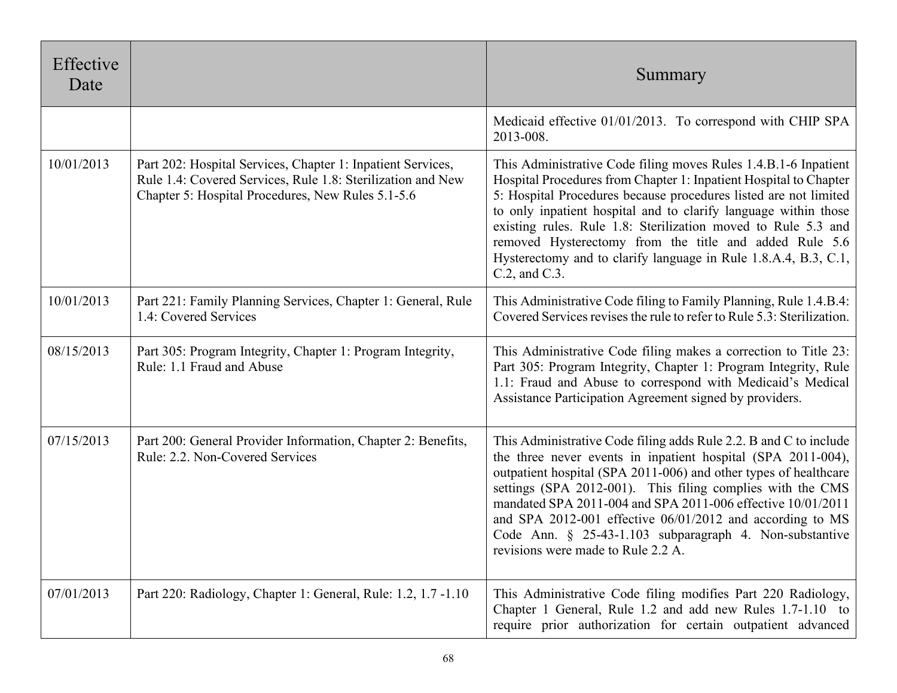| Effective Date | | Summary |
|---|---|---|
| | | Medicaid effective 01/01/2013. To correspond with CHIP SPA 2013-008. |
| 10/01/2013 | Part 202: Hospital Services, Chapter 1: Inpatient Services, Rule 1.4: Covered Services, Rule 1.8: Sterilization and New Chapter 5: Hospital Procedures, New Rules 5.1-5.6 | This Administrative Code filing moves Rules 1.4.B.1-6 Inpatient Hospital Procedures from Chapter 1: Inpatient Hospital to Chapter 5: Hospital Procedures because procedures listed are not limited to only inpatient hospital and to clarify language within those existing rules. Rule 1.8: Sterilization moved to Rule 5.3 and removed Hysterectomy from the title and added Rule 5.6 Hysterectomy and to clarify language in Rule 1.8.A.4, B.3, C.1, C.2, and C.3. |
| 10/01/2013 | Part 221: Family Planning Services, Chapter 1: General, Rule 1.4: Covered Services | This Administrative Code filing to Family Planning, Rule 1.4.B.4: Covered Services revises the rule to refer to Rule 5.3: Sterilization. |
| 08/15/2013 | Part 305: Program Integrity, Chapter 1: Program Integrity, Rule: 1.1 Fraud and Abuse | This Administrative Code filing makes a correction to Title 23: Part 305: Program Integrity, Chapter 1: Program Integrity, Rule 1.1: Fraud and Abuse to correspond with Medicaid's Medical Assistance Participation Agreement signed by providers. |
| 07/15/2013 | Part 200: General Provider Information, Chapter 2: Benefits, Rule: 2.2. Non-Covered Services | This Administrative Code filing adds Rule 2.2. B and C to include the three never events in inpatient hospital (SPA 2011-004), outpatient hospital (SPA 2011-006) and other types of healthcare settings (SPA 2012-001). This filing complies with the CMS mandated SPA 2011-004 and SPA 2011-006 effective 10/01/2011 and SPA 2012-001 effective 06/01/2012 and according to MS Code Ann. § 25-43-1.103 subparagraph 4. Non-substantive revisions were made to Rule 2.2 A. |
| 07/01/2013 | Part 220: Radiology, Chapter 1: General, Rule: 1.2, 1.7 -1.10 | This Administrative Code filing modifies Part 220 Radiology, Chapter 1 General, Rule 1.2 and add new Rules 1.7-1.10 to require prior authorization for certain outpatient advanced |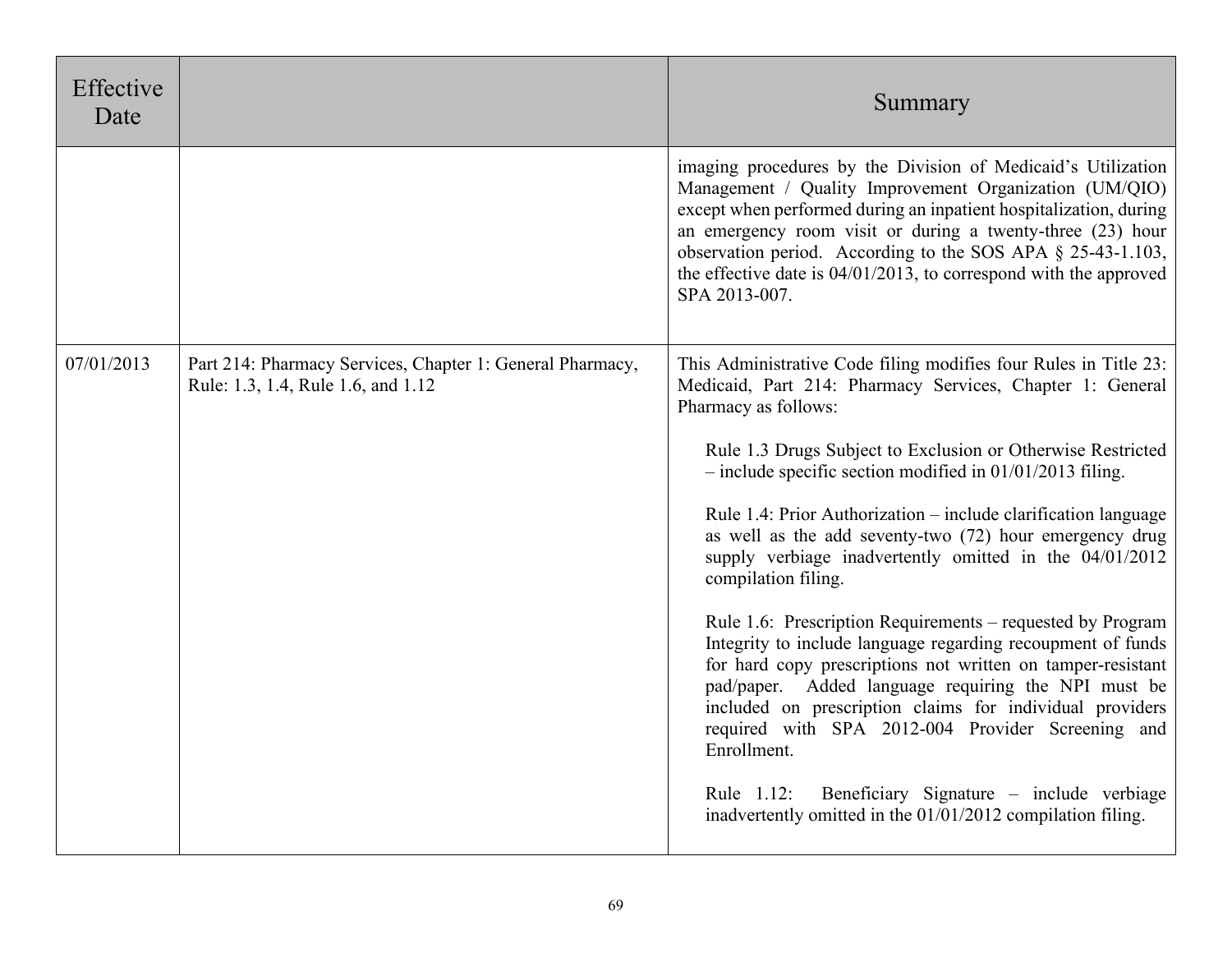| Effective Date | | Summary |
|---|---|---|
| | | imaging procedures by the Division of Medicaid's Utilization Management / Quality Improvement Organization (UM/QIO) except when performed during an inpatient hospitalization, during an emergency room visit or during a twenty-three (23) hour observation period. According to the SOS APA § 25-43-1.103, the effective date is 04/01/2013, to correspond with the approved SPA 2013-007. |
| 07/01/2013 | Part 214: Pharmacy Services, Chapter 1: General Pharmacy, Rule: 1.3, 1.4, Rule 1.6, and 1.12 | This Administrative Code filing modifies four Rules in Title 23: Medicaid, Part 214: Pharmacy Services, Chapter 1: General Pharmacy as follows:<br><br>Rule 1.3 Drugs Subject to Exclusion or Otherwise Restricted – include specific section modified in 01/01/2013 filing.<br><br>Rule 1.4: Prior Authorization – include clarification language as well as the add seventy-two (72) hour emergency drug supply verbiage inadvertently omitted in the 04/01/2012 compilation filing.<br><br>Rule 1.6: Prescription Requirements – requested by Program Integrity to include language regarding recoupment of funds for hard copy prescriptions not written on tamper-resistant pad/paper. Added language requiring the NPI must be included on prescription claims for individual providers required with SPA 2012-004 Provider Screening and Enrollment.<br><br>Rule 1.12: Beneficiary Signature – include verbiage inadvertently omitted in the 01/01/2012 compilation filing. |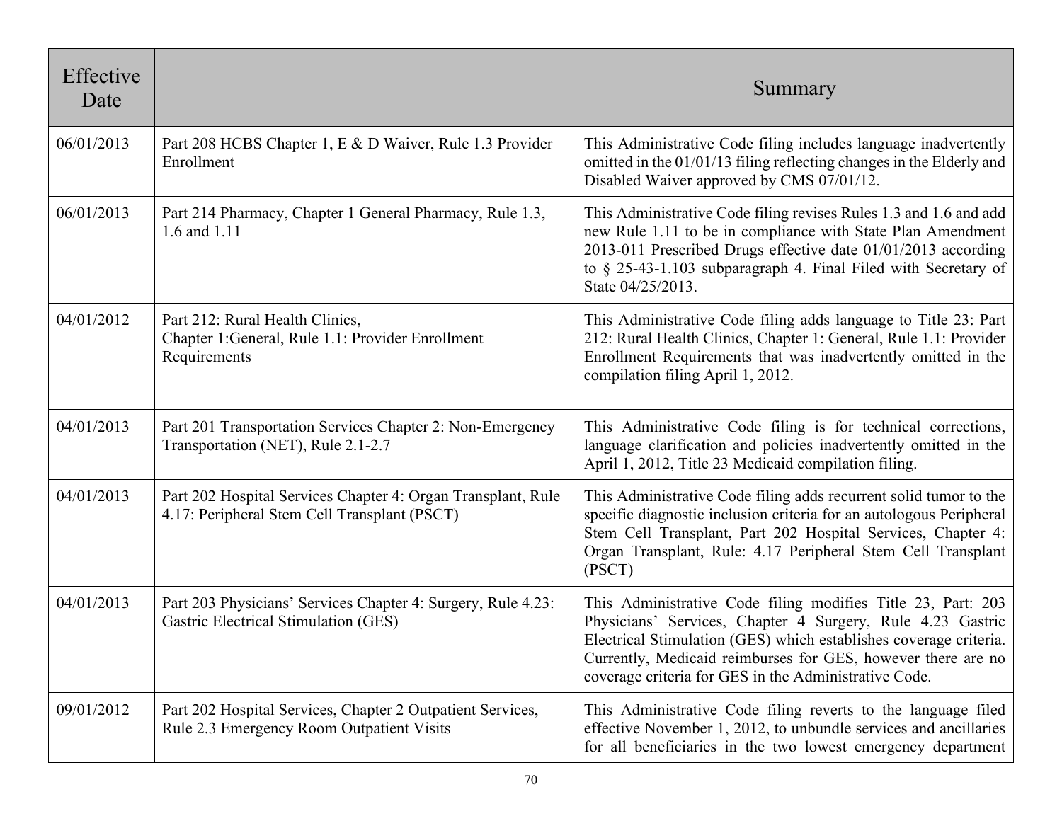| Effective Date | | Summary |
|---|---|---|
| 06/01/2013 | Part 208 HCBS Chapter 1, E & D Waiver, Rule 1.3 Provider Enrollment | This Administrative Code filing includes language inadvertently omitted in the 01/01/13 filing reflecting changes in the Elderly and Disabled Waiver approved by CMS 07/01/12. |
| 06/01/2013 | Part 214 Pharmacy, Chapter 1 General Pharmacy, Rule 1.3, 1.6 and 1.11 | This Administrative Code filing revises Rules 1.3 and 1.6 and add new Rule 1.11 to be in compliance with State Plan Amendment 2013-011 Prescribed Drugs effective date 01/01/2013 according to § 25-43-1.103 subparagraph 4. Final Filed with Secretary of State 04/25/2013. |
| 04/01/2012 | Part 212: Rural Health Clinics, Chapter 1:General, Rule 1.1: Provider Enrollment Requirements | This Administrative Code filing adds language to Title 23: Part 212: Rural Health Clinics, Chapter 1: General, Rule 1.1: Provider Enrollment Requirements that was inadvertently omitted in the compilation filing April 1, 2012. |
| 04/01/2013 | Part 201 Transportation Services Chapter 2: Non-Emergency Transportation (NET), Rule 2.1-2.7 | This Administrative Code filing is for technical corrections, language clarification and policies inadvertently omitted in the April 1, 2012, Title 23 Medicaid compilation filing. |
| 04/01/2013 | Part 202 Hospital Services Chapter 4: Organ Transplant, Rule 4.17: Peripheral Stem Cell Transplant (PSCT) | This Administrative Code filing adds recurrent solid tumor to the specific diagnostic inclusion criteria for an autologous Peripheral Stem Cell Transplant, Part 202 Hospital Services, Chapter 4: Organ Transplant, Rule: 4.17 Peripheral Stem Cell Transplant (PSCT) |
| 04/01/2013 | Part 203 Physicians' Services Chapter 4: Surgery, Rule 4.23: Gastric Electrical Stimulation (GES) | This Administrative Code filing modifies Title 23, Part: 203 Physicians' Services, Chapter 4 Surgery, Rule 4.23 Gastric Electrical Stimulation (GES) which establishes coverage criteria. Currently, Medicaid reimburses for GES, however there are no coverage criteria for GES in the Administrative Code. |
| 09/01/2012 | Part 202 Hospital Services, Chapter 2 Outpatient Services, Rule 2.3 Emergency Room Outpatient Visits | This Administrative Code filing reverts to the language filed effective November 1, 2012, to unbundle services and ancillaries for all beneficiaries in the two lowest emergency department |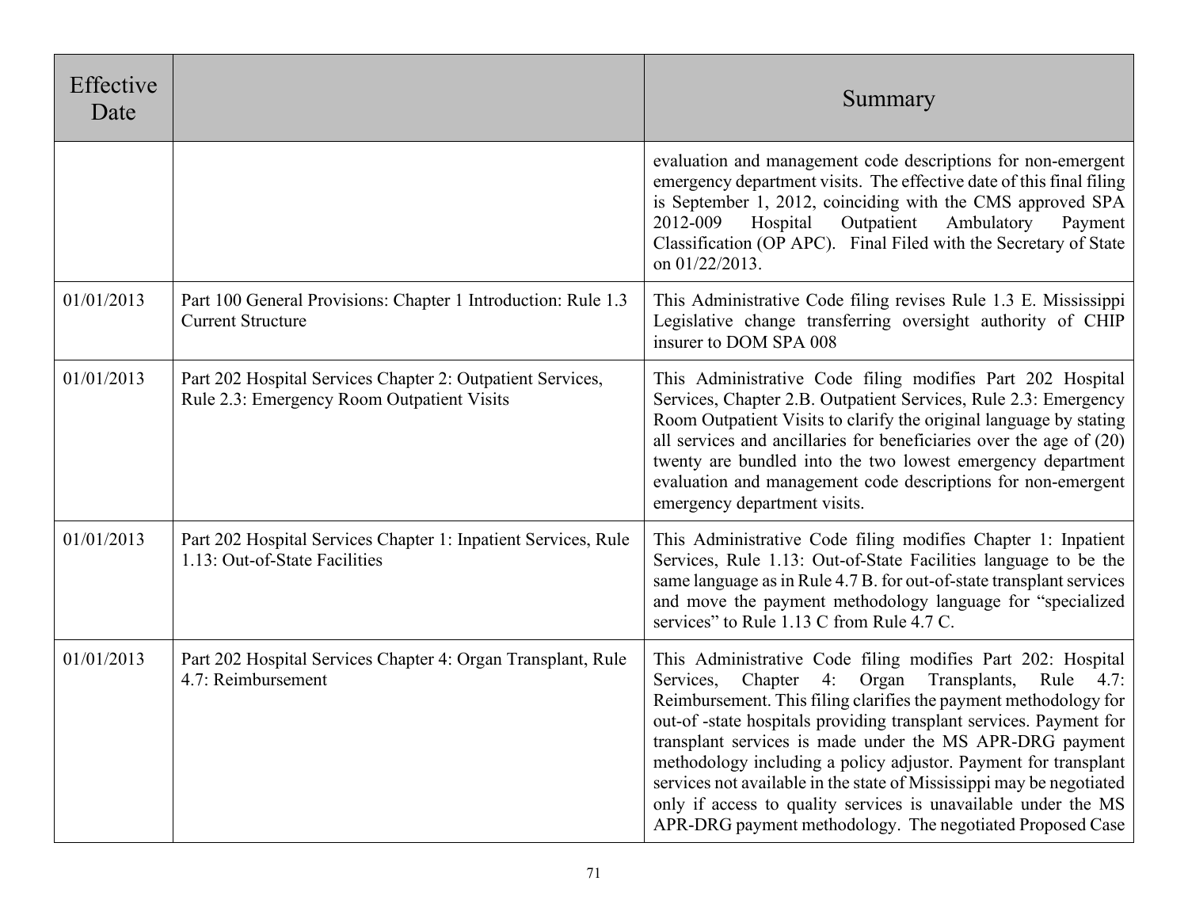| Effective Date | | Summary |
| --- | --- | --- |
| | | evaluation and management code descriptions for non-emergent emergency department visits. The effective date of this final filing is September 1, 2012, coinciding with the CMS approved SPA 2012-009 Hospital Outpatient Ambulatory Payment Classification (OP APC). Final Filed with the Secretary of State on 01/22/2013. |
| 01/01/2013 | Part 100 General Provisions: Chapter 1 Introduction: Rule 1.3 Current Structure | This Administrative Code filing revises Rule 1.3 E. Mississippi Legislative change transferring oversight authority of CHIP insurer to DOM SPA 008 |
| 01/01/2013 | Part 202 Hospital Services Chapter 2: Outpatient Services, Rule 2.3: Emergency Room Outpatient Visits | This Administrative Code filing modifies Part 202 Hospital Services, Chapter 2.B. Outpatient Services, Rule 2.3: Emergency Room Outpatient Visits to clarify the original language by stating all services and ancillaries for beneficiaries over the age of (20) twenty are bundled into the two lowest emergency department evaluation and management code descriptions for non-emergent emergency department visits. |
| 01/01/2013 | Part 202 Hospital Services Chapter 1: Inpatient Services, Rule 1.13: Out-of-State Facilities | This Administrative Code filing modifies Chapter 1: Inpatient Services, Rule 1.13: Out-of-State Facilities language to be the same language as in Rule 4.7 B. for out-of-state transplant services and move the payment methodology language for "specialized services" to Rule 1.13 C from Rule 4.7 C. |
| 01/01/2013 | Part 202 Hospital Services Chapter 4: Organ Transplant, Rule 4.7: Reimbursement | This Administrative Code filing modifies Part 202: Hospital Services, Chapter 4: Organ Transplants, Rule 4.7: Reimbursement. This filing clarifies the payment methodology for out-of -state hospitals providing transplant services. Payment for transplant services is made under the MS APR-DRG payment methodology including a policy adjustor. Payment for transplant services not available in the state of Mississippi may be negotiated only if access to quality services is unavailable under the MS APR-DRG payment methodology. The negotiated Proposed Case |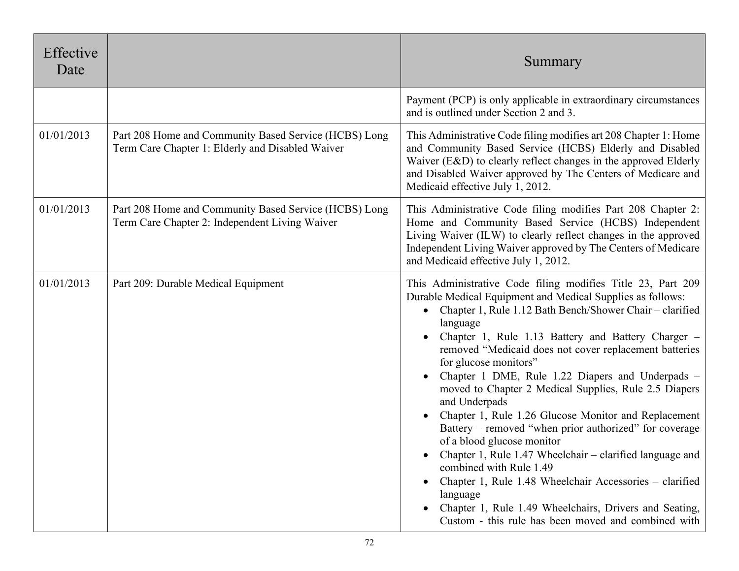| Effective Date | | Summary |
|---|---|---|
| | | Payment (PCP) is only applicable in extraordinary circumstances and is outlined under Section 2 and 3. |
| 01/01/2013 | Part 208 Home and Community Based Service (HCBS) Long Term Care Chapter 1: Elderly and Disabled Waiver | This Administrative Code filing modifies art 208 Chapter 1: Home and Community Based Service (HCBS) Elderly and Disabled Waiver (E&D) to clearly reflect changes in the approved Elderly and Disabled Waiver approved by The Centers of Medicare and Medicaid effective July 1, 2012. |
| 01/01/2013 | Part 208 Home and Community Based Service (HCBS) Long Term Care Chapter 2: Independent Living Waiver | This Administrative Code filing modifies Part 208 Chapter 2: Home and Community Based Service (HCBS) Independent Living Waiver (ILW) to clearly reflect changes in the approved Independent Living Waiver approved by The Centers of Medicare and Medicaid effective July 1, 2012. |
| 01/01/2013 | Part 209: Durable Medical Equipment | This Administrative Code filing modifies Title 23, Part 209 Durable Medical Equipment and Medical Supplies as follows:<br>• Chapter 1, Rule 1.12 Bath Bench/Shower Chair – clarified language<br>• Chapter 1, Rule 1.13 Battery and Battery Charger – removed "Medicaid does not cover replacement batteries for glucose monitors"<br>• Chapter 1 DME, Rule 1.22 Diapers and Underpads – moved to Chapter 2 Medical Supplies, Rule 2.5 Diapers and Underpads<br>• Chapter 1, Rule 1.26 Glucose Monitor and Replacement Battery – removed "when prior authorized" for coverage of a blood glucose monitor<br>• Chapter 1, Rule 1.47 Wheelchair – clarified language and combined with Rule 1.49<br>• Chapter 1, Rule 1.48 Wheelchair Accessories – clarified language<br>• Chapter 1, Rule 1.49 Wheelchairs, Drivers and Seating, Custom - this rule has been moved and combined with |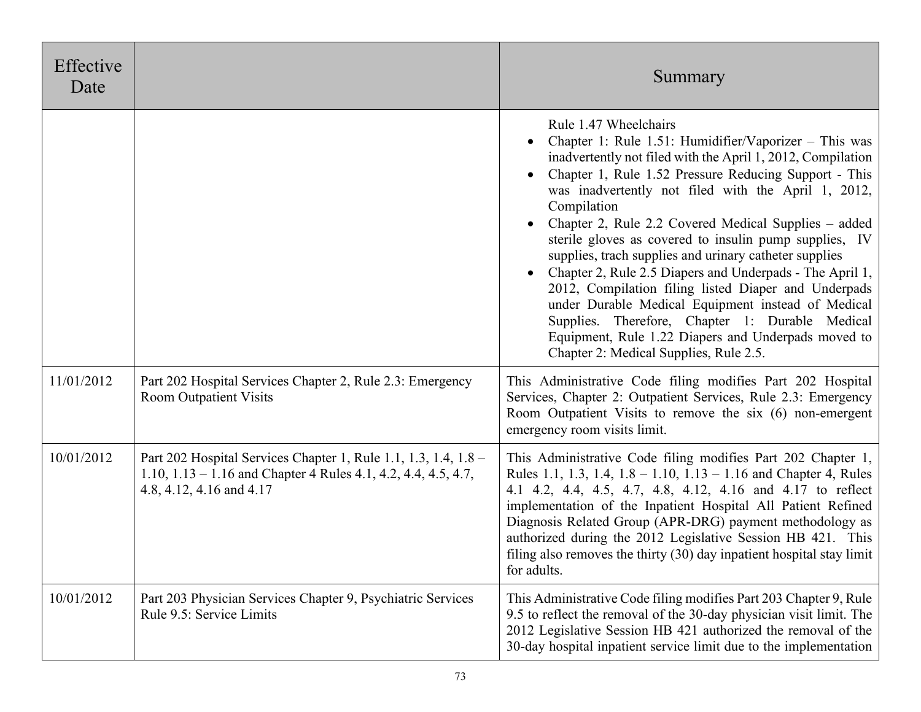| Effective Date | | Summary |
|---|---|---|
| | | Rule 1.47 Wheelchairs<br>• Chapter 1: Rule 1.51: Humidifier/Vaporizer – This was inadvertently not filed with the April 1, 2012, Compilation<br>• Chapter 1, Rule 1.52 Pressure Reducing Support - This was inadvertently not filed with the April 1, 2012, Compilation<br>• Chapter 2, Rule 2.2 Covered Medical Supplies – added sterile gloves as covered to insulin pump supplies, IV supplies, trach supplies and urinary catheter supplies<br>• Chapter 2, Rule 2.5 Diapers and Underpads - The April 1, 2012, Compilation filing listed Diaper and Underpads under Durable Medical Equipment instead of Medical Supplies. Therefore, Chapter 1: Durable Medical Equipment, Rule 1.22 Diapers and Underpads moved to Chapter 2: Medical Supplies, Rule 2.5. |
| 11/01/2012 | Part 202 Hospital Services Chapter 2, Rule 2.3: Emergency Room Outpatient Visits | This Administrative Code filing modifies Part 202 Hospital Services, Chapter 2: Outpatient Services, Rule 2.3: Emergency Room Outpatient Visits to remove the six (6) non-emergent emergency room visits limit. |
| 10/01/2012 | Part 202 Hospital Services Chapter 1, Rule 1.1, 1.3, 1.4, 1.8 – 1.10, 1.13 – 1.16 and Chapter 4 Rules 4.1, 4.2, 4.4, 4.5, 4.7, 4.8, 4.12, 4.16 and 4.17 | This Administrative Code filing modifies Part 202 Chapter 1, Rules 1.1, 1.3, 1.4, 1.8 – 1.10, 1.13 – 1.16 and Chapter 4, Rules 4.1 4.2, 4.4, 4.5, 4.7, 4.8, 4.12, 4.16 and 4.17 to reflect implementation of the Inpatient Hospital All Patient Refined Diagnosis Related Group (APR-DRG) payment methodology as authorized during the 2012 Legislative Session HB 421. This filing also removes the thirty (30) day inpatient hospital stay limit for adults. |
| 10/01/2012 | Part 203 Physician Services Chapter 9, Psychiatric Services Rule 9.5: Service Limits | This Administrative Code filing modifies Part 203 Chapter 9, Rule 9.5 to reflect the removal of the 30-day physician visit limit. The 2012 Legislative Session HB 421 authorized the removal of the 30-day hospital inpatient service limit due to the implementation |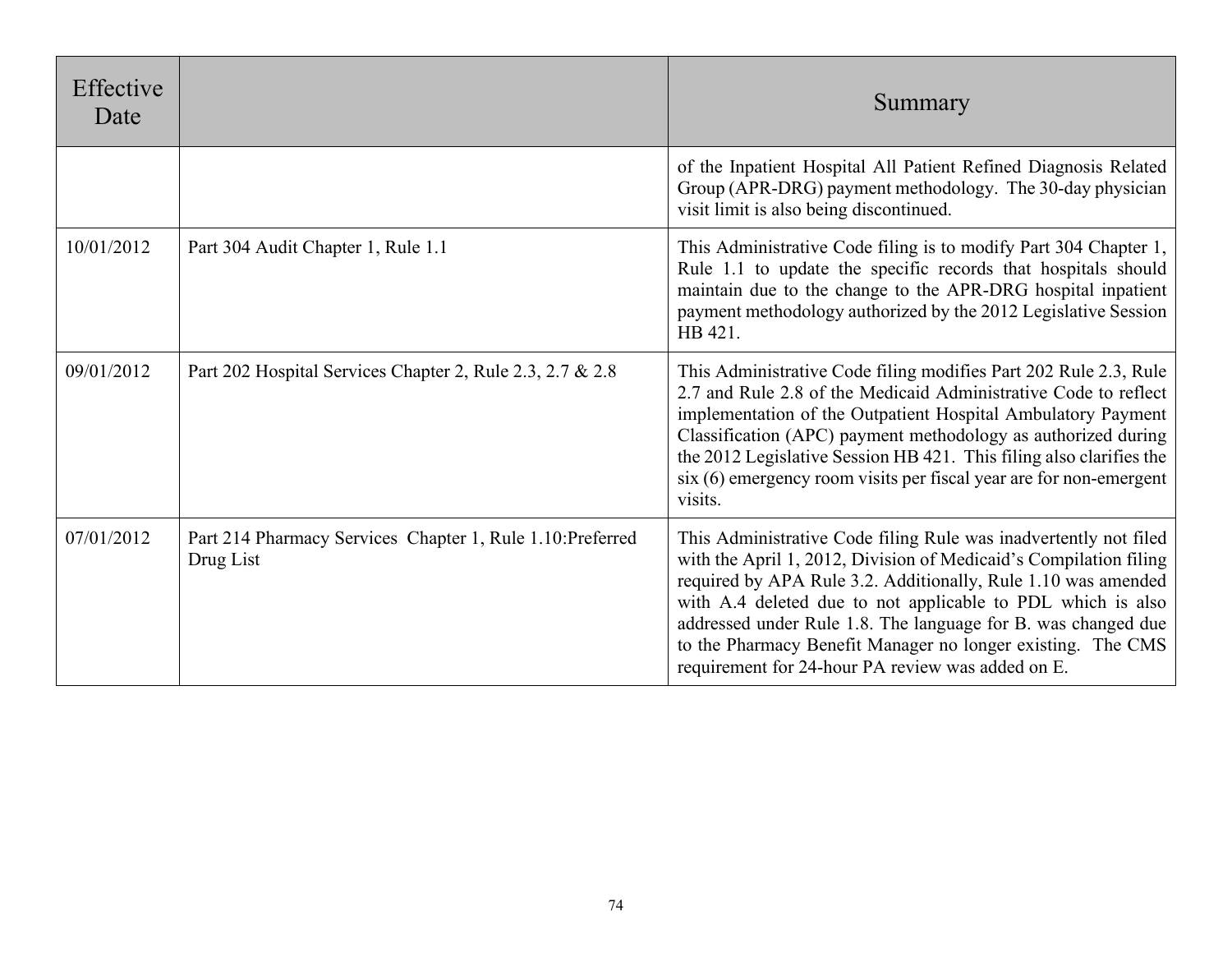| Effective Date | | Summary |
|---|---|---|
| | | of the Inpatient Hospital All Patient Refined Diagnosis Related Group (APR-DRG) payment methodology. The 30-day physician visit limit is also being discontinued. |
| 10/01/2012 | Part 304 Audit Chapter 1, Rule 1.1 | This Administrative Code filing is to modify Part 304 Chapter 1, Rule 1.1 to update the specific records that hospitals should maintain due to the change to the APR-DRG hospital inpatient payment methodology authorized by the 2012 Legislative Session HB 421. |
| 09/01/2012 | Part 202 Hospital Services Chapter 2, Rule 2.3, 2.7 & 2.8 | This Administrative Code filing modifies Part 202 Rule 2.3, Rule 2.7 and Rule 2.8 of the Medicaid Administrative Code to reflect implementation of the Outpatient Hospital Ambulatory Payment Classification (APC) payment methodology as authorized during the 2012 Legislative Session HB 421. This filing also clarifies the six (6) emergency room visits per fiscal year are for non-emergent visits. |
| 07/01/2012 | Part 214 Pharmacy Services Chapter 1, Rule 1.10:Preferred Drug List | This Administrative Code filing Rule was inadvertently not filed with the April 1, 2012, Division of Medicaid's Compilation filing required by APA Rule 3.2. Additionally, Rule 1.10 was amended with A.4 deleted due to not applicable to PDL which is also addressed under Rule 1.8. The language for B. was changed due to the Pharmacy Benefit Manager no longer existing. The CMS requirement for 24-hour PA review was added on E. |